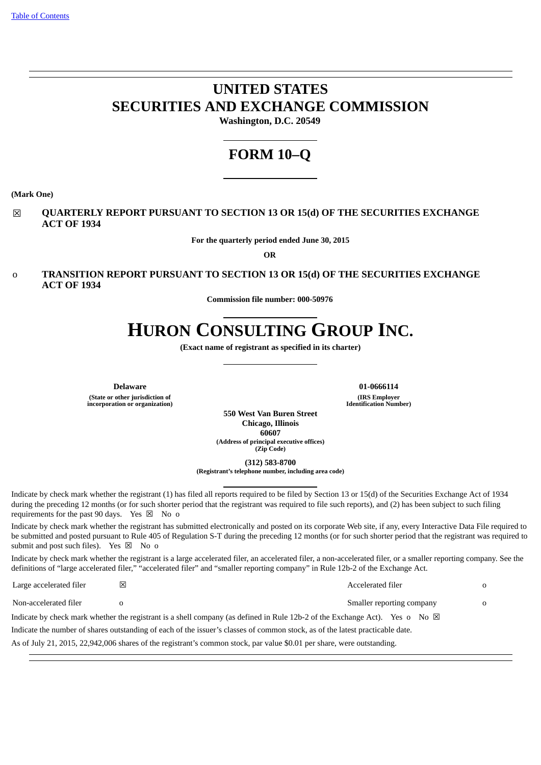Table of Contents

# UNITED STATES
# SECURITIES AND EXCHANGE COMMISSION

**Washington, D.C. 20549**

# FORM 10–Q

**(Mark One)**

☒ **QUARTERLY REPORT PURSUANT TO SECTION 13 OR 15(d) OF THE SECURITIES EXCHANGE ACT OF 1934**

**For the quarterly period ended June 30, 2015**

**OR**

o **TRANSITION REPORT PURSUANT TO SECTION 13 OR 15(d) OF THE SECURITIES EXCHANGE ACT OF 1934**

**Commission file number: 000-50976**

# HURON CONSULTING GROUP INC.

**(Exact name of registrant as specified in its charter)**

| **Delaware** | **01-0666114** |
|---|---|
| **(State or other jurisdiction of incorporation or organization)** | **(IRS Employer Identification Number)** |

**550 West Van Buren Street**
**Chicago, Illinois**
**60607**
**(Address of principal executive offices)**
**(Zip Code)**

**(312) 583-8700**
**(Registrant's telephone number, including area code)**

Indicate by check mark whether the registrant (1) has filed all reports required to be filed by Section 13 or 15(d) of the Securities Exchange Act of 1934 during the preceding 12 months (or for such shorter period that the registrant was required to file such reports), and (2) has been subject to such filing requirements for the past 90 days. Yes ☒ No o

Indicate by check mark whether the registrant has submitted electronically and posted on its corporate Web site, if any, every Interactive Data File required to be submitted and posted pursuant to Rule 405 of Regulation S-T during the preceding 12 months (or for such shorter period that the registrant was required to submit and post such files). Yes ☒ No o

Indicate by check mark whether the registrant is a large accelerated filer, an accelerated filer, a non-accelerated filer, or a smaller reporting company. See the definitions of "large accelerated filer," "accelerated filer" and "smaller reporting company" in Rule 12b-2 of the Exchange Act.

| | | | |
|---|---|---|---|
| Large accelerated filer | ☒ | Accelerated filer | o |
| Non-accelerated filer | o | Smaller reporting company | o |

Indicate by check mark whether the registrant is a shell company (as defined in Rule 12b-2 of the Exchange Act). Yes o No ☒

Indicate the number of shares outstanding of each of the issuer's classes of common stock, as of the latest practicable date.

As of July 21, 2015, 22,942,006 shares of the registrant's common stock, par value $0.01 per share, were outstanding.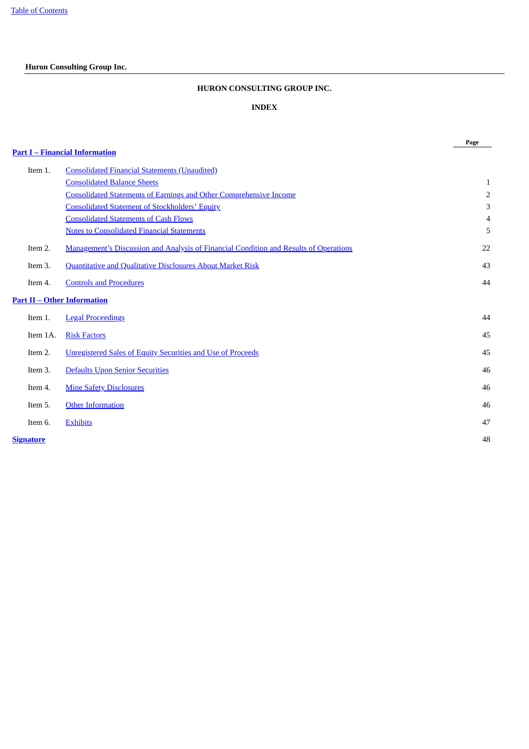**Huron Consulting Group Inc.**

# HURON CONSULTING GROUP INC.

## INDEX

| | | Page |
|---|---|---|
| **Part I – Financial Information** | | |
| Item 1. | Consolidated Financial Statements (Unaudited) | |
| | Consolidated Balance Sheets | 1 |
| | Consolidated Statements of Earnings and Other Comprehensive Income | 2 |
| | Consolidated Statement of Stockholders' Equity | 3 |
| | Consolidated Statements of Cash Flows | 4 |
| | Notes to Consolidated Financial Statements | 5 |
| Item 2. | Management's Discussion and Analysis of Financial Condition and Results of Operations | 22 |
| Item 3. | Quantitative and Qualitative Disclosures About Market Risk | 43 |
| Item 4. | Controls and Procedures | 44 |
| **Part II – Other Information** | | |
| Item 1. | Legal Proceedings | 44 |
| Item 1A. | Risk Factors | 45 |
| Item 2. | Unregistered Sales of Equity Securities and Use of Proceeds | 45 |
| Item 3. | Defaults Upon Senior Securities | 46 |
| Item 4. | Mine Safety Disclosures | 46 |
| Item 5. | Other Information | 46 |
| Item 6. | Exhibits | 47 |
| **Signature** | | 48 |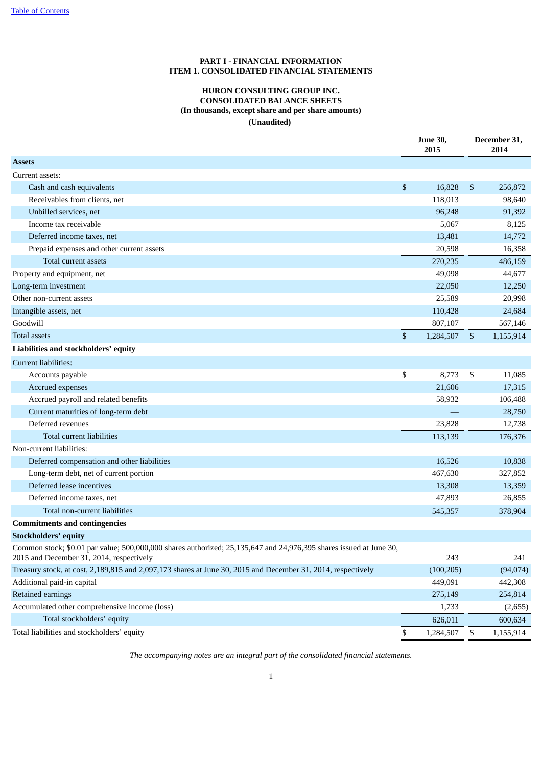# PART I - FINANCIAL INFORMATION
## ITEM 1. CONSOLIDATED FINANCIAL STATEMENTS

### HURON CONSULTING GROUP INC.
### CONSOLIDATED BALANCE SHEETS
**(In thousands, except share and per share amounts)**
**(Unaudited)**

| | June 30, 2015 | December 31, 2014 |
|---|---|---|
| **Assets** | | |
| Current assets: | | |
| Cash and cash equivalents | $ 16,828 | $ 256,872 |
| Receivables from clients, net | 118,013 | 98,640 |
| Unbilled services, net | 96,248 | 91,392 |
| Income tax receivable | 5,067 | 8,125 |
| Deferred income taxes, net | 13,481 | 14,772 |
| Prepaid expenses and other current assets | 20,598 | 16,358 |
| Total current assets | 270,235 | 486,159 |
| Property and equipment, net | 49,098 | 44,677 |
| Long-term investment | 22,050 | 12,250 |
| Other non-current assets | 25,589 | 20,998 |
| Intangible assets, net | 110,428 | 24,684 |
| Goodwill | 807,107 | 567,146 |
| Total assets | $ 1,284,507 | $ 1,155,914 |
| **Liabilities and stockholders' equity** | | |
| Current liabilities: | | |
| Accounts payable | $ 8,773 | $ 11,085 |
| Accrued expenses | 21,606 | 17,315 |
| Accrued payroll and related benefits | 58,932 | 106,488 |
| Current maturities of long-term debt | — | 28,750 |
| Deferred revenues | 23,828 | 12,738 |
| Total current liabilities | 113,139 | 176,376 |
| Non-current liabilities: | | |
| Deferred compensation and other liabilities | 16,526 | 10,838 |
| Long-term debt, net of current portion | 467,630 | 327,852 |
| Deferred lease incentives | 13,308 | 13,359 |
| Deferred income taxes, net | 47,893 | 26,855 |
| Total non-current liabilities | 545,357 | 378,904 |
| **Commitments and contingencies** | | |
| **Stockholders' equity** | | |
| Common stock; $0.01 par value; 500,000,000 shares authorized; 25,135,647 and 24,976,395 shares issued at June 30, 2015 and December 31, 2014, respectively | 243 | 241 |
| Treasury stock, at cost, 2,189,815 and 2,097,173 shares at June 30, 2015 and December 31, 2014, respectively | (100,205) | (94,074) |
| Additional paid-in capital | 449,091 | 442,308 |
| Retained earnings | 275,149 | 254,814 |
| Accumulated other comprehensive income (loss) | 1,733 | (2,655) |
| Total stockholders' equity | 626,011 | 600,634 |
| Total liabilities and stockholders' equity | $ 1,284,507 | $ 1,155,914 |

*The accompanying notes are an integral part of the consolidated financial statements.*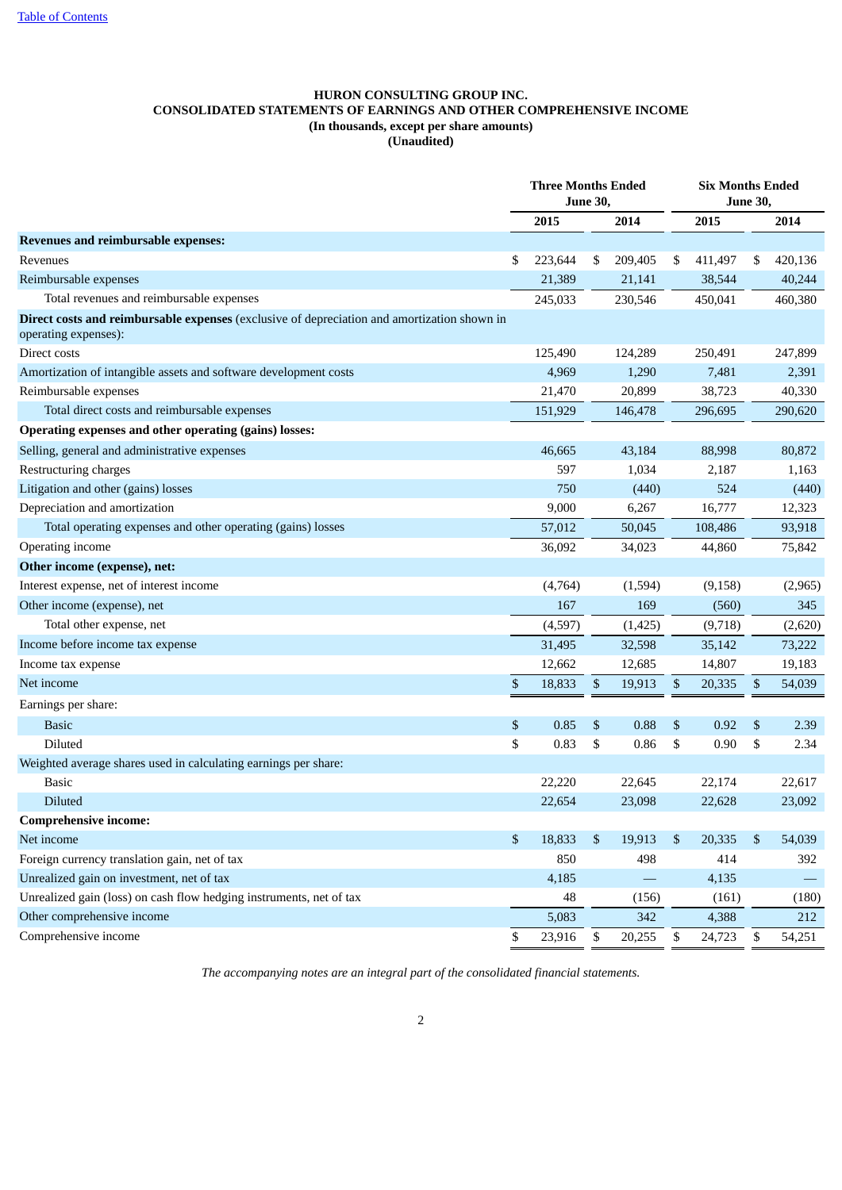**HURON CONSULTING GROUP INC.**
**CONSOLIDATED STATEMENTS OF EARNINGS AND OTHER COMPREHENSIVE INCOME**
**(In thousands, except per share amounts)**
**(Unaudited)**

| | Three Months Ended June 30, | | Six Months Ended June 30, | |
|---|---|---|---|---|
| | 2015 | 2014 | 2015 | 2014 |
| **Revenues and reimbursable expenses:** | | | | |
| Revenues | $ 223,644 | $ 209,405 | $ 411,497 | $ 420,136 |
| Reimbursable expenses | 21,389 | 21,141 | 38,544 | 40,244 |
| Total revenues and reimbursable expenses | 245,033 | 230,546 | 450,041 | 460,380 |
| **Direct costs and reimbursable expenses** (exclusive of depreciation and amortization shown in operating expenses): | | | | |
| Direct costs | 125,490 | 124,289 | 250,491 | 247,899 |
| Amortization of intangible assets and software development costs | 4,969 | 1,290 | 7,481 | 2,391 |
| Reimbursable expenses | 21,470 | 20,899 | 38,723 | 40,330 |
| Total direct costs and reimbursable expenses | 151,929 | 146,478 | 296,695 | 290,620 |
| **Operating expenses and other operating (gains) losses:** | | | | |
| Selling, general and administrative expenses | 46,665 | 43,184 | 88,998 | 80,872 |
| Restructuring charges | 597 | 1,034 | 2,187 | 1,163 |
| Litigation and other (gains) losses | 750 | (440) | 524 | (440) |
| Depreciation and amortization | 9,000 | 6,267 | 16,777 | 12,323 |
| Total operating expenses and other operating (gains) losses | 57,012 | 50,045 | 108,486 | 93,918 |
| Operating income | 36,092 | 34,023 | 44,860 | 75,842 |
| **Other income (expense), net:** | | | | |
| Interest expense, net of interest income | (4,764) | (1,594) | (9,158) | (2,965) |
| Other income (expense), net | 167 | 169 | (560) | 345 |
| Total other expense, net | (4,597) | (1,425) | (9,718) | (2,620) |
| Income before income tax expense | 31,495 | 32,598 | 35,142 | 73,222 |
| Income tax expense | 12,662 | 12,685 | 14,807 | 19,183 |
| Net income | $ 18,833 | $ 19,913 | $ 20,335 | $ 54,039 |
| Earnings per share: | | | | |
| Basic | $ 0.85 | $ 0.88 | $ 0.92 | $ 2.39 |
| Diluted | $ 0.83 | $ 0.86 | $ 0.90 | $ 2.34 |
| Weighted average shares used in calculating earnings per share: | | | | |
| Basic | 22,220 | 22,645 | 22,174 | 22,617 |
| Diluted | 22,654 | 23,098 | 22,628 | 23,092 |
| **Comprehensive income:** | | | | |
| Net income | $ 18,833 | $ 19,913 | $ 20,335 | $ 54,039 |
| Foreign currency translation gain, net of tax | 850 | 498 | 414 | 392 |
| Unrealized gain on investment, net of tax | 4,185 | — | 4,135 | — |
| Unrealized gain (loss) on cash flow hedging instruments, net of tax | 48 | (156) | (161) | (180) |
| Other comprehensive income | 5,083 | 342 | 4,388 | 212 |
| Comprehensive income | $ 23,916 | $ 20,255 | $ 24,723 | $ 54,251 |

*The accompanying notes are an integral part of the consolidated financial statements.*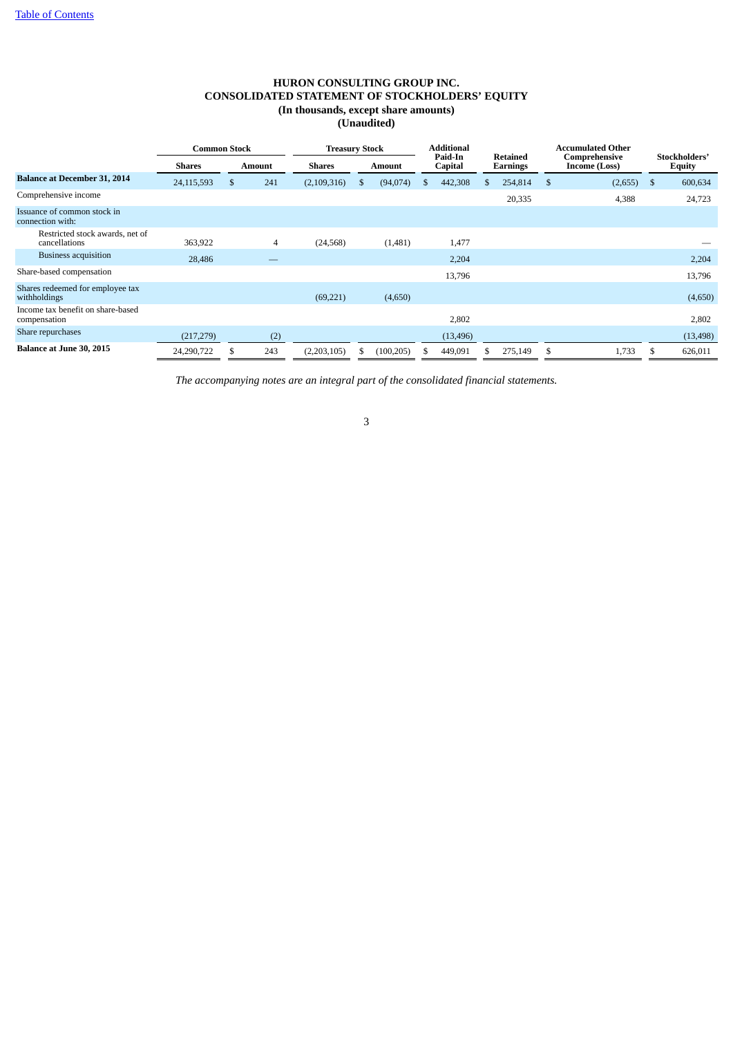[Table of Contents](#)

# HURON CONSULTING GROUP INC.
## CONSOLIDATED STATEMENT OF STOCKHOLDERS' EQUITY
### (In thousands, except share amounts)
### (Unaudited)

| | Common Stock | | Treasury Stock | | Additional Paid-In Capital | Retained Earnings | Accumulated Other Comprehensive Income (Loss) | Stockholders' Equity |
|---|---|---|---|---|---|---|---|---|
| | Shares | Amount | Shares | Amount | | | | |
| **Balance at December 31, 2014** | 24,115,593 | $ 241 | (2,109,316) | $ (94,074) | $ 442,308 | $ 254,814 | $ (2,655) | $ 600,634 |
| Comprehensive income | | | | | | 20,335 | 4,388 | 24,723 |
| Issuance of common stock in connection with: | | | | | | | | |
| Restricted stock awards, net of cancellations | 363,922 | 4 | (24,568) | (1,481) | 1,477 | | | — |
| Business acquisition | 28,486 | — | | | 2,204 | | | 2,204 |
| Share-based compensation | | | | | 13,796 | | | 13,796 |
| Shares redeemed for employee tax withholdings | | | (69,221) | (4,650) | | | | (4,650) |
| Income tax benefit on share-based compensation | | | | | 2,802 | | | 2,802 |
| Share repurchases | (217,279) | (2) | | | (13,496) | | | (13,498) |
| **Balance at June 30, 2015** | 24,290,722 | $ 243 | (2,203,105) | $ (100,205) | $ 449,091 | $ 275,149 | $ 1,733 | $ 626,011 |

*The accompanying notes are an integral part of the consolidated financial statements.*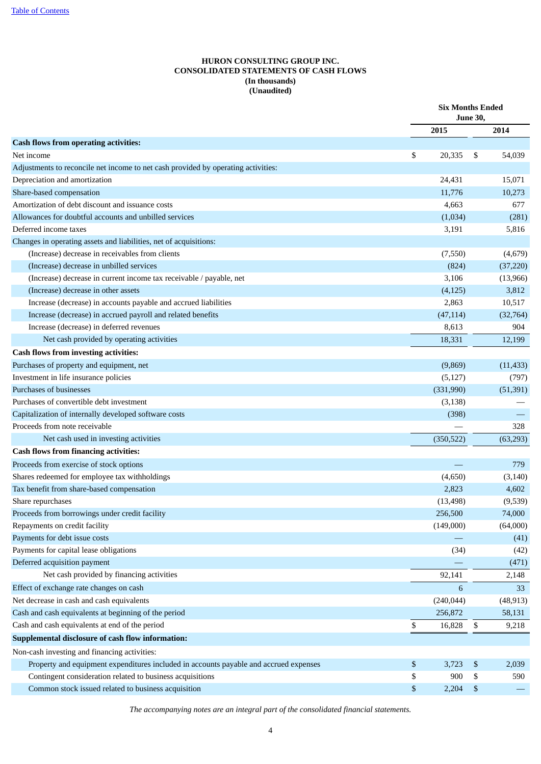# HURON CONSULTING GROUP INC.
# CONSOLIDATED STATEMENTS OF CASH FLOWS
**(In thousands)**
**(Unaudited)**

| | Six Months Ended June 30, | |
|---|---|---|
| | 2015 | 2014 |
| **Cash flows from operating activities:** | | |
| Net income | $ 20,335 | $ 54,039 |
| Adjustments to reconcile net income to net cash provided by operating activities: | | |
| Depreciation and amortization | 24,431 | 15,071 |
| Share-based compensation | 11,776 | 10,273 |
| Amortization of debt discount and issuance costs | 4,663 | 677 |
| Allowances for doubtful accounts and unbilled services | (1,034) | (281) |
| Deferred income taxes | 3,191 | 5,816 |
| Changes in operating assets and liabilities, net of acquisitions: | | |
| (Increase) decrease in receivables from clients | (7,550) | (4,679) |
| (Increase) decrease in unbilled services | (824) | (37,220) |
| (Increase) decrease in current income tax receivable / payable, net | 3,106 | (13,966) |
| (Increase) decrease in other assets | (4,125) | 3,812 |
| Increase (decrease) in accounts payable and accrued liabilities | 2,863 | 10,517 |
| Increase (decrease) in accrued payroll and related benefits | (47,114) | (32,764) |
| Increase (decrease) in deferred revenues | 8,613 | 904 |
| Net cash provided by operating activities | 18,331 | 12,199 |
| **Cash flows from investing activities:** | | |
| Purchases of property and equipment, net | (9,869) | (11,433) |
| Investment in life insurance policies | (5,127) | (797) |
| Purchases of businesses | (331,990) | (51,391) |
| Purchases of convertible debt investment | (3,138) | — |
| Capitalization of internally developed software costs | (398) | — |
| Proceeds from note receivable | — | 328 |
| Net cash used in investing activities | (350,522) | (63,293) |
| **Cash flows from financing activities:** | | |
| Proceeds from exercise of stock options | — | 779 |
| Shares redeemed for employee tax withholdings | (4,650) | (3,140) |
| Tax benefit from share-based compensation | 2,823 | 4,602 |
| Share repurchases | (13,498) | (9,539) |
| Proceeds from borrowings under credit facility | 256,500 | 74,000 |
| Repayments on credit facility | (149,000) | (64,000) |
| Payments for debt issue costs | — | (41) |
| Payments for capital lease obligations | (34) | (42) |
| Deferred acquisition payment | — | (471) |
| Net cash provided by financing activities | 92,141 | 2,148 |
| Effect of exchange rate changes on cash | 6 | 33 |
| Net decrease in cash and cash equivalents | (240,044) | (48,913) |
| Cash and cash equivalents at beginning of the period | 256,872 | 58,131 |
| Cash and cash equivalents at end of the period | $ 16,828 | $ 9,218 |
| **Supplemental disclosure of cash flow information:** | | |
| Non-cash investing and financing activities: | | |
| Property and equipment expenditures included in accounts payable and accrued expenses | $ 3,723 | $ 2,039 |
| Contingent consideration related to business acquisitions | $ 900 | $ 590 |
| Common stock issued related to business acquisition | $ 2,204 | $ — |

*The accompanying notes are an integral part of the consolidated financial statements.*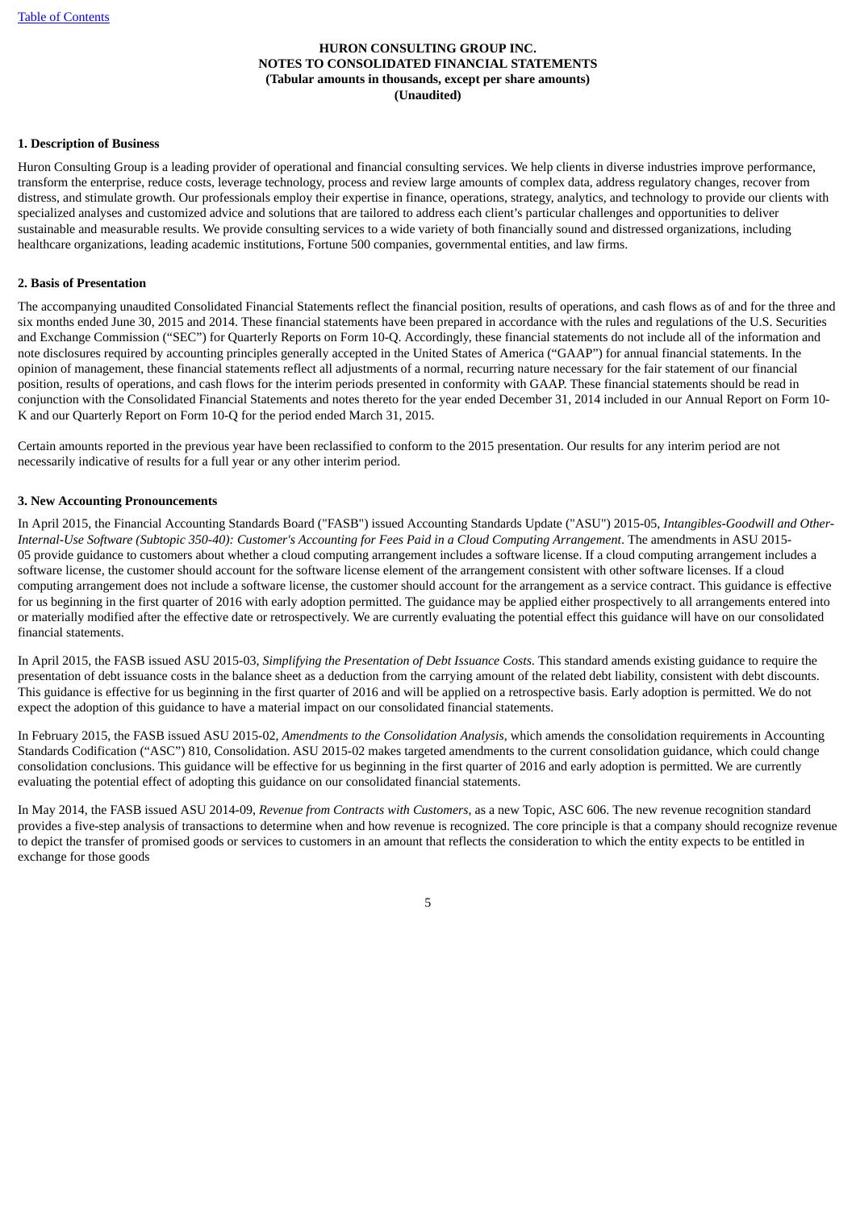**HURON CONSULTING GROUP INC.**
**NOTES TO CONSOLIDATED FINANCIAL STATEMENTS**
**(Tabular amounts in thousands, except per share amounts)**
**(Unaudited)**

**1. Description of Business**

Huron Consulting Group is a leading provider of operational and financial consulting services. We help clients in diverse industries improve performance, transform the enterprise, reduce costs, leverage technology, process and review large amounts of complex data, address regulatory changes, recover from distress, and stimulate growth. Our professionals employ their expertise in finance, operations, strategy, analytics, and technology to provide our clients with specialized analyses and customized advice and solutions that are tailored to address each client's particular challenges and opportunities to deliver sustainable and measurable results. We provide consulting services to a wide variety of both financially sound and distressed organizations, including healthcare organizations, leading academic institutions, Fortune 500 companies, governmental entities, and law firms.

**2. Basis of Presentation**

The accompanying unaudited Consolidated Financial Statements reflect the financial position, results of operations, and cash flows as of and for the three and six months ended June 30, 2015 and 2014. These financial statements have been prepared in accordance with the rules and regulations of the U.S. Securities and Exchange Commission ("SEC") for Quarterly Reports on Form 10-Q. Accordingly, these financial statements do not include all of the information and note disclosures required by accounting principles generally accepted in the United States of America ("GAAP") for annual financial statements. In the opinion of management, these financial statements reflect all adjustments of a normal, recurring nature necessary for the fair statement of our financial position, results of operations, and cash flows for the interim periods presented in conformity with GAAP. These financial statements should be read in conjunction with the Consolidated Financial Statements and notes thereto for the year ended December 31, 2014 included in our Annual Report on Form 10-K and our Quarterly Report on Form 10-Q for the period ended March 31, 2015.

Certain amounts reported in the previous year have been reclassified to conform to the 2015 presentation. Our results for any interim period are not necessarily indicative of results for a full year or any other interim period.

**3. New Accounting Pronouncements**

In April 2015, the Financial Accounting Standards Board ("FASB") issued Accounting Standards Update ("ASU") 2015-05, *Intangibles-Goodwill and Other-Internal-Use Software (Subtopic 350-40): Customer's Accounting for Fees Paid in a Cloud Computing Arrangement*. The amendments in ASU 2015-05 provide guidance to customers about whether a cloud computing arrangement includes a software license. If a cloud computing arrangement includes a software license, the customer should account for the software license element of the arrangement consistent with other software licenses. If a cloud computing arrangement does not include a software license, the customer should account for the arrangement as a service contract. This guidance is effective for us beginning in the first quarter of 2016 with early adoption permitted. The guidance may be applied either prospectively to all arrangements entered into or materially modified after the effective date or retrospectively. We are currently evaluating the potential effect this guidance will have on our consolidated financial statements.

In April 2015, the FASB issued ASU 2015-03, *Simplifying the Presentation of Debt Issuance Costs*. This standard amends existing guidance to require the presentation of debt issuance costs in the balance sheet as a deduction from the carrying amount of the related debt liability, consistent with debt discounts. This guidance is effective for us beginning in the first quarter of 2016 and will be applied on a retrospective basis. Early adoption is permitted. We do not expect the adoption of this guidance to have a material impact on our consolidated financial statements.

In February 2015, the FASB issued ASU 2015-02, *Amendments to the Consolidation Analysis*, which amends the consolidation requirements in Accounting Standards Codification ("ASC") 810, Consolidation. ASU 2015-02 makes targeted amendments to the current consolidation guidance, which could change consolidation conclusions. This guidance will be effective for us beginning in the first quarter of 2016 and early adoption is permitted. We are currently evaluating the potential effect of adopting this guidance on our consolidated financial statements.

In May 2014, the FASB issued ASU 2014-09, *Revenue from Contracts with Customers*, as a new Topic, ASC 606. The new revenue recognition standard provides a five-step analysis of transactions to determine when and how revenue is recognized. The core principle is that a company should recognize revenue to depict the transfer of promised goods or services to customers in an amount that reflects the consideration to which the entity expects to be entitled in exchange for those goods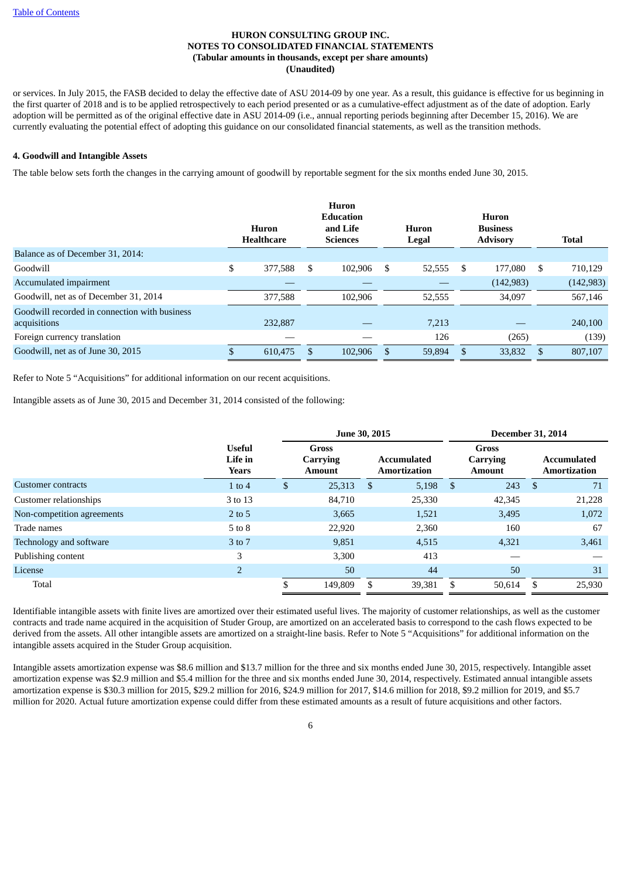or services. In July 2015, the FASB decided to delay the effective date of ASU 2014-09 by one year. As a result, this guidance is effective for us beginning in the first quarter of 2018 and is to be applied retrospectively to each period presented or as a cumulative-effect adjustment as of the date of adoption. Early adoption will be permitted as of the original effective date in ASU 2014-09 (i.e., annual reporting periods beginning after December 15, 2016). We are currently evaluating the potential effect of adopting this guidance on our consolidated financial statements, as well as the transition methods.

**4. Goodwill and Intangible Assets**

The table below sets forth the changes in the carrying amount of goodwill by reportable segment for the six months ended June 30, 2015.

| | Huron Healthcare | Huron Education and Life Sciences | Huron Legal | Huron Business Advisory | Total |
|---|---|---|---|---|---|
| Balance as of December 31, 2014: | | | | | |
| Goodwill | $ 377,588 | $ 102,906 | $ 52,555 | $ 177,080 | $ 710,129 |
| Accumulated impairment | — | — | — | (142,983) | (142,983) |
| Goodwill, net as of December 31, 2014 | 377,588 | 102,906 | 52,555 | 34,097 | 567,146 |
| Goodwill recorded in connection with business acquisitions | 232,887 | — | 7,213 | — | 240,100 |
| Foreign currency translation | — | — | 126 | (265) | (139) |
| Goodwill, net as of June 30, 2015 | $ 610,475 | $ 102,906 | $ 59,894 | $ 33,832 | $ 807,107 |

Refer to Note 5 "Acquisitions" for additional information on our recent acquisitions.

Intangible assets as of June 30, 2015 and December 31, 2014 consisted of the following:

| | | June 30, 2015 | | December 31, 2014 | |
|---|---|---|---|---|---|
| | Useful Life in Years | Gross Carrying Amount | Accumulated Amortization | Gross Carrying Amount | Accumulated Amortization |
| Customer contracts | 1 to 4 | $ 25,313 | $ 5,198 | $ 243 | $ 71 |
| Customer relationships | 3 to 13 | 84,710 | 25,330 | 42,345 | 21,228 |
| Non-competition agreements | 2 to 5 | 3,665 | 1,521 | 3,495 | 1,072 |
| Trade names | 5 to 8 | 22,920 | 2,360 | 160 | 67 |
| Technology and software | 3 to 7 | 9,851 | 4,515 | 4,321 | 3,461 |
| Publishing content | 3 | 3,300 | 413 | — | — |
| License | 2 | 50 | 44 | 50 | 31 |
| Total | | $ 149,809 | $ 39,381 | $ 50,614 | $ 25,930 |

Identifiable intangible assets with finite lives are amortized over their estimated useful lives. The majority of customer relationships, as well as the customer contracts and trade name acquired in the acquisition of Studer Group, are amortized on an accelerated basis to correspond to the cash flows expected to be derived from the assets. All other intangible assets are amortized on a straight-line basis. Refer to Note 5 "Acquisitions" for additional information on the intangible assets acquired in the Studer Group acquisition.

Intangible assets amortization expense was $8.6 million and $13.7 million for the three and six months ended June 30, 2015, respectively. Intangible asset amortization expense was $2.9 million and $5.4 million for the three and six months ended June 30, 2014, respectively. Estimated annual intangible assets amortization expense is $30.3 million for 2015, $29.2 million for 2016, $24.9 million for 2017, $14.6 million for 2018, $9.2 million for 2019, and $5.7 million for 2020. Actual future amortization expense could differ from these estimated amounts as a result of future acquisitions and other factors.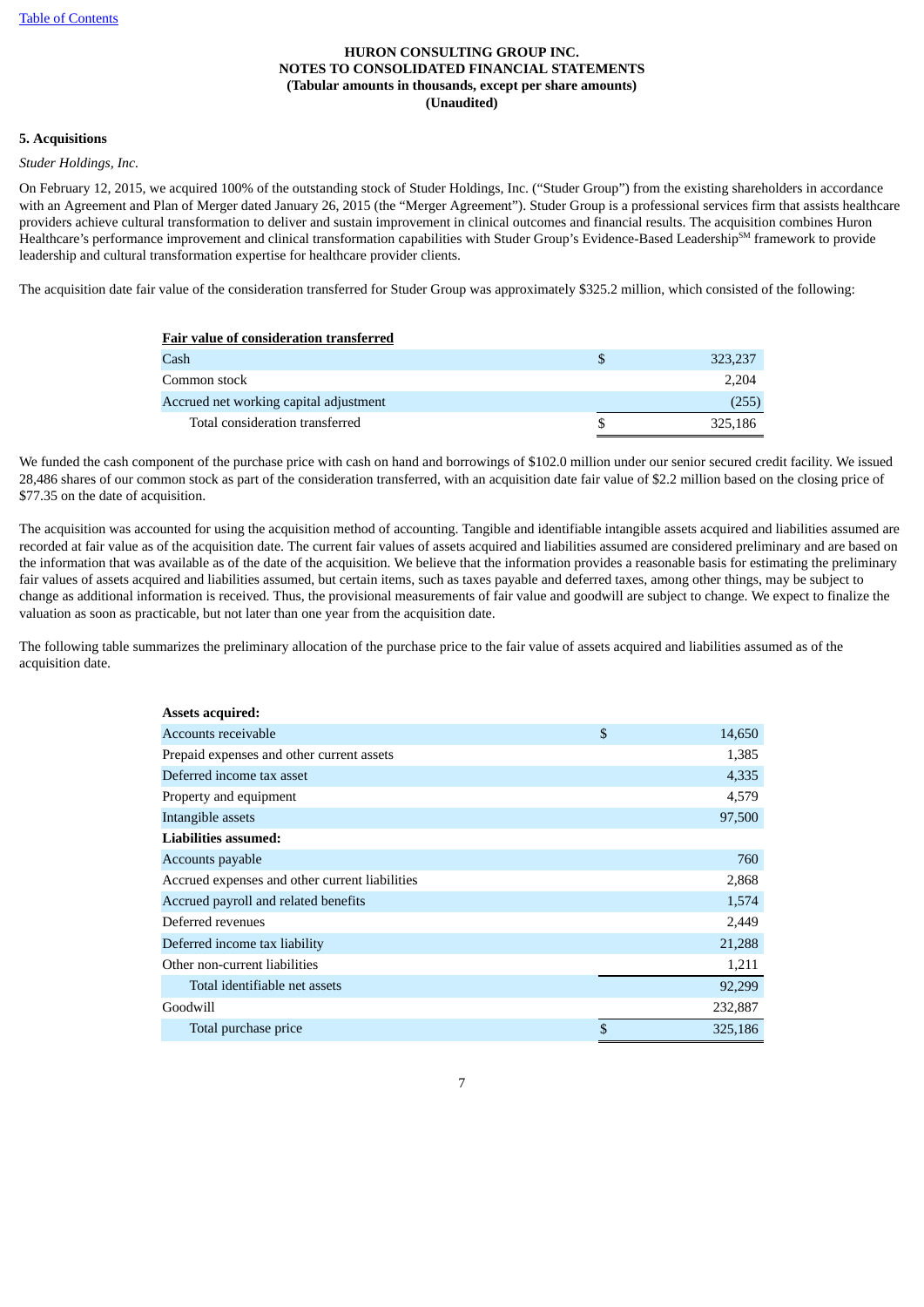**HURON CONSULTING GROUP INC.**
**NOTES TO CONSOLIDATED FINANCIAL STATEMENTS**
**(Tabular amounts in thousands, except per share amounts)**
**(Unaudited)**

## 5. Acquisitions

*Studer Holdings, Inc.*

On February 12, 2015, we acquired 100% of the outstanding stock of Studer Holdings, Inc. ("Studer Group") from the existing shareholders in accordance with an Agreement and Plan of Merger dated January 26, 2015 (the "Merger Agreement"). Studer Group is a professional services firm that assists healthcare providers achieve cultural transformation to deliver and sustain improvement in clinical outcomes and financial results. The acquisition combines Huron Healthcare's performance improvement and clinical transformation capabilities with Studer Group's Evidence-Based Leadership[SM] framework to provide leadership and cultural transformation expertise for healthcare provider clients.

The acquisition date fair value of the consideration transferred for Studer Group was approximately $325.2 million, which consisted of the following:

| Fair value of consideration transferred | |
|---|---|
| Cash | $ 323,237 |
| Common stock | 2,204 |
| Accrued net working capital adjustment | (255) |
| Total consideration transferred | $ 325,186 |

We funded the cash component of the purchase price with cash on hand and borrowings of $102.0 million under our senior secured credit facility. We issued 28,486 shares of our common stock as part of the consideration transferred, with an acquisition date fair value of $2.2 million based on the closing price of $77.35 on the date of acquisition.

The acquisition was accounted for using the acquisition method of accounting. Tangible and identifiable intangible assets acquired and liabilities assumed are recorded at fair value as of the acquisition date. The current fair values of assets acquired and liabilities assumed are considered preliminary and are based on the information that was available as of the date of the acquisition. We believe that the information provides a reasonable basis for estimating the preliminary fair values of assets acquired and liabilities assumed, but certain items, such as taxes payable and deferred taxes, among other things, may be subject to change as additional information is received. Thus, the provisional measurements of fair value and goodwill are subject to change. We expect to finalize the valuation as soon as practicable, but not later than one year from the acquisition date.

The following table summarizes the preliminary allocation of the purchase price to the fair value of assets acquired and liabilities assumed as of the acquisition date.

| | |
|---|---|
| **Assets acquired:** | |
| Accounts receivable | $ 14,650 |
| Prepaid expenses and other current assets | 1,385 |
| Deferred income tax asset | 4,335 |
| Property and equipment | 4,579 |
| Intangible assets | 97,500 |
| **Liabilities assumed:** | |
| Accounts payable | 760 |
| Accrued expenses and other current liabilities | 2,868 |
| Accrued payroll and related benefits | 1,574 |
| Deferred revenues | 2,449 |
| Deferred income tax liability | 21,288 |
| Other non-current liabilities | 1,211 |
| Total identifiable net assets | 92,299 |
| Goodwill | 232,887 |
| Total purchase price | $ 325,186 |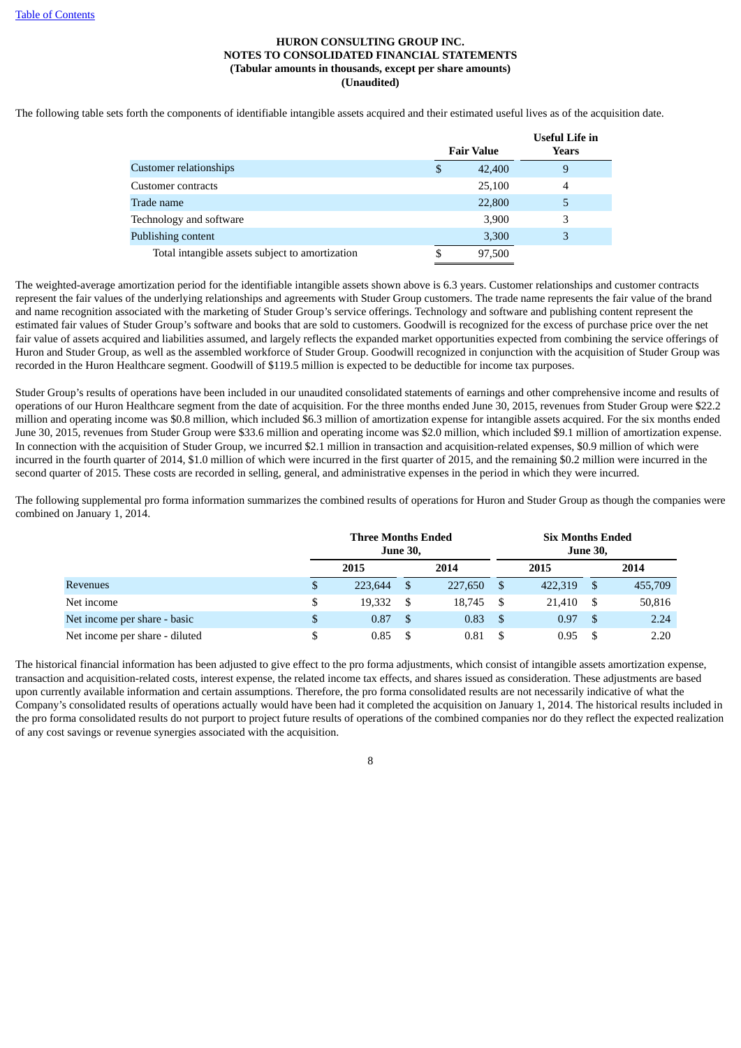**HURON CONSULTING GROUP INC.**
**NOTES TO CONSOLIDATED FINANCIAL STATEMENTS**
**(Tabular amounts in thousands, except per share amounts)**
**(Unaudited)**

The following table sets forth the components of identifiable intangible assets acquired and their estimated useful lives as of the acquisition date.

| | Fair Value | Useful Life in Years |
|---|---|---|
| Customer relationships | $ 42,400 | 9 |
| Customer contracts | 25,100 | 4 |
| Trade name | 22,800 | 5 |
| Technology and software | 3,900 | 3 |
| Publishing content | 3,300 | 3 |
| Total intangible assets subject to amortization | $ 97,500 | |

The weighted-average amortization period for the identifiable intangible assets shown above is 6.3 years. Customer relationships and customer contracts represent the fair values of the underlying relationships and agreements with Studer Group customers. The trade name represents the fair value of the brand and name recognition associated with the marketing of Studer Group's service offerings. Technology and software and publishing content represent the estimated fair values of Studer Group's software and books that are sold to customers. Goodwill is recognized for the excess of purchase price over the net fair value of assets acquired and liabilities assumed, and largely reflects the expanded market opportunities expected from combining the service offerings of Huron and Studer Group, as well as the assembled workforce of Studer Group. Goodwill recognized in conjunction with the acquisition of Studer Group was recorded in the Huron Healthcare segment. Goodwill of $119.5 million is expected to be deductible for income tax purposes.

Studer Group's results of operations have been included in our unaudited consolidated statements of earnings and other comprehensive income and results of operations of our Huron Healthcare segment from the date of acquisition. For the three months ended June 30, 2015, revenues from Studer Group were $22.2 million and operating income was $0.8 million, which included $6.3 million of amortization expense for intangible assets acquired. For the six months ended June 30, 2015, revenues from Studer Group were $33.6 million and operating income was $2.0 million, which included $9.1 million of amortization expense. In connection with the acquisition of Studer Group, we incurred $2.1 million in transaction and acquisition-related expenses, $0.9 million of which were incurred in the fourth quarter of 2014, $1.0 million of which were incurred in the first quarter of 2015, and the remaining $0.2 million were incurred in the second quarter of 2015. These costs are recorded in selling, general, and administrative expenses in the period in which they were incurred.

The following supplemental pro forma information summarizes the combined results of operations for Huron and Studer Group as though the companies were combined on January 1, 2014.

| | Three Months Ended June 30, | | Six Months Ended June 30, | |
|---|---|---|---|---|
| | 2015 | 2014 | 2015 | 2014 |
| Revenues | $ 223,644 | $ 227,650 | $ 422,319 | $ 455,709 |
| Net income | $ 19,332 | $ 18,745 | $ 21,410 | $ 50,816 |
| Net income per share - basic | $ 0.87 | $ 0.83 | $ 0.97 | $ 2.24 |
| Net income per share - diluted | $ 0.85 | $ 0.81 | $ 0.95 | $ 2.20 |

The historical financial information has been adjusted to give effect to the pro forma adjustments, which consist of intangible assets amortization expense, transaction and acquisition-related costs, interest expense, the related income tax effects, and shares issued as consideration. These adjustments are based upon currently available information and certain assumptions. Therefore, the pro forma consolidated results are not necessarily indicative of what the Company's consolidated results of operations actually would have been had it completed the acquisition on January 1, 2014. The historical results included in the pro forma consolidated results do not purport to project future results of operations of the combined companies nor do they reflect the expected realization of any cost savings or revenue synergies associated with the acquisition.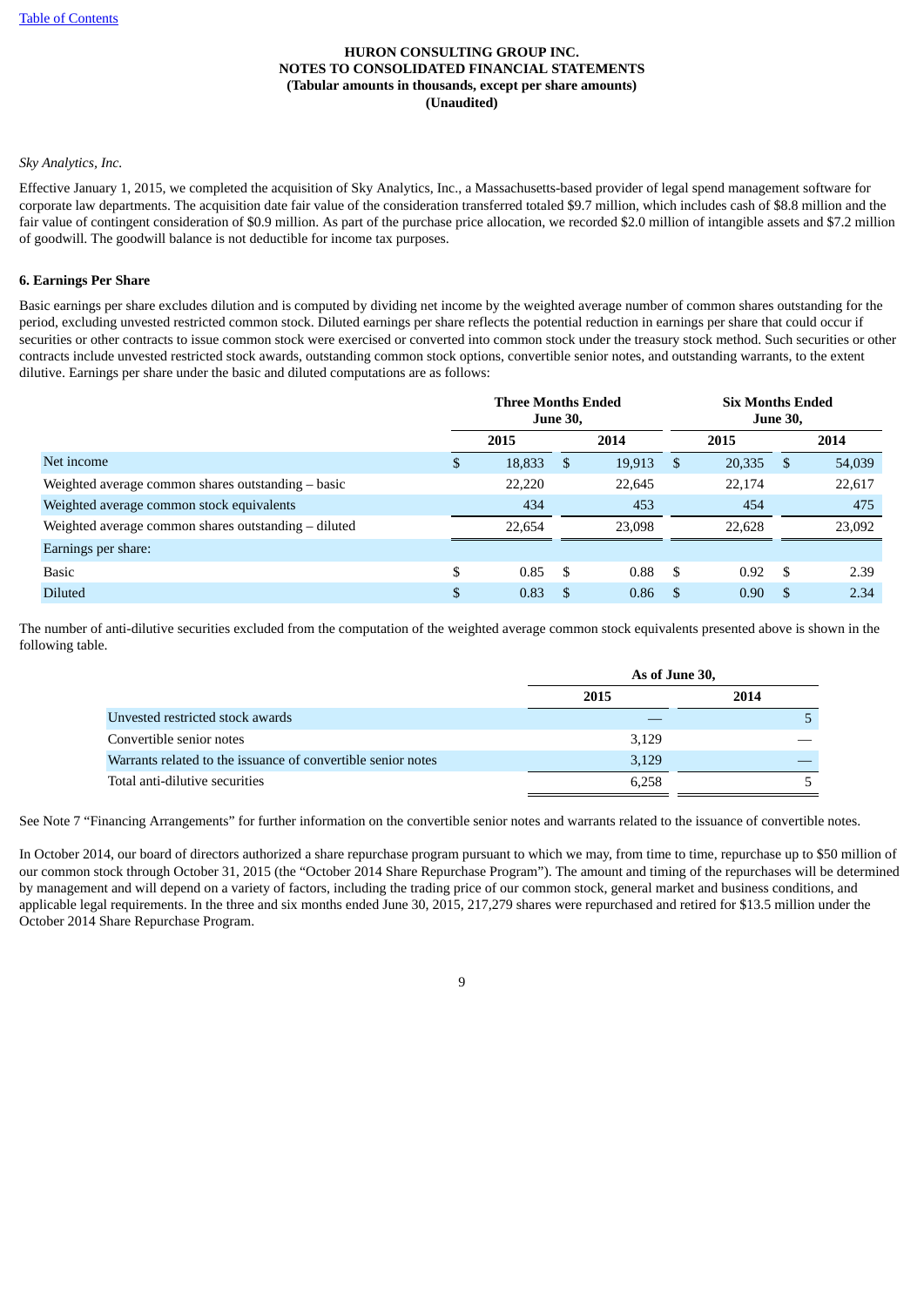**HURON CONSULTING GROUP INC.**
**NOTES TO CONSOLIDATED FINANCIAL STATEMENTS**
**(Tabular amounts in thousands, except per share amounts)**
**(Unaudited)**

*Sky Analytics, Inc.*

Effective January 1, 2015, we completed the acquisition of Sky Analytics, Inc., a Massachusetts-based provider of legal spend management software for corporate law departments. The acquisition date fair value of the consideration transferred totaled $9.7 million, which includes cash of $8.8 million and the fair value of contingent consideration of $0.9 million. As part of the purchase price allocation, we recorded $2.0 million of intangible assets and $7.2 million of goodwill. The goodwill balance is not deductible for income tax purposes.

**6. Earnings Per Share**

Basic earnings per share excludes dilution and is computed by dividing net income by the weighted average number of common shares outstanding for the period, excluding unvested restricted common stock. Diluted earnings per share reflects the potential reduction in earnings per share that could occur if securities or other contracts to issue common stock were exercised or converted into common stock under the treasury stock method. Such securities or other contracts include unvested restricted stock awards, outstanding common stock options, convertible senior notes, and outstanding warrants, to the extent dilutive. Earnings per share under the basic and diluted computations are as follows:

| | Three Months Ended June 30, | | Six Months Ended June 30, | |
|---|---|---|---|---|
| | 2015 | 2014 | 2015 | 2014 |
| Net income | $ 18,833 | $ 19,913 | $ 20,335 | $ 54,039 |
| Weighted average common shares outstanding – basic | 22,220 | 22,645 | 22,174 | 22,617 |
| Weighted average common stock equivalents | 434 | 453 | 454 | 475 |
| Weighted average common shares outstanding – diluted | 22,654 | 23,098 | 22,628 | 23,092 |
| Earnings per share: | | | | |
| Basic | $ 0.85 | $ 0.88 | $ 0.92 | $ 2.39 |
| Diluted | $ 0.83 | $ 0.86 | $ 0.90 | $ 2.34 |

The number of anti-dilutive securities excluded from the computation of the weighted average common stock equivalents presented above is shown in the following table.

| | As of June 30, | |
|---|---|---|
| | 2015 | 2014 |
| Unvested restricted stock awards | — | 5 |
| Convertible senior notes | 3,129 | — |
| Warrants related to the issuance of convertible senior notes | 3,129 | — |
| Total anti-dilutive securities | 6,258 | 5 |

See Note 7 "Financing Arrangements" for further information on the convertible senior notes and warrants related to the issuance of convertible notes.

In October 2014, our board of directors authorized a share repurchase program pursuant to which we may, from time to time, repurchase up to $50 million of our common stock through October 31, 2015 (the "October 2014 Share Repurchase Program"). The amount and timing of the repurchases will be determined by management and will depend on a variety of factors, including the trading price of our common stock, general market and business conditions, and applicable legal requirements. In the three and six months ended June 30, 2015, 217,279 shares were repurchased and retired for $13.5 million under the October 2014 Share Repurchase Program.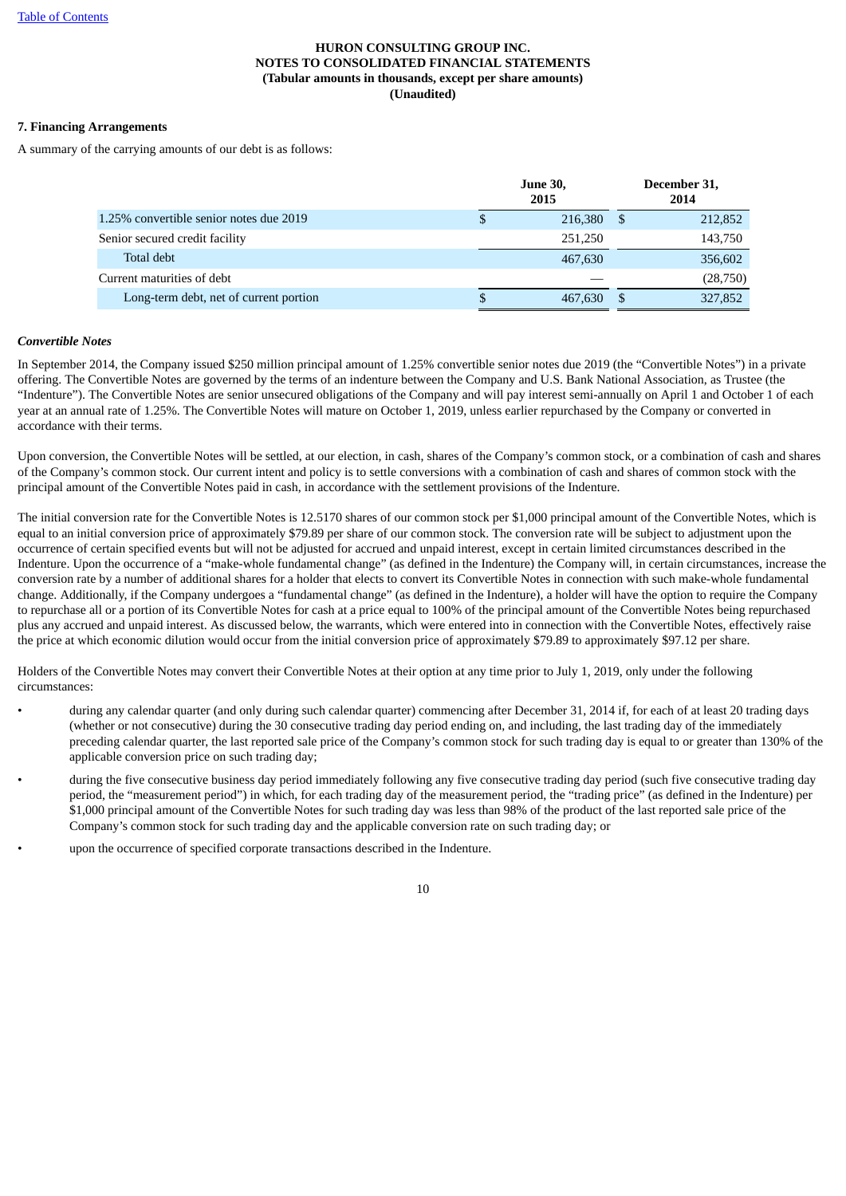**HURON CONSULTING GROUP INC.**
**NOTES TO CONSOLIDATED FINANCIAL STATEMENTS**
**(Tabular amounts in thousands, except per share amounts)**
**(Unaudited)**

**7. Financing Arrangements**

A summary of the carrying amounts of our debt is as follows:

| | June 30, 2015 | December 31, 2014 |
|---|---|---|
| 1.25% convertible senior notes due 2019 | $ 216,380 | $ 212,852 |
| Senior secured credit facility | 251,250 | 143,750 |
| Total debt | 467,630 | 356,602 |
| Current maturities of debt | — | (28,750) |
| Long-term debt, net of current portion | $ 467,630 | $ 327,852 |

***Convertible Notes***

In September 2014, the Company issued $250 million principal amount of 1.25% convertible senior notes due 2019 (the "Convertible Notes") in a private offering. The Convertible Notes are governed by the terms of an indenture between the Company and U.S. Bank National Association, as Trustee (the "Indenture"). The Convertible Notes are senior unsecured obligations of the Company and will pay interest semi-annually on April 1 and October 1 of each year at an annual rate of 1.25%. The Convertible Notes will mature on October 1, 2019, unless earlier repurchased by the Company or converted in accordance with their terms.

Upon conversion, the Convertible Notes will be settled, at our election, in cash, shares of the Company's common stock, or a combination of cash and shares of the Company's common stock. Our current intent and policy is to settle conversions with a combination of cash and shares of common stock with the principal amount of the Convertible Notes paid in cash, in accordance with the settlement provisions of the Indenture.

The initial conversion rate for the Convertible Notes is 12.5170 shares of our common stock per $1,000 principal amount of the Convertible Notes, which is equal to an initial conversion price of approximately $79.89 per share of our common stock. The conversion rate will be subject to adjustment upon the occurrence of certain specified events but will not be adjusted for accrued and unpaid interest, except in certain limited circumstances described in the Indenture. Upon the occurrence of a "make-whole fundamental change" (as defined in the Indenture) the Company will, in certain circumstances, increase the conversion rate by a number of additional shares for a holder that elects to convert its Convertible Notes in connection with such make-whole fundamental change. Additionally, if the Company undergoes a "fundamental change" (as defined in the Indenture), a holder will have the option to require the Company to repurchase all or a portion of its Convertible Notes for cash at a price equal to 100% of the principal amount of the Convertible Notes being repurchased plus any accrued and unpaid interest. As discussed below, the warrants, which were entered into in connection with the Convertible Notes, effectively raise the price at which economic dilution would occur from the initial conversion price of approximately $79.89 to approximately $97.12 per share.

Holders of the Convertible Notes may convert their Convertible Notes at their option at any time prior to July 1, 2019, only under the following circumstances:

- during any calendar quarter (and only during such calendar quarter) commencing after December 31, 2014 if, for each of at least 20 trading days (whether or not consecutive) during the 30 consecutive trading day period ending on, and including, the last trading day of the immediately preceding calendar quarter, the last reported sale price of the Company's common stock for such trading day is equal to or greater than 130% of the applicable conversion price on such trading day;
- during the five consecutive business day period immediately following any five consecutive trading day period (such five consecutive trading day period, the "measurement period") in which, for each trading day of the measurement period, the "trading price" (as defined in the Indenture) per $1,000 principal amount of the Convertible Notes for such trading day was less than 98% of the product of the last reported sale price of the Company's common stock for such trading day and the applicable conversion rate on such trading day; or
- upon the occurrence of specified corporate transactions described in the Indenture.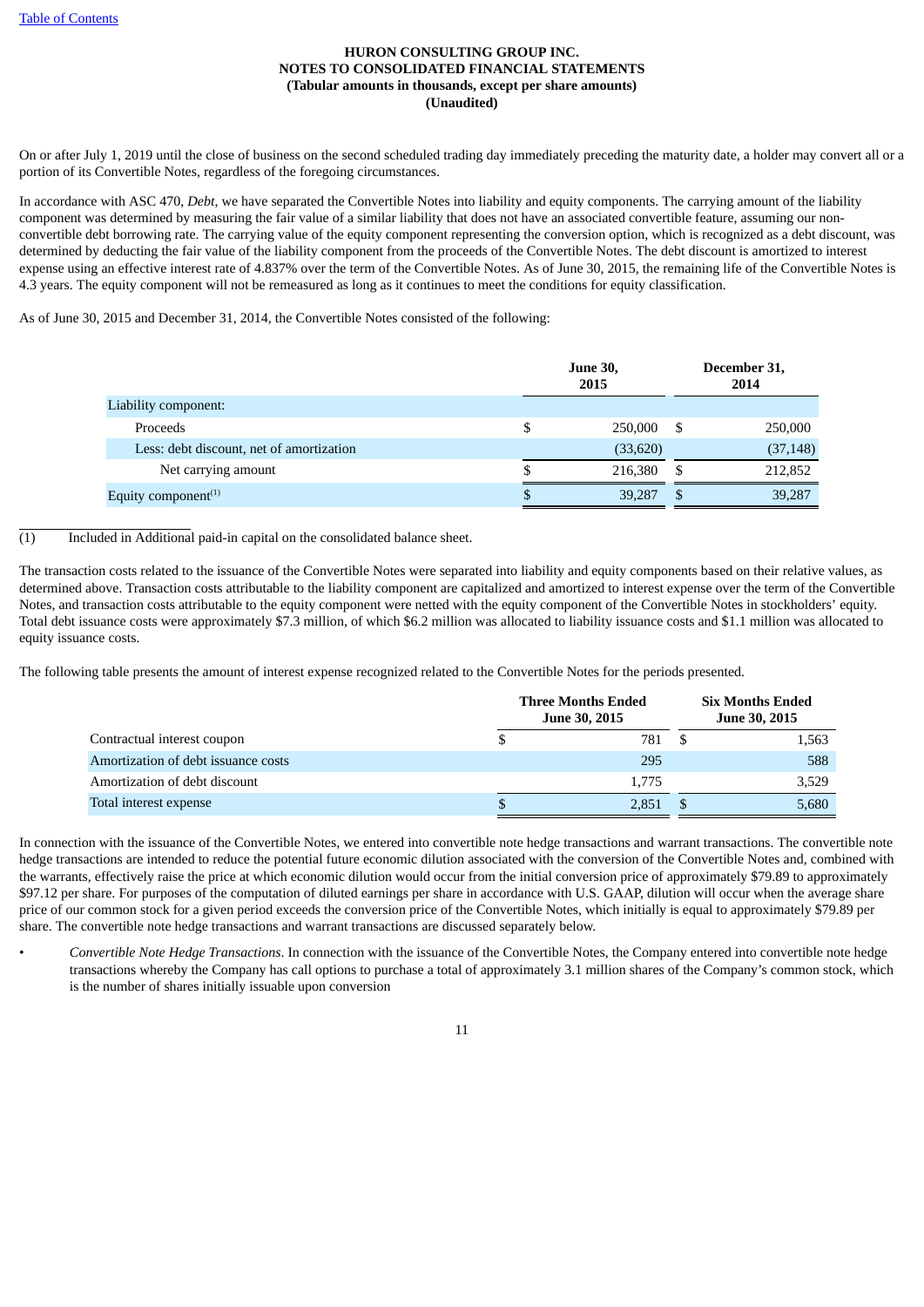On or after July 1, 2019 until the close of business on the second scheduled trading day immediately preceding the maturity date, a holder may convert all or a portion of its Convertible Notes, regardless of the foregoing circumstances.

In accordance with ASC 470, *Debt*, we have separated the Convertible Notes into liability and equity components. The carrying amount of the liability component was determined by measuring the fair value of a similar liability that does not have an associated convertible feature, assuming our non-convertible debt borrowing rate. The carrying value of the equity component representing the conversion option, which is recognized as a debt discount, was determined by deducting the fair value of the liability component from the proceeds of the Convertible Notes. The debt discount is amortized to interest expense using an effective interest rate of 4.837% over the term of the Convertible Notes. As of June 30, 2015, the remaining life of the Convertible Notes is 4.3 years. The equity component will not be remeasured as long as it continues to meet the conditions for equity classification.

As of June 30, 2015 and December 31, 2014, the Convertible Notes consisted of the following:

| | June 30, 2015 | December 31, 2014 |
|---|---|---|
| Liability component: | | |
| Proceeds | $ 250,000 | $ 250,000 |
| Less: debt discount, net of amortization | (33,620) | (37,148) |
| Net carrying amount | $ 216,380 | $ 212,852 |
| Equity component[(1)] | $ 39,287 | $ 39,287 |

(1) Included in Additional paid-in capital on the consolidated balance sheet.

The transaction costs related to the issuance of the Convertible Notes were separated into liability and equity components based on their relative values, as determined above. Transaction costs attributable to the liability component are capitalized and amortized to interest expense over the term of the Convertible Notes, and transaction costs attributable to the equity component were netted with the equity component of the Convertible Notes in stockholders' equity. Total debt issuance costs were approximately $7.3 million, of which $6.2 million was allocated to liability issuance costs and $1.1 million was allocated to equity issuance costs.

The following table presents the amount of interest expense recognized related to the Convertible Notes for the periods presented.

| | Three Months Ended June 30, 2015 | Six Months Ended June 30, 2015 |
|---|---|---|
| Contractual interest coupon | $ 781 | $ 1,563 |
| Amortization of debt issuance costs | 295 | 588 |
| Amortization of debt discount | 1,775 | 3,529 |
| Total interest expense | $ 2,851 | $ 5,680 |

In connection with the issuance of the Convertible Notes, we entered into convertible note hedge transactions and warrant transactions. The convertible note hedge transactions are intended to reduce the potential future economic dilution associated with the conversion of the Convertible Notes and, combined with the warrants, effectively raise the price at which economic dilution would occur from the initial conversion price of approximately $79.89 to approximately $97.12 per share. For purposes of the computation of diluted earnings per share in accordance with U.S. GAAP, dilution will occur when the average share price of our common stock for a given period exceeds the conversion price of the Convertible Notes, which initially is equal to approximately $79.89 per share. The convertible note hedge transactions and warrant transactions are discussed separately below.

- *Convertible Note Hedge Transactions*. In connection with the issuance of the Convertible Notes, the Company entered into convertible note hedge transactions whereby the Company has call options to purchase a total of approximately 3.1 million shares of the Company's common stock, which is the number of shares initially issuable upon conversion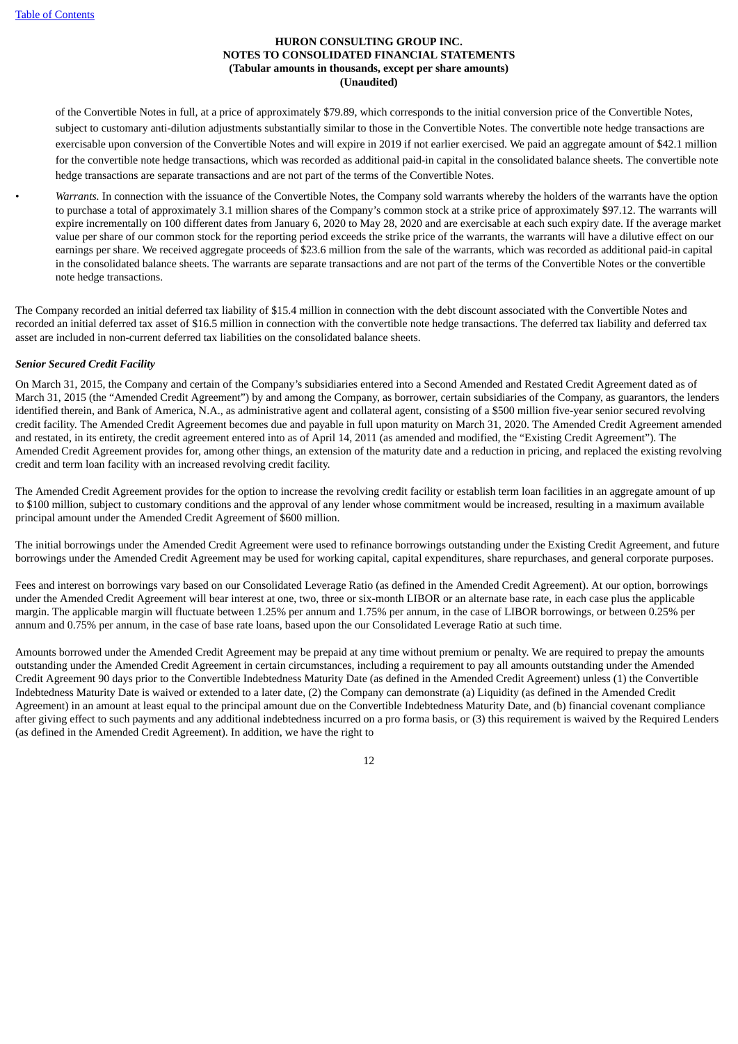of the Convertible Notes in full, at a price of approximately $79.89, which corresponds to the initial conversion price of the Convertible Notes, subject to customary anti-dilution adjustments substantially similar to those in the Convertible Notes. The convertible note hedge transactions are exercisable upon conversion of the Convertible Notes and will expire in 2019 if not earlier exercised. We paid an aggregate amount of $42.1 million for the convertible note hedge transactions, which was recorded as additional paid-in capital in the consolidated balance sheets. The convertible note hedge transactions are separate transactions and are not part of the terms of the Convertible Notes.

- *Warrants.* In connection with the issuance of the Convertible Notes, the Company sold warrants whereby the holders of the warrants have the option to purchase a total of approximately 3.1 million shares of the Company's common stock at a strike price of approximately $97.12. The warrants will expire incrementally on 100 different dates from January 6, 2020 to May 28, 2020 and are exercisable at each such expiry date. If the average market value per share of our common stock for the reporting period exceeds the strike price of the warrants, the warrants will have a dilutive effect on our earnings per share. We received aggregate proceeds of $23.6 million from the sale of the warrants, which was recorded as additional paid-in capital in the consolidated balance sheets. The warrants are separate transactions and are not part of the terms of the Convertible Notes or the convertible note hedge transactions.

The Company recorded an initial deferred tax liability of $15.4 million in connection with the debt discount associated with the Convertible Notes and recorded an initial deferred tax asset of $16.5 million in connection with the convertible note hedge transactions. The deferred tax liability and deferred tax asset are included in non-current deferred tax liabilities on the consolidated balance sheets.

***Senior Secured Credit Facility***

On March 31, 2015, the Company and certain of the Company's subsidiaries entered into a Second Amended and Restated Credit Agreement dated as of March 31, 2015 (the "Amended Credit Agreement") by and among the Company, as borrower, certain subsidiaries of the Company, as guarantors, the lenders identified therein, and Bank of America, N.A., as administrative agent and collateral agent, consisting of a $500 million five-year senior secured revolving credit facility. The Amended Credit Agreement becomes due and payable in full upon maturity on March 31, 2020. The Amended Credit Agreement amended and restated, in its entirety, the credit agreement entered into as of April 14, 2011 (as amended and modified, the "Existing Credit Agreement"). The Amended Credit Agreement provides for, among other things, an extension of the maturity date and a reduction in pricing, and replaced the existing revolving credit and term loan facility with an increased revolving credit facility.

The Amended Credit Agreement provides for the option to increase the revolving credit facility or establish term loan facilities in an aggregate amount of up to $100 million, subject to customary conditions and the approval of any lender whose commitment would be increased, resulting in a maximum available principal amount under the Amended Credit Agreement of $600 million.

The initial borrowings under the Amended Credit Agreement were used to refinance borrowings outstanding under the Existing Credit Agreement, and future borrowings under the Amended Credit Agreement may be used for working capital, capital expenditures, share repurchases, and general corporate purposes.

Fees and interest on borrowings vary based on our Consolidated Leverage Ratio (as defined in the Amended Credit Agreement). At our option, borrowings under the Amended Credit Agreement will bear interest at one, two, three or six-month LIBOR or an alternate base rate, in each case plus the applicable margin. The applicable margin will fluctuate between 1.25% per annum and 1.75% per annum, in the case of LIBOR borrowings, or between 0.25% per annum and 0.75% per annum, in the case of base rate loans, based upon the our Consolidated Leverage Ratio at such time.

Amounts borrowed under the Amended Credit Agreement may be prepaid at any time without premium or penalty. We are required to prepay the amounts outstanding under the Amended Credit Agreement in certain circumstances, including a requirement to pay all amounts outstanding under the Amended Credit Agreement 90 days prior to the Convertible Indebtedness Maturity Date (as defined in the Amended Credit Agreement) unless (1) the Convertible Indebtedness Maturity Date is waived or extended to a later date, (2) the Company can demonstrate (a) Liquidity (as defined in the Amended Credit Agreement) in an amount at least equal to the principal amount due on the Convertible Indebtedness Maturity Date, and (b) financial covenant compliance after giving effect to such payments and any additional indebtedness incurred on a pro forma basis, or (3) this requirement is waived by the Required Lenders (as defined in the Amended Credit Agreement). In addition, we have the right to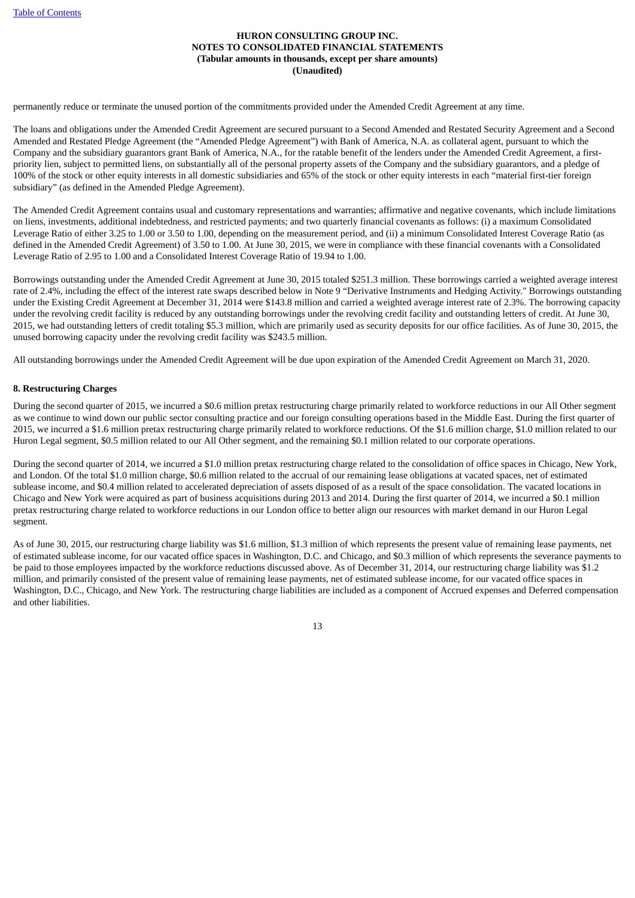permanently reduce or terminate the unused portion of the commitments provided under the Amended Credit Agreement at any time.

The loans and obligations under the Amended Credit Agreement are secured pursuant to a Second Amended and Restated Security Agreement and a Second Amended and Restated Pledge Agreement (the "Amended Pledge Agreement") with Bank of America, N.A. as collateral agent, pursuant to which the Company and the subsidiary guarantors grant Bank of America, N.A., for the ratable benefit of the lenders under the Amended Credit Agreement, a first-priority lien, subject to permitted liens, on substantially all of the personal property assets of the Company and the subsidiary guarantors, and a pledge of 100% of the stock or other equity interests in all domestic subsidiaries and 65% of the stock or other equity interests in each "material first-tier foreign subsidiary" (as defined in the Amended Pledge Agreement).

The Amended Credit Agreement contains usual and customary representations and warranties; affirmative and negative covenants, which include limitations on liens, investments, additional indebtedness, and restricted payments; and two quarterly financial covenants as follows: (i) a maximum Consolidated Leverage Ratio of either 3.25 to 1.00 or 3.50 to 1.00, depending on the measurement period, and (ii) a minimum Consolidated Interest Coverage Ratio (as defined in the Amended Credit Agreement) of 3.50 to 1.00. At June 30, 2015, we were in compliance with these financial covenants with a Consolidated Leverage Ratio of 2.95 to 1.00 and a Consolidated Interest Coverage Ratio of 19.94 to 1.00.

Borrowings outstanding under the Amended Credit Agreement at June 30, 2015 totaled $251.3 million. These borrowings carried a weighted average interest rate of 2.4%, including the effect of the interest rate swaps described below in Note 9 "Derivative Instruments and Hedging Activity." Borrowings outstanding under the Existing Credit Agreement at December 31, 2014 were $143.8 million and carried a weighted average interest rate of 2.3%. The borrowing capacity under the revolving credit facility is reduced by any outstanding borrowings under the revolving credit facility and outstanding letters of credit. At June 30, 2015, we had outstanding letters of credit totaling $5.3 million, which are primarily used as security deposits for our office facilities. As of June 30, 2015, the unused borrowing capacity under the revolving credit facility was $243.5 million.

All outstanding borrowings under the Amended Credit Agreement will be due upon expiration of the Amended Credit Agreement on March 31, 2020.

**8. Restructuring Charges**

During the second quarter of 2015, we incurred a $0.6 million pretax restructuring charge primarily related to workforce reductions in our All Other segment as we continue to wind down our public sector consulting practice and our foreign consulting operations based in the Middle East. During the first quarter of 2015, we incurred a $1.6 million pretax restructuring charge primarily related to workforce reductions. Of the $1.6 million charge, $1.0 million related to our Huron Legal segment, $0.5 million related to our All Other segment, and the remaining $0.1 million related to our corporate operations.

During the second quarter of 2014, we incurred a $1.0 million pretax restructuring charge related to the consolidation of office spaces in Chicago, New York, and London. Of the total $1.0 million charge, $0.6 million related to the accrual of our remaining lease obligations at vacated spaces, net of estimated sublease income, and $0.4 million related to accelerated depreciation of assets disposed of as a result of the space consolidation. The vacated locations in Chicago and New York were acquired as part of business acquisitions during 2013 and 2014. During the first quarter of 2014, we incurred a $0.1 million pretax restructuring charge related to workforce reductions in our London office to better align our resources with market demand in our Huron Legal segment.

As of June 30, 2015, our restructuring charge liability was $1.6 million, $1.3 million of which represents the present value of remaining lease payments, net of estimated sublease income, for our vacated office spaces in Washington, D.C. and Chicago, and $0.3 million of which represents the severance payments to be paid to those employees impacted by the workforce reductions discussed above. As of December 31, 2014, our restructuring charge liability was $1.2 million, and primarily consisted of the present value of remaining lease payments, net of estimated sublease income, for our vacated office spaces in Washington, D.C., Chicago, and New York. The restructuring charge liabilities are included as a component of Accrued expenses and Deferred compensation and other liabilities.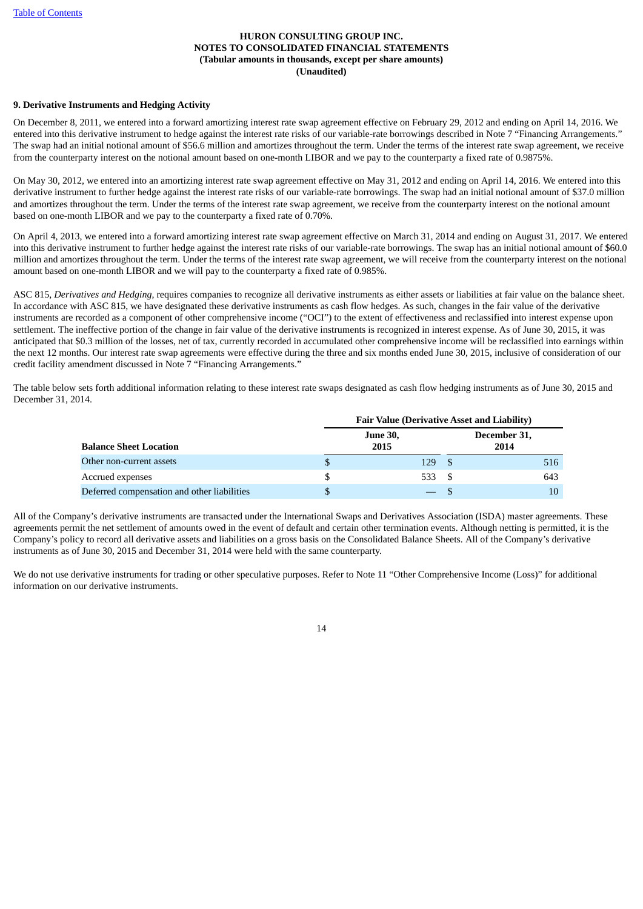HURON CONSULTING GROUP INC.
NOTES TO CONSOLIDATED FINANCIAL STATEMENTS
(Tabular amounts in thousands, except per share amounts)
(Unaudited)

**9. Derivative Instruments and Hedging Activity**

On December 8, 2011, we entered into a forward amortizing interest rate swap agreement effective on February 29, 2012 and ending on April 14, 2016. We entered into this derivative instrument to hedge against the interest rate risks of our variable-rate borrowings described in Note 7 "Financing Arrangements." The swap had an initial notional amount of $56.6 million and amortizes throughout the term. Under the terms of the interest rate swap agreement, we receive from the counterparty interest on the notional amount based on one-month LIBOR and we pay to the counterparty a fixed rate of 0.9875%.

On May 30, 2012, we entered into an amortizing interest rate swap agreement effective on May 31, 2012 and ending on April 14, 2016. We entered into this derivative instrument to further hedge against the interest rate risks of our variable-rate borrowings. The swap had an initial notional amount of $37.0 million and amortizes throughout the term. Under the terms of the interest rate swap agreement, we receive from the counterparty interest on the notional amount based on one-month LIBOR and we pay to the counterparty a fixed rate of 0.70%.

On April 4, 2013, we entered into a forward amortizing interest rate swap agreement effective on March 31, 2014 and ending on August 31, 2017. We entered into this derivative instrument to further hedge against the interest rate risks of our variable-rate borrowings. The swap has an initial notional amount of $60.0 million and amortizes throughout the term. Under the terms of the interest rate swap agreement, we will receive from the counterparty interest on the notional amount based on one-month LIBOR and we will pay to the counterparty a fixed rate of 0.985%.

ASC 815, *Derivatives and Hedging*, requires companies to recognize all derivative instruments as either assets or liabilities at fair value on the balance sheet. In accordance with ASC 815, we have designated these derivative instruments as cash flow hedges. As such, changes in the fair value of the derivative instruments are recorded as a component of other comprehensive income ("OCI") to the extent of effectiveness and reclassified into interest expense upon settlement. The ineffective portion of the change in fair value of the derivative instruments is recognized in interest expense. As of June 30, 2015, it was anticipated that $0.3 million of the losses, net of tax, currently recorded in accumulated other comprehensive income will be reclassified into earnings within the next 12 months. Our interest rate swap agreements were effective during the three and six months ended June 30, 2015, inclusive of consideration of our credit facility amendment discussed in Note 7 "Financing Arrangements."

The table below sets forth additional information relating to these interest rate swaps designated as cash flow hedging instruments as of June 30, 2015 and December 31, 2014.

| | Fair Value (Derivative Asset and Liability) | |
|---|---|---|
| **Balance Sheet Location** | **June 30, 2015** | **December 31, 2014** |
| Other non-current assets | $ 129 | $ 516 |
| Accrued expenses | $ 533 | $ 643 |
| Deferred compensation and other liabilities | $ — | $ 10 |

All of the Company's derivative instruments are transacted under the International Swaps and Derivatives Association (ISDA) master agreements. These agreements permit the net settlement of amounts owed in the event of default and certain other termination events. Although netting is permitted, it is the Company's policy to record all derivative assets and liabilities on a gross basis on the Consolidated Balance Sheets. All of the Company's derivative instruments as of June 30, 2015 and December 31, 2014 were held with the same counterparty.

We do not use derivative instruments for trading or other speculative purposes. Refer to Note 11 "Other Comprehensive Income (Loss)" for additional information on our derivative instruments.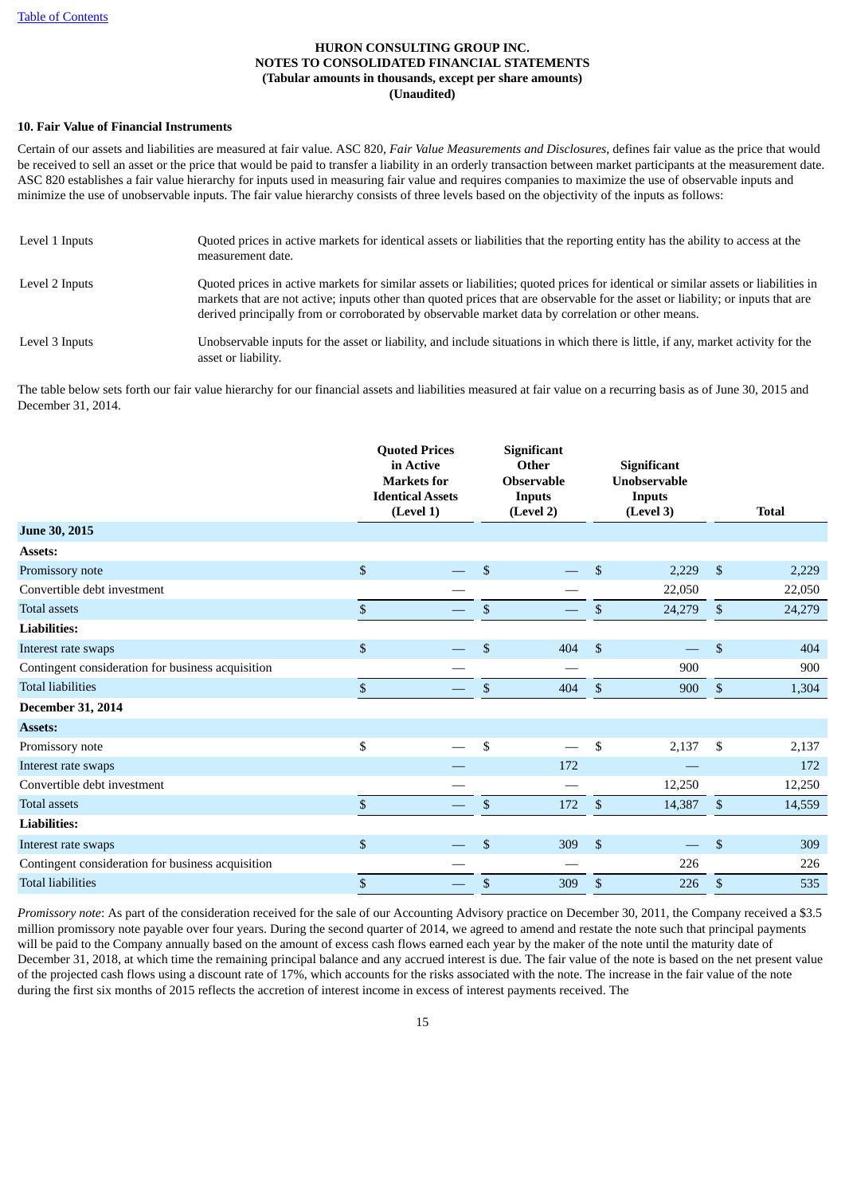**HURON CONSULTING GROUP INC.**
**NOTES TO CONSOLIDATED FINANCIAL STATEMENTS**
**(Tabular amounts in thousands, except per share amounts)**
**(Unaudited)**

**10. Fair Value of Financial Instruments**

Certain of our assets and liabilities are measured at fair value. ASC 820, *Fair Value Measurements and Disclosures*, defines fair value as the price that would be received to sell an asset or the price that would be paid to transfer a liability in an orderly transaction between market participants at the measurement date. ASC 820 establishes a fair value hierarchy for inputs used in measuring fair value and requires companies to maximize the use of observable inputs and minimize the use of unobservable inputs. The fair value hierarchy consists of three levels based on the objectivity of the inputs as follows:

| | |
|---|---|
| Level 1 Inputs | Quoted prices in active markets for identical assets or liabilities that the reporting entity has the ability to access at the measurement date. |
| Level 2 Inputs | Quoted prices in active markets for similar assets or liabilities; quoted prices for identical or similar assets or liabilities in markets that are not active; inputs other than quoted prices that are observable for the asset or liability; or inputs that are derived principally from or corroborated by observable market data by correlation or other means. |
| Level 3 Inputs | Unobservable inputs for the asset or liability, and include situations in which there is little, if any, market activity for the asset or liability. |

The table below sets forth our fair value hierarchy for our financial assets and liabilities measured at fair value on a recurring basis as of June 30, 2015 and December 31, 2014.

| | Quoted Prices in Active Markets for Identical Assets (Level 1) | Significant Other Observable Inputs (Level 2) | Significant Unobservable Inputs (Level 3) | Total |
|---|---|---|---|---|
| **June 30, 2015** | | | | |
| **Assets:** | | | | |
| Promissory note | $ — | $ — | $ 2,229 | $ 2,229 |
| Convertible debt investment | — | — | 22,050 | 22,050 |
| Total assets | $ — | $ — | $ 24,279 | $ 24,279 |
| **Liabilities:** | | | | |
| Interest rate swaps | $ — | $ 404 | $ — | $ 404 |
| Contingent consideration for business acquisition | — | — | 900 | 900 |
| Total liabilities | $ — | $ 404 | $ 900 | $ 1,304 |
| **December 31, 2014** | | | | |
| **Assets:** | | | | |
| Promissory note | $ — | $ — | $ 2,137 | $ 2,137 |
| Interest rate swaps | — | 172 | — | 172 |
| Convertible debt investment | — | — | 12,250 | 12,250 |
| Total assets | $ — | $ 172 | $ 14,387 | $ 14,559 |
| **Liabilities:** | | | | |
| Interest rate swaps | $ — | $ 309 | $ — | $ 309 |
| Contingent consideration for business acquisition | — | — | 226 | 226 |
| Total liabilities | $ — | $ 309 | $ 226 | $ 535 |

*Promissory note*: As part of the consideration received for the sale of our Accounting Advisory practice on December 30, 2011, the Company received a $3.5 million promissory note payable over four years. During the second quarter of 2014, we agreed to amend and restate the note such that principal payments will be paid to the Company annually based on the amount of excess cash flows earned each year by the maker of the note until the maturity date of December 31, 2018, at which time the remaining principal balance and any accrued interest is due. The fair value of the note is based on the net present value of the projected cash flows using a discount rate of 17%, which accounts for the risks associated with the note. The increase in the fair value of the note during the first six months of 2015 reflects the accretion of interest income in excess of interest payments received. The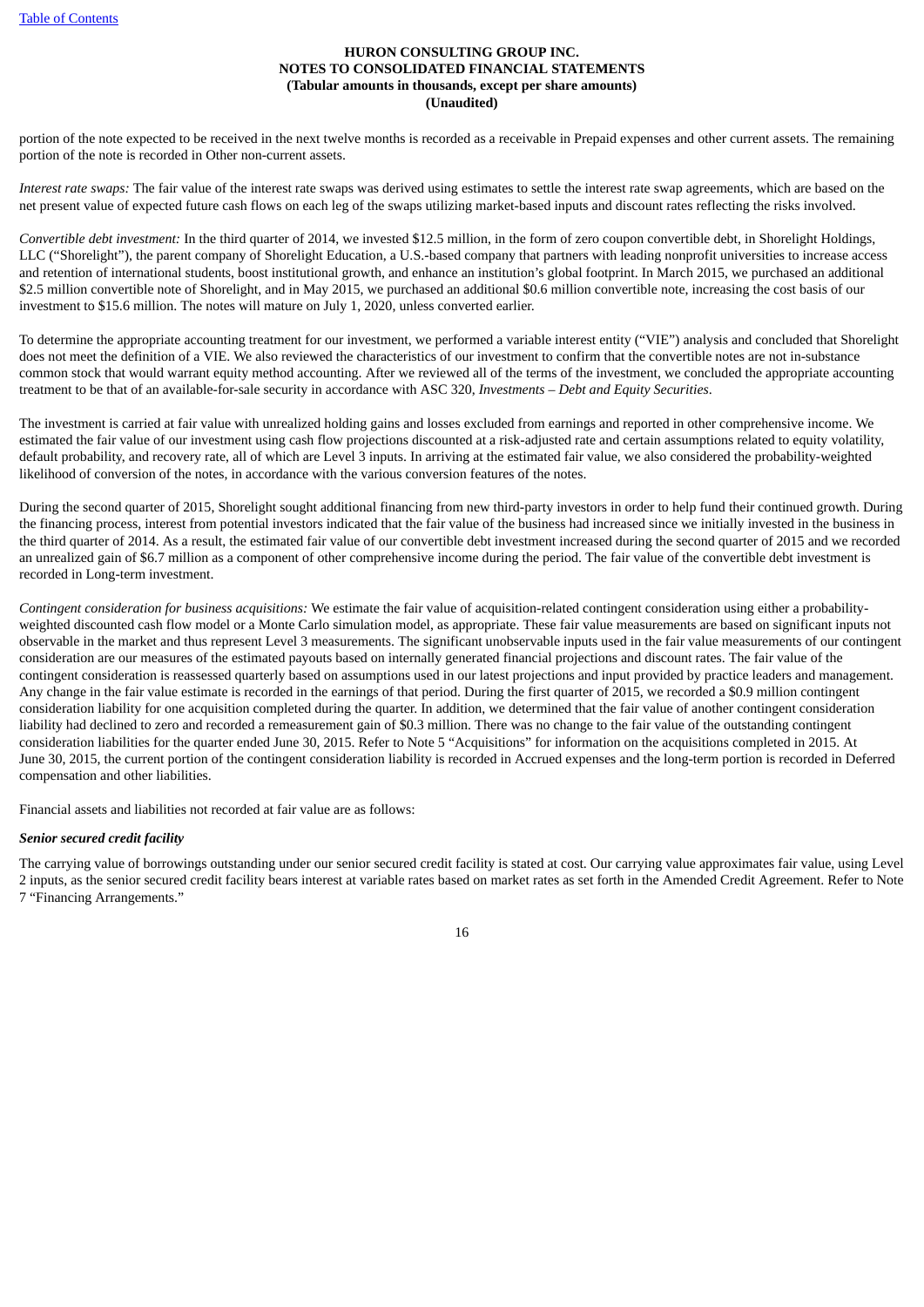portion of the note expected to be received in the next twelve months is recorded as a receivable in Prepaid expenses and other current assets. The remaining portion of the note is recorded in Other non-current assets.

*Interest rate swaps:* The fair value of the interest rate swaps was derived using estimates to settle the interest rate swap agreements, which are based on the net present value of expected future cash flows on each leg of the swaps utilizing market-based inputs and discount rates reflecting the risks involved.

*Convertible debt investment:* In the third quarter of 2014, we invested $12.5 million, in the form of zero coupon convertible debt, in Shorelight Holdings, LLC ("Shorelight"), the parent company of Shorelight Education, a U.S.-based company that partners with leading nonprofit universities to increase access and retention of international students, boost institutional growth, and enhance an institution's global footprint. In March 2015, we purchased an additional $2.5 million convertible note of Shorelight, and in May 2015, we purchased an additional $0.6 million convertible note, increasing the cost basis of our investment to $15.6 million. The notes will mature on July 1, 2020, unless converted earlier.

To determine the appropriate accounting treatment for our investment, we performed a variable interest entity ("VIE") analysis and concluded that Shorelight does not meet the definition of a VIE. We also reviewed the characteristics of our investment to confirm that the convertible notes are not in-substance common stock that would warrant equity method accounting. After we reviewed all of the terms of the investment, we concluded the appropriate accounting treatment to be that of an available-for-sale security in accordance with ASC 320, *Investments – Debt and Equity Securities*.

The investment is carried at fair value with unrealized holding gains and losses excluded from earnings and reported in other comprehensive income. We estimated the fair value of our investment using cash flow projections discounted at a risk-adjusted rate and certain assumptions related to equity volatility, default probability, and recovery rate, all of which are Level 3 inputs. In arriving at the estimated fair value, we also considered the probability-weighted likelihood of conversion of the notes, in accordance with the various conversion features of the notes.

During the second quarter of 2015, Shorelight sought additional financing from new third-party investors in order to help fund their continued growth. During the financing process, interest from potential investors indicated that the fair value of the business had increased since we initially invested in the business in the third quarter of 2014. As a result, the estimated fair value of our convertible debt investment increased during the second quarter of 2015 and we recorded an unrealized gain of $6.7 million as a component of other comprehensive income during the period. The fair value of the convertible debt investment is recorded in Long-term investment.

*Contingent consideration for business acquisitions:* We estimate the fair value of acquisition-related contingent consideration using either a probability-weighted discounted cash flow model or a Monte Carlo simulation model, as appropriate. These fair value measurements are based on significant inputs not observable in the market and thus represent Level 3 measurements. The significant unobservable inputs used in the fair value measurements of our contingent consideration are our measures of the estimated payouts based on internally generated financial projections and discount rates. The fair value of the contingent consideration is reassessed quarterly based on assumptions used in our latest projections and input provided by practice leaders and management. Any change in the fair value estimate is recorded in the earnings of that period. During the first quarter of 2015, we recorded a $0.9 million contingent consideration liability for one acquisition completed during the quarter. In addition, we determined that the fair value of another contingent consideration liability had declined to zero and recorded a remeasurement gain of $0.3 million. There was no change to the fair value of the outstanding contingent consideration liabilities for the quarter ended June 30, 2015. Refer to Note 5 "Acquisitions" for information on the acquisitions completed in 2015. At June 30, 2015, the current portion of the contingent consideration liability is recorded in Accrued expenses and the long-term portion is recorded in Deferred compensation and other liabilities.

Financial assets and liabilities not recorded at fair value are as follows:

***Senior secured credit facility***

The carrying value of borrowings outstanding under our senior secured credit facility is stated at cost. Our carrying value approximates fair value, using Level 2 inputs, as the senior secured credit facility bears interest at variable rates based on market rates as set forth in the Amended Credit Agreement. Refer to Note 7 "Financing Arrangements."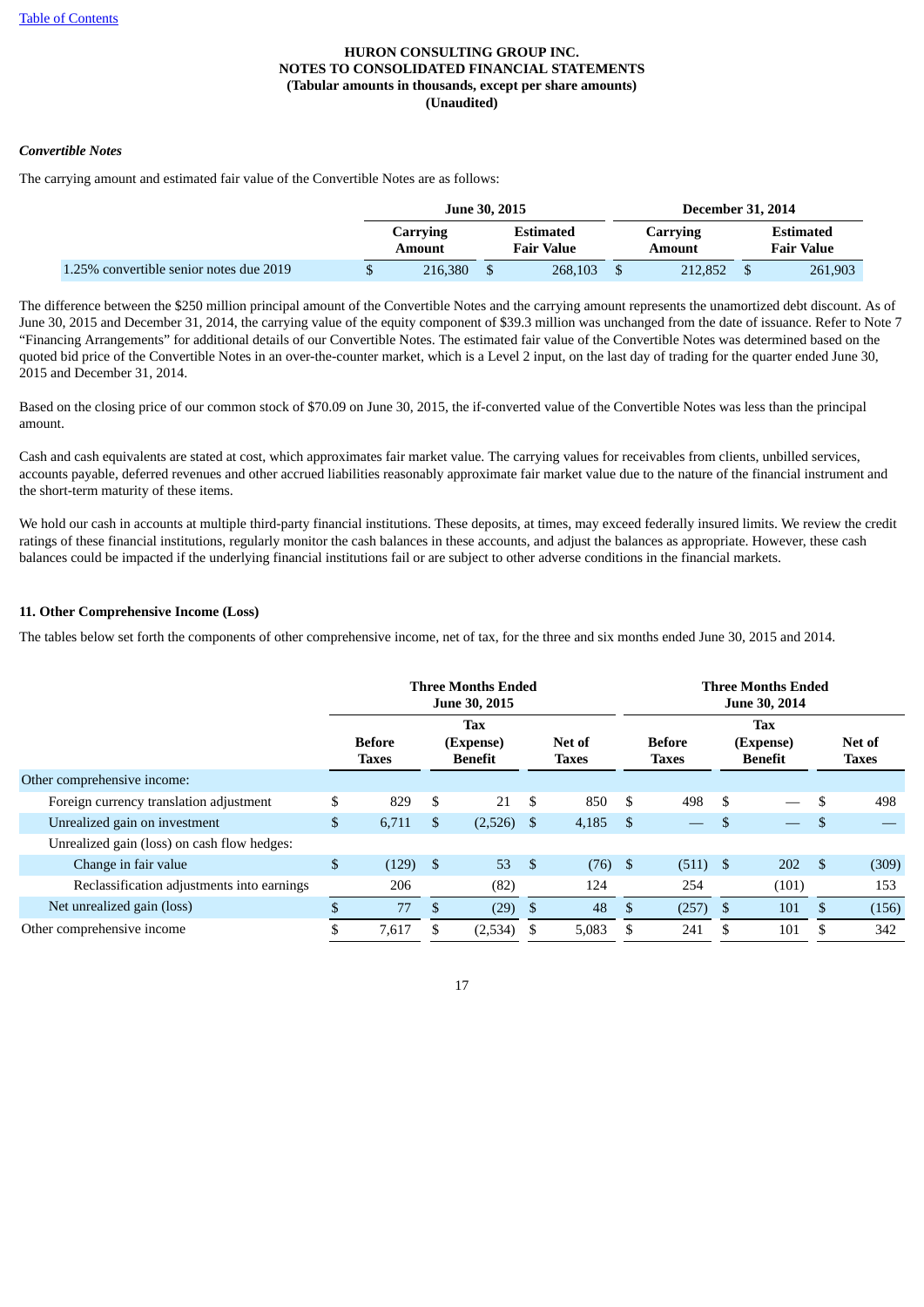HURON CONSULTING GROUP INC.
NOTES TO CONSOLIDATED FINANCIAL STATEMENTS
(Tabular amounts in thousands, except per share amounts)
(Unaudited)

***Convertible Notes***

The carrying amount and estimated fair value of the Convertible Notes are as follows:

| | June 30, 2015 | | December 31, 2014 | |
|---|---|---|---|---|
| | Carrying Amount | Estimated Fair Value | Carrying Amount | Estimated Fair Value |
| 1.25% convertible senior notes due 2019 | $ 216,380 | $ 268,103 | $ 212,852 | $ 261,903 |

The difference between the $250 million principal amount of the Convertible Notes and the carrying amount represents the unamortized debt discount. As of June 30, 2015 and December 31, 2014, the carrying value of the equity component of $39.3 million was unchanged from the date of issuance. Refer to Note 7 "Financing Arrangements" for additional details of our Convertible Notes. The estimated fair value of the Convertible Notes was determined based on the quoted bid price of the Convertible Notes in an over-the-counter market, which is a Level 2 input, on the last day of trading for the quarter ended June 30, 2015 and December 31, 2014.

Based on the closing price of our common stock of $70.09 on June 30, 2015, the if-converted value of the Convertible Notes was less than the principal amount.

Cash and cash equivalents are stated at cost, which approximates fair market value. The carrying values for receivables from clients, unbilled services, accounts payable, deferred revenues and other accrued liabilities reasonably approximate fair market value due to the nature of the financial instrument and the short-term maturity of these items.

We hold our cash in accounts at multiple third-party financial institutions. These deposits, at times, may exceed federally insured limits. We review the credit ratings of these financial institutions, regularly monitor the cash balances in these accounts, and adjust the balances as appropriate. However, these cash balances could be impacted if the underlying financial institutions fail or are subject to other adverse conditions in the financial markets.

## 11. Other Comprehensive Income (Loss)

The tables below set forth the components of other comprehensive income, net of tax, for the three and six months ended June 30, 2015 and 2014.

| | Three Months Ended June 30, 2015 | | | Three Months Ended June 30, 2014 | | |
|---|---|---|---|---|---|---|
| | Before Taxes | Tax (Expense) Benefit | Net of Taxes | Before Taxes | Tax (Expense) Benefit | Net of Taxes |
| Other comprehensive income: | | | | | | |
| Foreign currency translation adjustment | $ 829 | $ 21 | $ 850 | $ 498 | $ — | $ 498 |
| Unrealized gain on investment | $ 6,711 | $ (2,526) | $ 4,185 | $ — | $ — | $ — |
| Unrealized gain (loss) on cash flow hedges: | | | | | | |
| Change in fair value | $ (129) | $ 53 | $ (76) | $ (511) | $ 202 | $ (309) |
| Reclassification adjustments into earnings | 206 | (82) | 124 | 254 | (101) | 153 |
| Net unrealized gain (loss) | $ 77 | $ (29) | $ 48 | $ (257) | $ 101 | $ (156) |
| Other comprehensive income | $ 7,617 | $ (2,534) | $ 5,083 | $ 241 | $ 101 | $ 342 |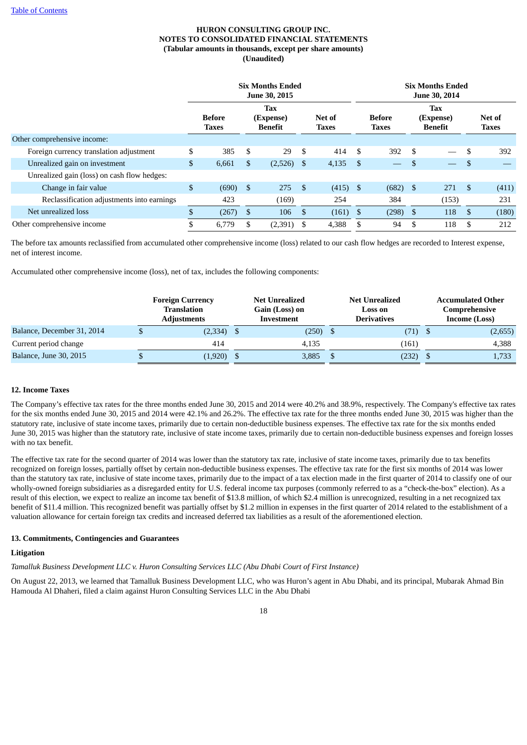**HURON CONSULTING GROUP INC.**
**NOTES TO CONSOLIDATED FINANCIAL STATEMENTS**
**(Tabular amounts in thousands, except per share amounts)**
**(Unaudited)**

| | Six Months Ended June 30, 2015 | | | Six Months Ended June 30, 2014 | | |
|---|---|---|---|---|---|---|
| | Before Taxes | Tax (Expense) Benefit | Net of Taxes | Before Taxes | Tax (Expense) Benefit | Net of Taxes |
| Other comprehensive income: | | | | | | |
| Foreign currency translation adjustment | $ 385 | $ 29 | $ 414 | $ 392 | $ — | $ 392 |
| Unrealized gain on investment | $ 6,661 | $ (2,526) | $ 4,135 | $ — | $ — | $ — |
| Unrealized gain (loss) on cash flow hedges: | | | | | | |
| Change in fair value | $ (690) | $ 275 | $ (415) | $ (682) | $ 271 | $ (411) |
| Reclassification adjustments into earnings | 423 | (169) | 254 | 384 | (153) | 231 |
| Net unrealized loss | $ (267) | $ 106 | $ (161) | $ (298) | $ 118 | $ (180) |
| Other comprehensive income | $ 6,779 | $ (2,391) | $ 4,388 | $ 94 | $ 118 | $ 212 |

The before tax amounts reclassified from accumulated other comprehensive income (loss) related to our cash flow hedges are recorded to Interest expense, net of interest income.

Accumulated other comprehensive income (loss), net of tax, includes the following components:

| | Foreign Currency Translation Adjustments | Net Unrealized Gain (Loss) on Investment | Net Unrealized Loss on Derivatives | Accumulated Other Comprehensive Income (Loss) |
|---|---|---|---|---|
| Balance, December 31, 2014 | $ (2,334) | $ (250) | $ (71) | $ (2,655) |
| Current period change | 414 | 4,135 | (161) | 4,388 |
| Balance, June 30, 2015 | $ (1,920) | $ 3,885 | $ (232) | $ 1,733 |

## 12. Income Taxes

The Company's effective tax rates for the three months ended June 30, 2015 and 2014 were 40.2% and 38.9%, respectively. The Company's effective tax rates for the six months ended June 30, 2015 and 2014 were 42.1% and 26.2%. The effective tax rate for the three months ended June 30, 2015 was higher than the statutory rate, inclusive of state income taxes, primarily due to certain non-deductible business expenses. The effective tax rate for the six months ended June 30, 2015 was higher than the statutory rate, inclusive of state income taxes, primarily due to certain non-deductible business expenses and foreign losses with no tax benefit.

The effective tax rate for the second quarter of 2014 was lower than the statutory tax rate, inclusive of state income taxes, primarily due to tax benefits recognized on foreign losses, partially offset by certain non-deductible business expenses. The effective tax rate for the first six months of 2014 was lower than the statutory tax rate, inclusive of state income taxes, primarily due to the impact of a tax election made in the first quarter of 2014 to classify one of our wholly-owned foreign subsidiaries as a disregarded entity for U.S. federal income tax purposes (commonly referred to as a "check-the-box" election). As a result of this election, we expect to realize an income tax benefit of $13.8 million, of which $2.4 million is unrecognized, resulting in a net recognized tax benefit of $11.4 million. This recognized benefit was partially offset by $1.2 million in expenses in the first quarter of 2014 related to the establishment of a valuation allowance for certain foreign tax credits and increased deferred tax liabilities as a result of the aforementioned election.

## 13. Commitments, Contingencies and Guarantees

**Litigation**

*Tamalluk Business Development LLC v. Huron Consulting Services LLC (Abu Dhabi Court of First Instance)*

On August 22, 2013, we learned that Tamalluk Business Development LLC, who was Huron's agent in Abu Dhabi, and its principal, Mubarak Ahmad Bin Hamouda Al Dhaheri, filed a claim against Huron Consulting Services LLC in the Abu Dhabi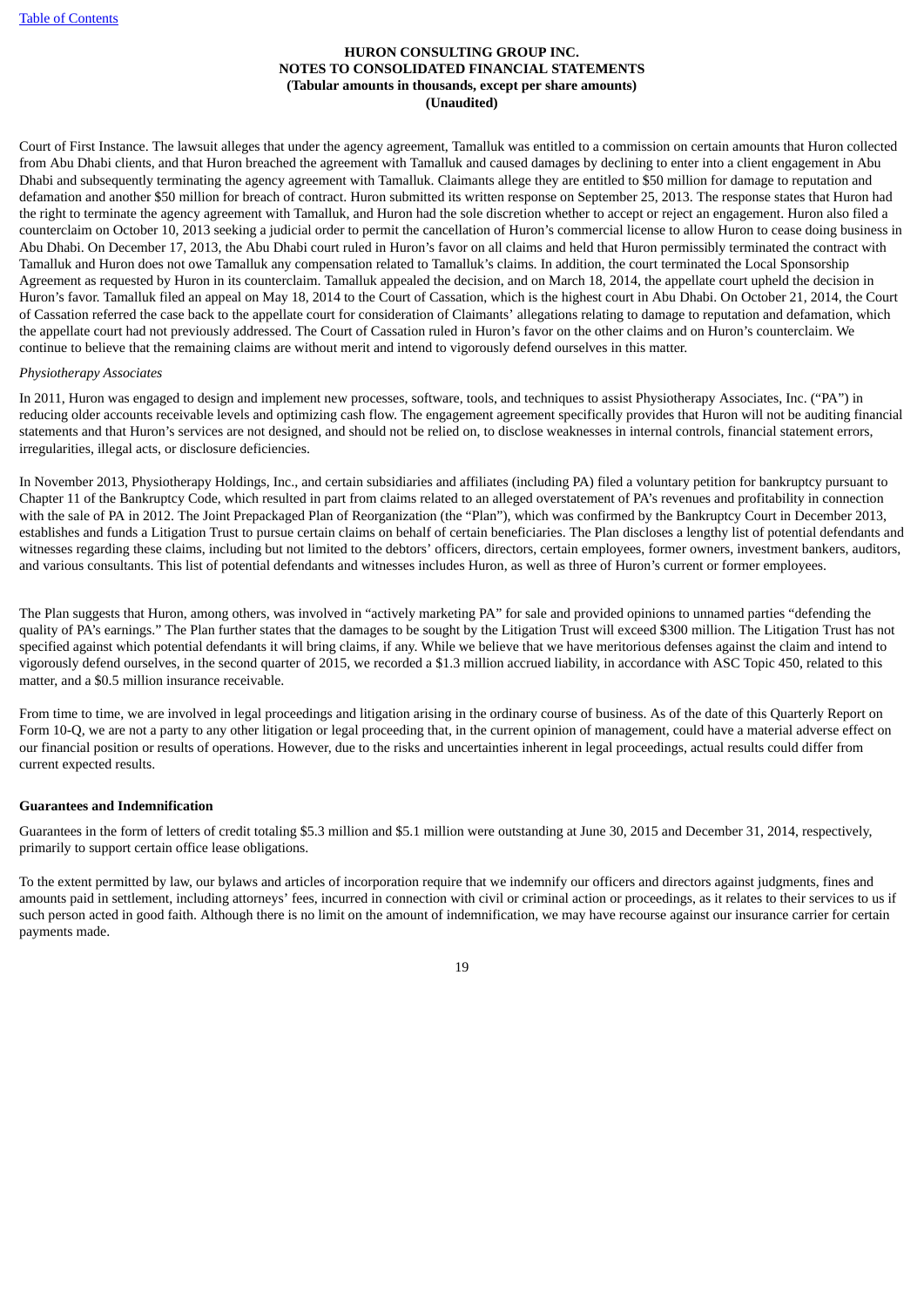Court of First Instance. The lawsuit alleges that under the agency agreement, Tamalluk was entitled to a commission on certain amounts that Huron collected from Abu Dhabi clients, and that Huron breached the agreement with Tamalluk and caused damages by declining to enter into a client engagement in Abu Dhabi and subsequently terminating the agency agreement with Tamalluk. Claimants allege they are entitled to $50 million for damage to reputation and defamation and another $50 million for breach of contract. Huron submitted its written response on September 25, 2013. The response states that Huron had the right to terminate the agency agreement with Tamalluk, and Huron had the sole discretion whether to accept or reject an engagement. Huron also filed a counterclaim on October 10, 2013 seeking a judicial order to permit the cancellation of Huron's commercial license to allow Huron to cease doing business in Abu Dhabi. On December 17, 2013, the Abu Dhabi court ruled in Huron's favor on all claims and held that Huron permissibly terminated the contract with Tamalluk and Huron does not owe Tamalluk any compensation related to Tamalluk's claims. In addition, the court terminated the Local Sponsorship Agreement as requested by Huron in its counterclaim. Tamalluk appealed the decision, and on March 18, 2014, the appellate court upheld the decision in Huron's favor. Tamalluk filed an appeal on May 18, 2014 to the Court of Cassation, which is the highest court in Abu Dhabi. On October 21, 2014, the Court of Cassation referred the case back to the appellate court for consideration of Claimants' allegations relating to damage to reputation and defamation, which the appellate court had not previously addressed. The Court of Cassation ruled in Huron's favor on the other claims and on Huron's counterclaim. We continue to believe that the remaining claims are without merit and intend to vigorously defend ourselves in this matter.

*Physiotherapy Associates*

In 2011, Huron was engaged to design and implement new processes, software, tools, and techniques to assist Physiotherapy Associates, Inc. ("PA") in reducing older accounts receivable levels and optimizing cash flow. The engagement agreement specifically provides that Huron will not be auditing financial statements and that Huron's services are not designed, and should not be relied on, to disclose weaknesses in internal controls, financial statement errors, irregularities, illegal acts, or disclosure deficiencies.

In November 2013, Physiotherapy Holdings, Inc., and certain subsidiaries and affiliates (including PA) filed a voluntary petition for bankruptcy pursuant to Chapter 11 of the Bankruptcy Code, which resulted in part from claims related to an alleged overstatement of PA's revenues and profitability in connection with the sale of PA in 2012. The Joint Prepackaged Plan of Reorganization (the "Plan"), which was confirmed by the Bankruptcy Court in December 2013, establishes and funds a Litigation Trust to pursue certain claims on behalf of certain beneficiaries. The Plan discloses a lengthy list of potential defendants and witnesses regarding these claims, including but not limited to the debtors' officers, directors, certain employees, former owners, investment bankers, auditors, and various consultants. This list of potential defendants and witnesses includes Huron, as well as three of Huron's current or former employees.

The Plan suggests that Huron, among others, was involved in "actively marketing PA" for sale and provided opinions to unnamed parties "defending the quality of PA's earnings." The Plan further states that the damages to be sought by the Litigation Trust will exceed $300 million. The Litigation Trust has not specified against which potential defendants it will bring claims, if any. While we believe that we have meritorious defenses against the claim and intend to vigorously defend ourselves, in the second quarter of 2015, we recorded a $1.3 million accrued liability, in accordance with ASC Topic 450, related to this matter, and a $0.5 million insurance receivable.

From time to time, we are involved in legal proceedings and litigation arising in the ordinary course of business. As of the date of this Quarterly Report on Form 10-Q, we are not a party to any other litigation or legal proceeding that, in the current opinion of management, could have a material adverse effect on our financial position or results of operations. However, due to the risks and uncertainties inherent in legal proceedings, actual results could differ from current expected results.

**Guarantees and Indemnification**

Guarantees in the form of letters of credit totaling $5.3 million and $5.1 million were outstanding at June 30, 2015 and December 31, 2014, respectively, primarily to support certain office lease obligations.

To the extent permitted by law, our bylaws and articles of incorporation require that we indemnify our officers and directors against judgments, fines and amounts paid in settlement, including attorneys' fees, incurred in connection with civil or criminal action or proceedings, as it relates to their services to us if such person acted in good faith. Although there is no limit on the amount of indemnification, we may have recourse against our insurance carrier for certain payments made.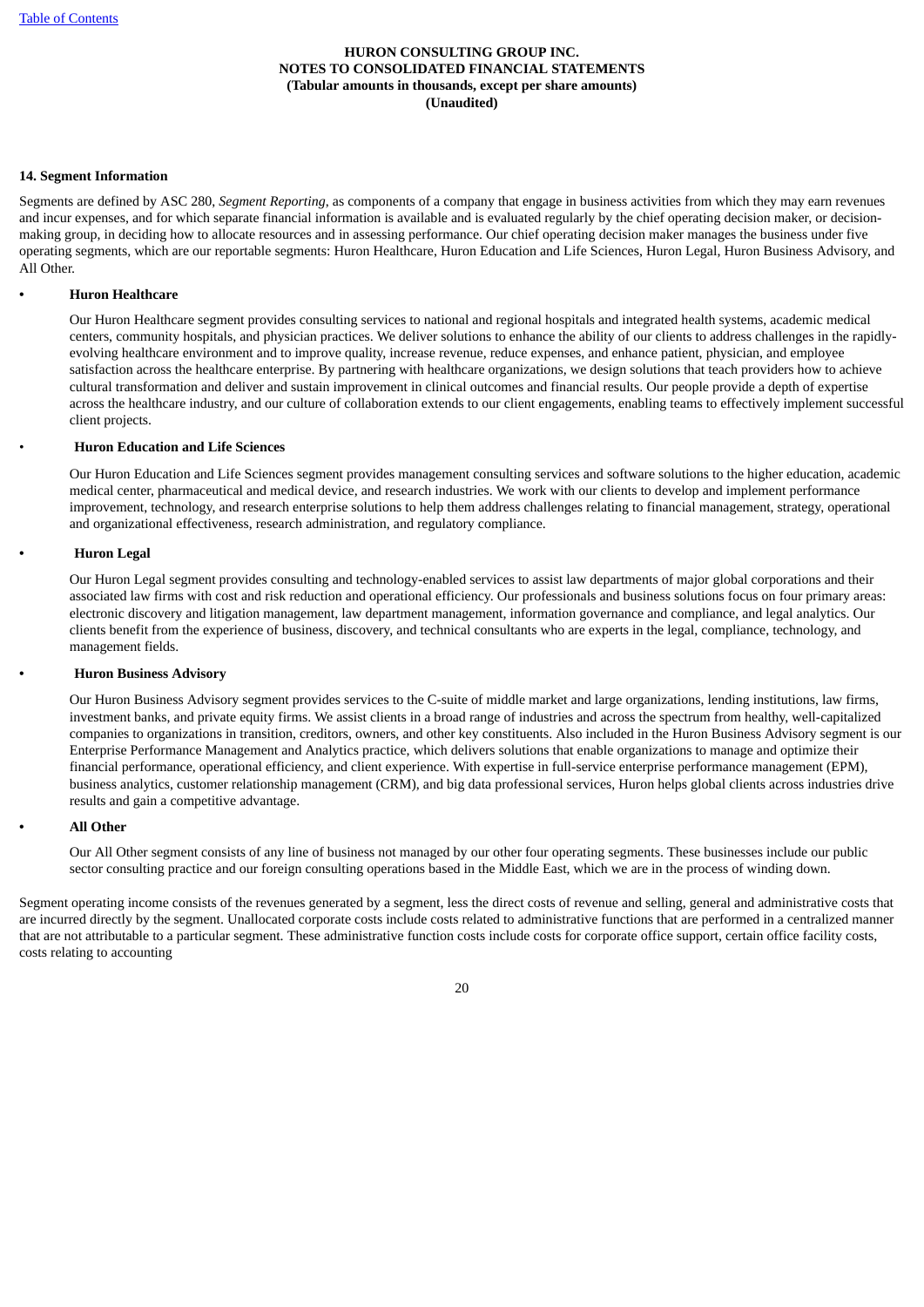**HURON CONSULTING GROUP INC.**
**NOTES TO CONSOLIDATED FINANCIAL STATEMENTS**
**(Tabular amounts in thousands, except per share amounts)**
**(Unaudited)**

## 14. Segment Information

Segments are defined by ASC 280, *Segment Reporting*, as components of a company that engage in business activities from which they may earn revenues and incur expenses, and for which separate financial information is available and is evaluated regularly by the chief operating decision maker, or decision-making group, in deciding how to allocate resources and in assessing performance. Our chief operating decision maker manages the business under five operating segments, which are our reportable segments: Huron Healthcare, Huron Education and Life Sciences, Huron Legal, Huron Business Advisory, and All Other.

- **Huron Healthcare**

  Our Huron Healthcare segment provides consulting services to national and regional hospitals and integrated health systems, academic medical centers, community hospitals, and physician practices. We deliver solutions to enhance the ability of our clients to address challenges in the rapidly-evolving healthcare environment and to improve quality, increase revenue, reduce expenses, and enhance patient, physician, and employee satisfaction across the healthcare enterprise. By partnering with healthcare organizations, we design solutions that teach providers how to achieve cultural transformation and deliver and sustain improvement in clinical outcomes and financial results. Our people provide a depth of expertise across the healthcare industry, and our culture of collaboration extends to our client engagements, enabling teams to effectively implement successful client projects.

- **Huron Education and Life Sciences**

  Our Huron Education and Life Sciences segment provides management consulting services and software solutions to the higher education, academic medical center, pharmaceutical and medical device, and research industries. We work with our clients to develop and implement performance improvement, technology, and research enterprise solutions to help them address challenges relating to financial management, strategy, operational and organizational effectiveness, research administration, and regulatory compliance.

- **Huron Legal**

  Our Huron Legal segment provides consulting and technology-enabled services to assist law departments of major global corporations and their associated law firms with cost and risk reduction and operational efficiency. Our professionals and business solutions focus on four primary areas: electronic discovery and litigation management, law department management, information governance and compliance, and legal analytics. Our clients benefit from the experience of business, discovery, and technical consultants who are experts in the legal, compliance, technology, and management fields.

- **Huron Business Advisory**

  Our Huron Business Advisory segment provides services to the C-suite of middle market and large organizations, lending institutions, law firms, investment banks, and private equity firms. We assist clients in a broad range of industries and across the spectrum from healthy, well-capitalized companies to organizations in transition, creditors, owners, and other key constituents. Also included in the Huron Business Advisory segment is our Enterprise Performance Management and Analytics practice, which delivers solutions that enable organizations to manage and optimize their financial performance, operational efficiency, and client experience. With expertise in full-service enterprise performance management (EPM), business analytics, customer relationship management (CRM), and big data professional services, Huron helps global clients across industries drive results and gain a competitive advantage.

- **All Other**

  Our All Other segment consists of any line of business not managed by our other four operating segments. These businesses include our public sector consulting practice and our foreign consulting operations based in the Middle East, which we are in the process of winding down.

Segment operating income consists of the revenues generated by a segment, less the direct costs of revenue and selling, general and administrative costs that are incurred directly by the segment. Unallocated corporate costs include costs related to administrative functions that are performed in a centralized manner that are not attributable to a particular segment. These administrative function costs include costs for corporate office support, certain office facility costs, costs relating to accounting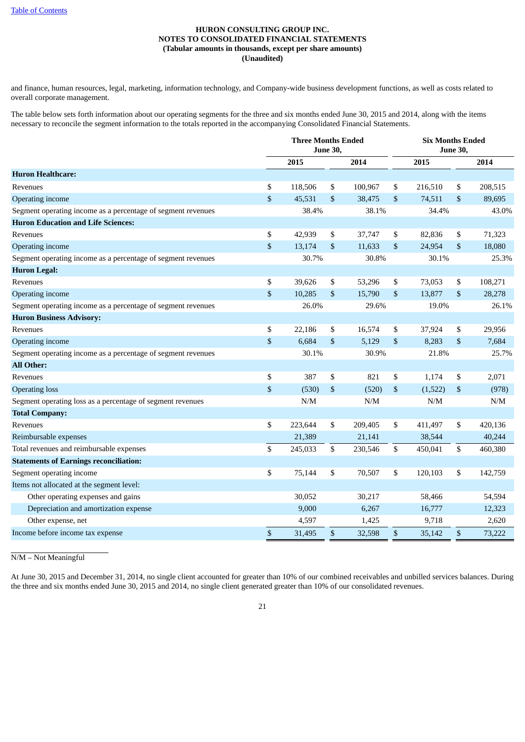**HURON CONSULTING GROUP INC.**
**NOTES TO CONSOLIDATED FINANCIAL STATEMENTS**
**(Tabular amounts in thousands, except per share amounts)**
**(Unaudited)**

and finance, human resources, legal, marketing, information technology, and Company-wide business development functions, as well as costs related to overall corporate management.

The table below sets forth information about our operating segments for the three and six months ended June 30, 2015 and 2014, along with the items necessary to reconcile the segment information to the totals reported in the accompanying Consolidated Financial Statements.

| | Three Months Ended June 30, | | Six Months Ended June 30, | |
|---|---|---|---|---|
| | 2015 | 2014 | 2015 | 2014 |
| **Huron Healthcare:** | | | | |
| Revenues | $ 118,506 | $ 100,967 | $ 216,510 | $ 208,515 |
| Operating income | $ 45,531 | $ 38,475 | $ 74,511 | $ 89,695 |
| Segment operating income as a percentage of segment revenues | 38.4% | 38.1% | 34.4% | 43.0% |
| **Huron Education and Life Sciences:** | | | | |
| Revenues | $ 42,939 | $ 37,747 | $ 82,836 | $ 71,323 |
| Operating income | $ 13,174 | $ 11,633 | $ 24,954 | $ 18,080 |
| Segment operating income as a percentage of segment revenues | 30.7% | 30.8% | 30.1% | 25.3% |
| **Huron Legal:** | | | | |
| Revenues | $ 39,626 | $ 53,296 | $ 73,053 | $ 108,271 |
| Operating income | $ 10,285 | $ 15,790 | $ 13,877 | $ 28,278 |
| Segment operating income as a percentage of segment revenues | 26.0% | 29.6% | 19.0% | 26.1% |
| **Huron Business Advisory:** | | | | |
| Revenues | $ 22,186 | $ 16,574 | $ 37,924 | $ 29,956 |
| Operating income | $ 6,684 | $ 5,129 | $ 8,283 | $ 7,684 |
| Segment operating income as a percentage of segment revenues | 30.1% | 30.9% | 21.8% | 25.7% |
| **All Other:** | | | | |
| Revenues | $ 387 | $ 821 | $ 1,174 | $ 2,071 |
| Operating loss | $ (530) | $ (520) | $ (1,522) | $ (978) |
| Segment operating loss as a percentage of segment revenues | N/M | N/M | N/M | N/M |
| **Total Company:** | | | | |
| Revenues | $ 223,644 | $ 209,405 | $ 411,497 | $ 420,136 |
| Reimbursable expenses | 21,389 | 21,141 | 38,544 | 40,244 |
| Total revenues and reimbursable expenses | $ 245,033 | $ 230,546 | $ 450,041 | $ 460,380 |
| **Statements of Earnings reconciliation:** | | | | |
| Segment operating income | $ 75,144 | $ 70,507 | $ 120,103 | $ 142,759 |
| Items not allocated at the segment level: | | | | |
| Other operating expenses and gains | 30,052 | 30,217 | 58,466 | 54,594 |
| Depreciation and amortization expense | 9,000 | 6,267 | 16,777 | 12,323 |
| Other expense, net | 4,597 | 1,425 | 9,718 | 2,620 |
| Income before income tax expense | $ 31,495 | $ 32,598 | $ 35,142 | $ 73,222 |

N/M – Not Meaningful

At June 30, 2015 and December 31, 2014, no single client accounted for greater than 10% of our combined receivables and unbilled services balances. During the three and six months ended June 30, 2015 and 2014, no single client generated greater than 10% of our consolidated revenues.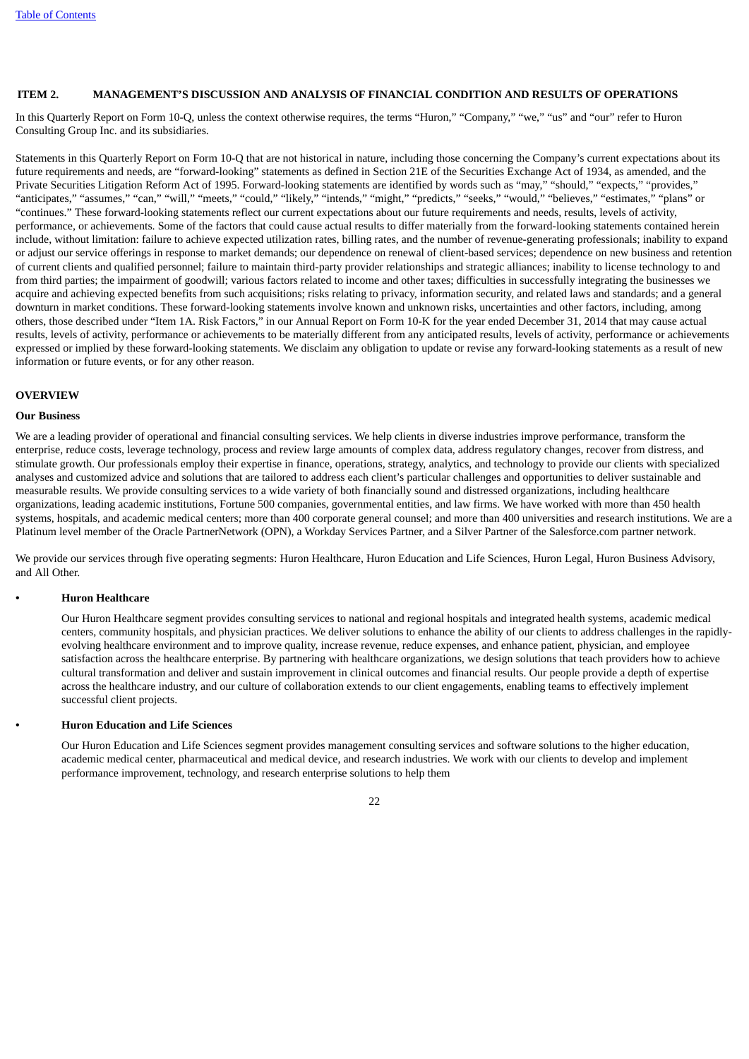## ITEM 2. MANAGEMENT'S DISCUSSION AND ANALYSIS OF FINANCIAL CONDITION AND RESULTS OF OPERATIONS

In this Quarterly Report on Form 10-Q, unless the context otherwise requires, the terms "Huron," "Company," "we," "us" and "our" refer to Huron Consulting Group Inc. and its subsidiaries.

Statements in this Quarterly Report on Form 10-Q that are not historical in nature, including those concerning the Company's current expectations about its future requirements and needs, are "forward-looking" statements as defined in Section 21E of the Securities Exchange Act of 1934, as amended, and the Private Securities Litigation Reform Act of 1995. Forward-looking statements are identified by words such as "may," "should," "expects," "provides," "anticipates," "assumes," "can," "will," "meets," "could," "likely," "intends," "might," "predicts," "seeks," "would," "believes," "estimates," "plans" or "continues." These forward-looking statements reflect our current expectations about our future requirements and needs, results, levels of activity, performance, or achievements. Some of the factors that could cause actual results to differ materially from the forward-looking statements contained herein include, without limitation: failure to achieve expected utilization rates, billing rates, and the number of revenue-generating professionals; inability to expand or adjust our service offerings in response to market demands; our dependence on renewal of client-based services; dependence on new business and retention of current clients and qualified personnel; failure to maintain third-party provider relationships and strategic alliances; inability to license technology to and from third parties; the impairment of goodwill; various factors related to income and other taxes; difficulties in successfully integrating the businesses we acquire and achieving expected benefits from such acquisitions; risks relating to privacy, information security, and related laws and standards; and a general downturn in market conditions. These forward-looking statements involve known and unknown risks, uncertainties and other factors, including, among others, those described under "Item 1A. Risk Factors," in our Annual Report on Form 10-K for the year ended December 31, 2014 that may cause actual results, levels of activity, performance or achievements to be materially different from any anticipated results, levels of activity, performance or achievements expressed or implied by these forward-looking statements. We disclaim any obligation to update or revise any forward-looking statements as a result of new information or future events, or for any other reason.

## OVERVIEW

### Our Business

We are a leading provider of operational and financial consulting services. We help clients in diverse industries improve performance, transform the enterprise, reduce costs, leverage technology, process and review large amounts of complex data, address regulatory changes, recover from distress, and stimulate growth. Our professionals employ their expertise in finance, operations, strategy, analytics, and technology to provide our clients with specialized analyses and customized advice and solutions that are tailored to address each client's particular challenges and opportunities to deliver sustainable and measurable results. We provide consulting services to a wide variety of both financially sound and distressed organizations, including healthcare organizations, leading academic institutions, Fortune 500 companies, governmental entities, and law firms. We have worked with more than 450 health systems, hospitals, and academic medical centers; more than 400 corporate general counsel; and more than 400 universities and research institutions. We are a Platinum level member of the Oracle PartnerNetwork (OPN), a Workday Services Partner, and a Silver Partner of the Salesforce.com partner network.

We provide our services through five operating segments: Huron Healthcare, Huron Education and Life Sciences, Huron Legal, Huron Business Advisory, and All Other.

- **Huron Healthcare**

  Our Huron Healthcare segment provides consulting services to national and regional hospitals and integrated health systems, academic medical centers, community hospitals, and physician practices. We deliver solutions to enhance the ability of our clients to address challenges in the rapidly-evolving healthcare environment and to improve quality, increase revenue, reduce expenses, and enhance patient, physician, and employee satisfaction across the healthcare enterprise. By partnering with healthcare organizations, we design solutions that teach providers how to achieve cultural transformation and deliver and sustain improvement in clinical outcomes and financial results. Our people provide a depth of expertise across the healthcare industry, and our culture of collaboration extends to our client engagements, enabling teams to effectively implement successful client projects.

- **Huron Education and Life Sciences**

  Our Huron Education and Life Sciences segment provides management consulting services and software solutions to the higher education, academic medical center, pharmaceutical and medical device, and research industries. We work with our clients to develop and implement performance improvement, technology, and research enterprise solutions to help them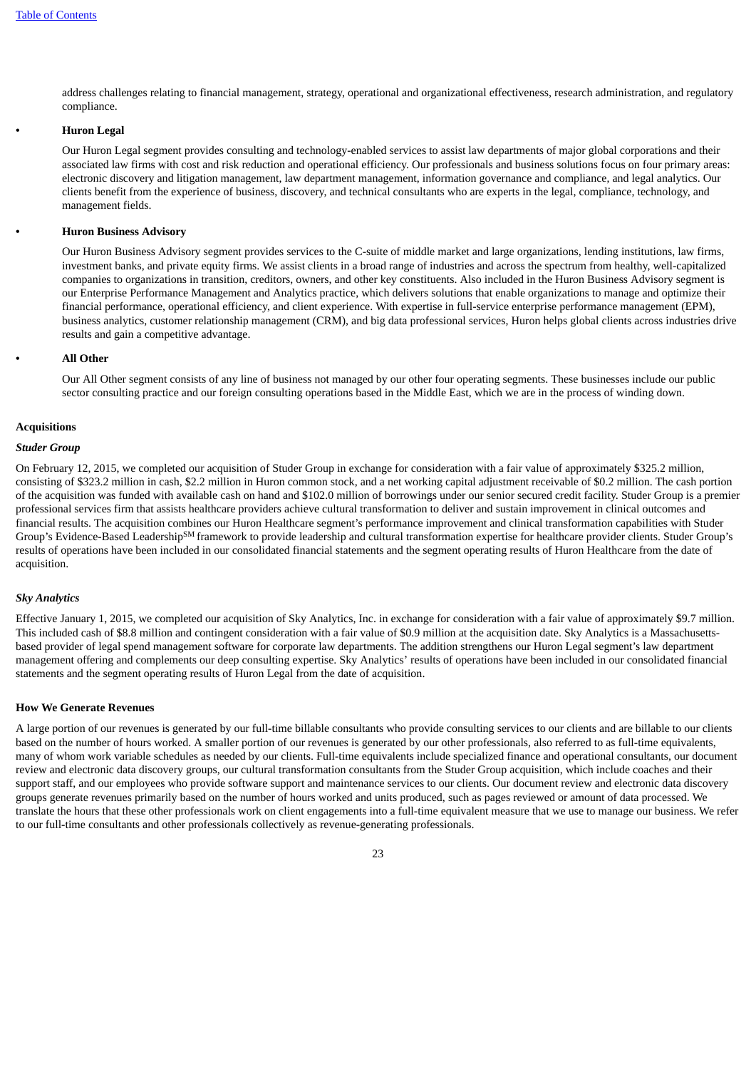address challenges relating to financial management, strategy, operational and organizational effectiveness, research administration, and regulatory compliance.

- **Huron Legal**

  Our Huron Legal segment provides consulting and technology-enabled services to assist law departments of major global corporations and their associated law firms with cost and risk reduction and operational efficiency. Our professionals and business solutions focus on four primary areas: electronic discovery and litigation management, law department management, information governance and compliance, and legal analytics. Our clients benefit from the experience of business, discovery, and technical consultants who are experts in the legal, compliance, technology, and management fields.

- **Huron Business Advisory**

  Our Huron Business Advisory segment provides services to the C-suite of middle market and large organizations, lending institutions, law firms, investment banks, and private equity firms. We assist clients in a broad range of industries and across the spectrum from healthy, well-capitalized companies to organizations in transition, creditors, owners, and other key constituents. Also included in the Huron Business Advisory segment is our Enterprise Performance Management and Analytics practice, which delivers solutions that enable organizations to manage and optimize their financial performance, operational efficiency, and client experience. With expertise in full-service enterprise performance management (EPM), business analytics, customer relationship management (CRM), and big data professional services, Huron helps global clients across industries drive results and gain a competitive advantage.

- **All Other**

  Our All Other segment consists of any line of business not managed by our other four operating segments. These businesses include our public sector consulting practice and our foreign consulting operations based in the Middle East, which we are in the process of winding down.

**Acquisitions**

***Studer Group***

On February 12, 2015, we completed our acquisition of Studer Group in exchange for consideration with a fair value of approximately $325.2 million, consisting of $323.2 million in cash, $2.2 million in Huron common stock, and a net working capital adjustment receivable of $0.2 million. The cash portion of the acquisition was funded with available cash on hand and $102.0 million of borrowings under our senior secured credit facility. Studer Group is a premier professional services firm that assists healthcare providers achieve cultural transformation to deliver and sustain improvement in clinical outcomes and financial results. The acquisition combines our Huron Healthcare segment's performance improvement and clinical transformation capabilities with Studer Group's Evidence-Based Leadership[SM] framework to provide leadership and cultural transformation expertise for healthcare provider clients. Studer Group's results of operations have been included in our consolidated financial statements and the segment operating results of Huron Healthcare from the date of acquisition.

***Sky Analytics***

Effective January 1, 2015, we completed our acquisition of Sky Analytics, Inc. in exchange for consideration with a fair value of approximately $9.7 million. This included cash of $8.8 million and contingent consideration with a fair value of $0.9 million at the acquisition date. Sky Analytics is a Massachusetts-based provider of legal spend management software for corporate law departments. The addition strengthens our Huron Legal segment's law department management offering and complements our deep consulting expertise. Sky Analytics' results of operations have been included in our consolidated financial statements and the segment operating results of Huron Legal from the date of acquisition.

**How We Generate Revenues**

A large portion of our revenues is generated by our full-time billable consultants who provide consulting services to our clients and are billable to our clients based on the number of hours worked. A smaller portion of our revenues is generated by our other professionals, also referred to as full-time equivalents, many of whom work variable schedules as needed by our clients. Full-time equivalents include specialized finance and operational consultants, our document review and electronic data discovery groups, our cultural transformation consultants from the Studer Group acquisition, which include coaches and their support staff, and our employees who provide software support and maintenance services to our clients. Our document review and electronic data discovery groups generate revenues primarily based on the number of hours worked and units produced, such as pages reviewed or amount of data processed. We translate the hours that these other professionals work on client engagements into a full-time equivalent measure that we use to manage our business. We refer to our full-time consultants and other professionals collectively as revenue-generating professionals.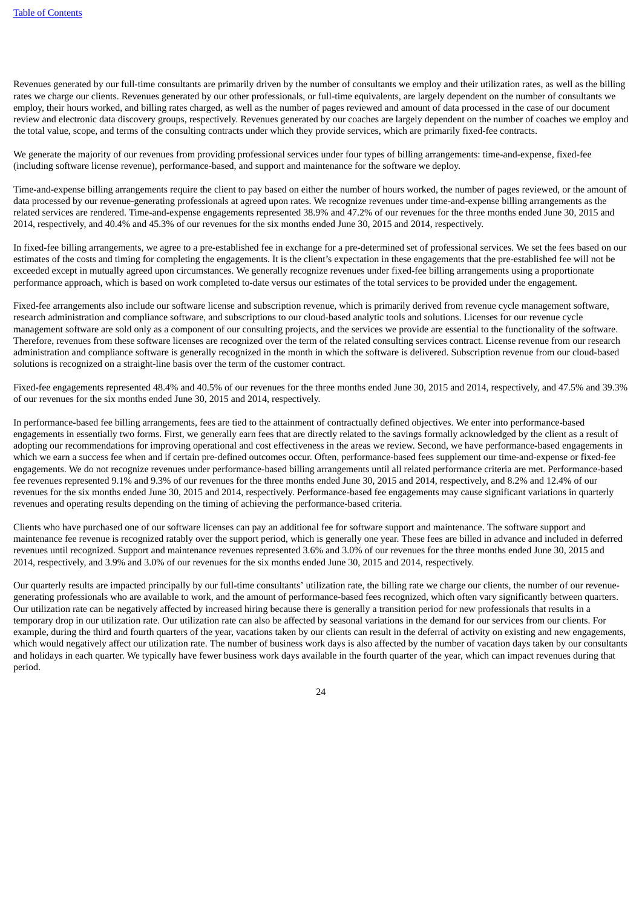Revenues generated by our full-time consultants are primarily driven by the number of consultants we employ and their utilization rates, as well as the billing rates we charge our clients. Revenues generated by our other professionals, or full-time equivalents, are largely dependent on the number of consultants we employ, their hours worked, and billing rates charged, as well as the number of pages reviewed and amount of data processed in the case of our document review and electronic data discovery groups, respectively. Revenues generated by our coaches are largely dependent on the number of coaches we employ and the total value, scope, and terms of the consulting contracts under which they provide services, which are primarily fixed-fee contracts.

We generate the majority of our revenues from providing professional services under four types of billing arrangements: time-and-expense, fixed-fee (including software license revenue), performance-based, and support and maintenance for the software we deploy.

Time-and-expense billing arrangements require the client to pay based on either the number of hours worked, the number of pages reviewed, or the amount of data processed by our revenue-generating professionals at agreed upon rates. We recognize revenues under time-and-expense billing arrangements as the related services are rendered. Time-and-expense engagements represented 38.9% and 47.2% of our revenues for the three months ended June 30, 2015 and 2014, respectively, and 40.4% and 45.3% of our revenues for the six months ended June 30, 2015 and 2014, respectively.

In fixed-fee billing arrangements, we agree to a pre-established fee in exchange for a pre-determined set of professional services. We set the fees based on our estimates of the costs and timing for completing the engagements. It is the client's expectation in these engagements that the pre-established fee will not be exceeded except in mutually agreed upon circumstances. We generally recognize revenues under fixed-fee billing arrangements using a proportionate performance approach, which is based on work completed to-date versus our estimates of the total services to be provided under the engagement.

Fixed-fee arrangements also include our software license and subscription revenue, which is primarily derived from revenue cycle management software, research administration and compliance software, and subscriptions to our cloud-based analytic tools and solutions. Licenses for our revenue cycle management software are sold only as a component of our consulting projects, and the services we provide are essential to the functionality of the software. Therefore, revenues from these software licenses are recognized over the term of the related consulting services contract. License revenue from our research administration and compliance software is generally recognized in the month in which the software is delivered. Subscription revenue from our cloud-based solutions is recognized on a straight-line basis over the term of the customer contract.

Fixed-fee engagements represented 48.4% and 40.5% of our revenues for the three months ended June 30, 2015 and 2014, respectively, and 47.5% and 39.3% of our revenues for the six months ended June 30, 2015 and 2014, respectively.

In performance-based fee billing arrangements, fees are tied to the attainment of contractually defined objectives. We enter into performance-based engagements in essentially two forms. First, we generally earn fees that are directly related to the savings formally acknowledged by the client as a result of adopting our recommendations for improving operational and cost effectiveness in the areas we review. Second, we have performance-based engagements in which we earn a success fee when and if certain pre-defined outcomes occur. Often, performance-based fees supplement our time-and-expense or fixed-fee engagements. We do not recognize revenues under performance-based billing arrangements until all related performance criteria are met. Performance-based fee revenues represented 9.1% and 9.3% of our revenues for the three months ended June 30, 2015 and 2014, respectively, and 8.2% and 12.4% of our revenues for the six months ended June 30, 2015 and 2014, respectively. Performance-based fee engagements may cause significant variations in quarterly revenues and operating results depending on the timing of achieving the performance-based criteria.

Clients who have purchased one of our software licenses can pay an additional fee for software support and maintenance. The software support and maintenance fee revenue is recognized ratably over the support period, which is generally one year. These fees are billed in advance and included in deferred revenues until recognized. Support and maintenance revenues represented 3.6% and 3.0% of our revenues for the three months ended June 30, 2015 and 2014, respectively, and 3.9% and 3.0% of our revenues for the six months ended June 30, 2015 and 2014, respectively.

Our quarterly results are impacted principally by our full-time consultants' utilization rate, the billing rate we charge our clients, the number of our revenue-generating professionals who are available to work, and the amount of performance-based fees recognized, which often vary significantly between quarters. Our utilization rate can be negatively affected by increased hiring because there is generally a transition period for new professionals that results in a temporary drop in our utilization rate. Our utilization rate can also be affected by seasonal variations in the demand for our services from our clients. For example, during the third and fourth quarters of the year, vacations taken by our clients can result in the deferral of activity on existing and new engagements, which would negatively affect our utilization rate. The number of business work days is also affected by the number of vacation days taken by our consultants and holidays in each quarter. We typically have fewer business work days available in the fourth quarter of the year, which can impact revenues during that period.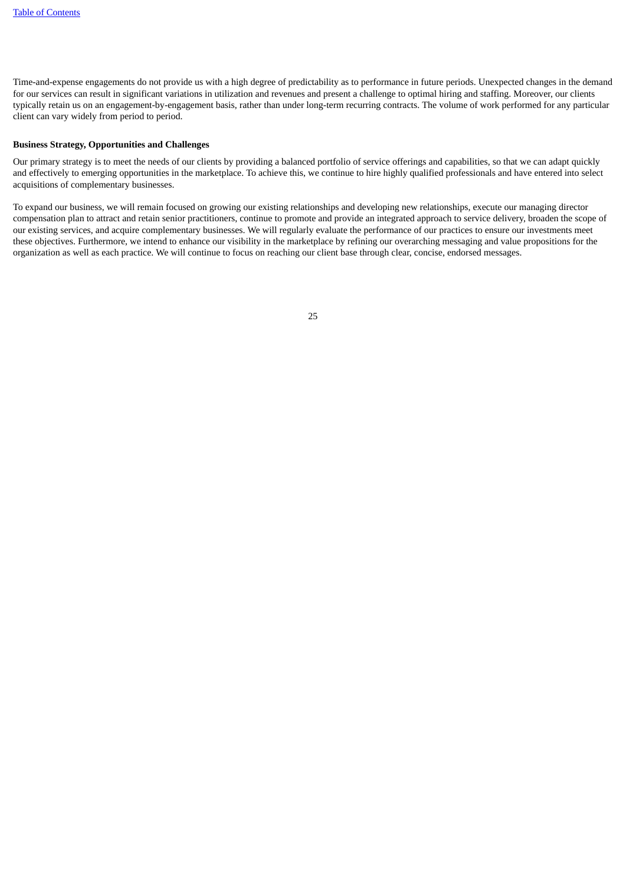Time-and-expense engagements do not provide us with a high degree of predictability as to performance in future periods. Unexpected changes in the demand for our services can result in significant variations in utilization and revenues and present a challenge to optimal hiring and staffing. Moreover, our clients typically retain us on an engagement-by-engagement basis, rather than under long-term recurring contracts. The volume of work performed for any particular client can vary widely from period to period.

**Business Strategy, Opportunities and Challenges**

Our primary strategy is to meet the needs of our clients by providing a balanced portfolio of service offerings and capabilities, so that we can adapt quickly and effectively to emerging opportunities in the marketplace. To achieve this, we continue to hire highly qualified professionals and have entered into select acquisitions of complementary businesses.

To expand our business, we will remain focused on growing our existing relationships and developing new relationships, execute our managing director compensation plan to attract and retain senior practitioners, continue to promote and provide an integrated approach to service delivery, broaden the scope of our existing services, and acquire complementary businesses. We will regularly evaluate the performance of our practices to ensure our investments meet these objectives. Furthermore, we intend to enhance our visibility in the marketplace by refining our overarching messaging and value propositions for the organization as well as each practice. We will continue to focus on reaching our client base through clear, concise, endorsed messages.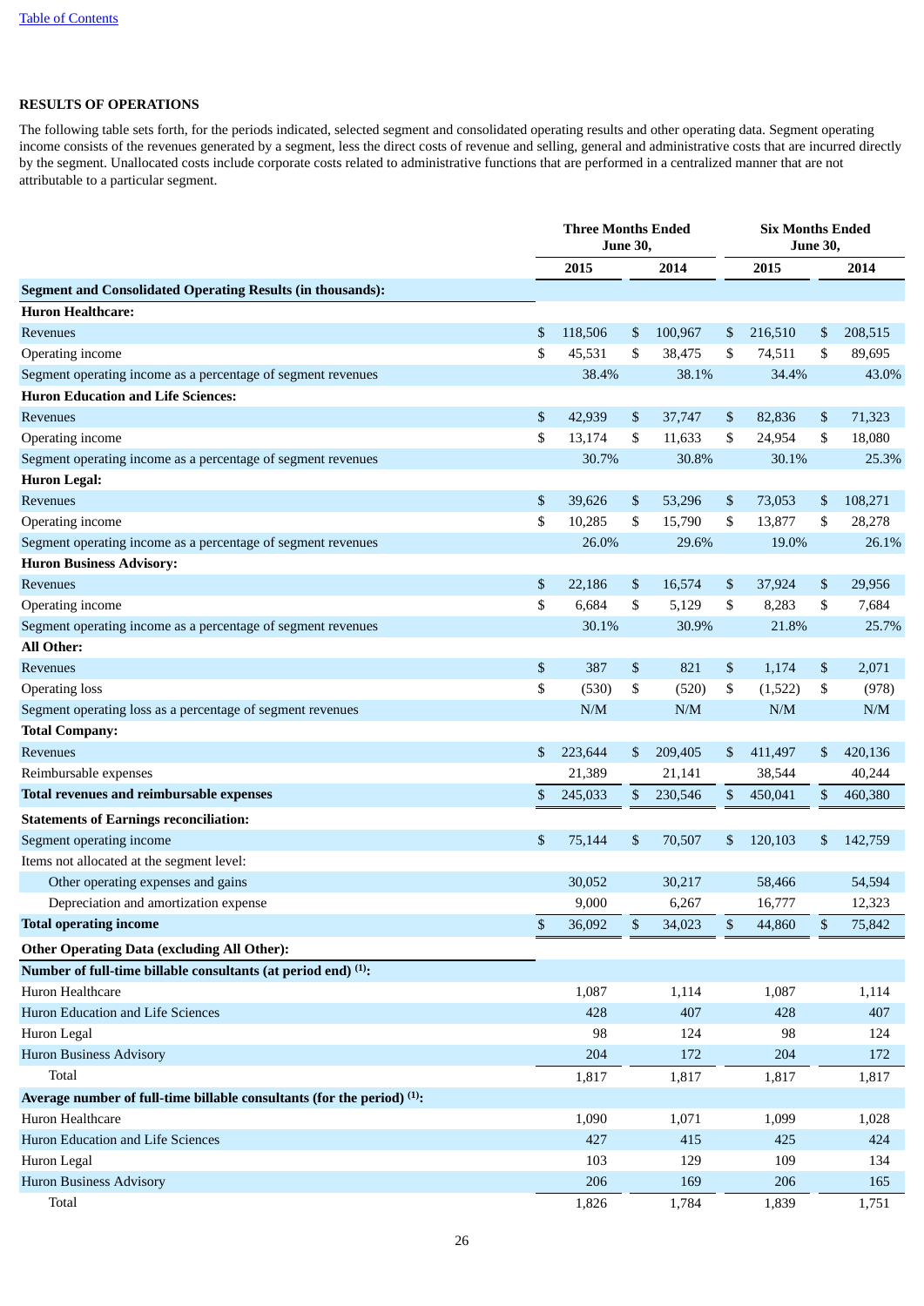## RESULTS OF OPERATIONS

The following table sets forth, for the periods indicated, selected segment and consolidated operating results and other operating data. Segment operating income consists of the revenues generated by a segment, less the direct costs of revenue and selling, general and administrative costs that are incurred directly by the segment. Unallocated costs include corporate costs related to administrative functions that are performed in a centralized manner that are not attributable to a particular segment.

| | Three Months Ended June 30, | | Six Months Ended June 30, | |
|---|---|---|---|---|
| | 2015 | 2014 | 2015 | 2014 |
| **Segment and Consolidated Operating Results (in thousands):** | | | | |
| **Huron Healthcare:** | | | | |
| Revenues | $ 118,506 | $ 100,967 | $ 216,510 | $ 208,515 |
| Operating income | $ 45,531 | $ 38,475 | $ 74,511 | $ 89,695 |
| Segment operating income as a percentage of segment revenues | 38.4% | 38.1% | 34.4% | 43.0% |
| **Huron Education and Life Sciences:** | | | | |
| Revenues | $ 42,939 | $ 37,747 | $ 82,836 | $ 71,323 |
| Operating income | $ 13,174 | $ 11,633 | $ 24,954 | $ 18,080 |
| Segment operating income as a percentage of segment revenues | 30.7% | 30.8% | 30.1% | 25.3% |
| **Huron Legal:** | | | | |
| Revenues | $ 39,626 | $ 53,296 | $ 73,053 | $ 108,271 |
| Operating income | $ 10,285 | $ 15,790 | $ 13,877 | $ 28,278 |
| Segment operating income as a percentage of segment revenues | 26.0% | 29.6% | 19.0% | 26.1% |
| **Huron Business Advisory:** | | | | |
| Revenues | $ 22,186 | $ 16,574 | $ 37,924 | $ 29,956 |
| Operating income | $ 6,684 | $ 5,129 | $ 8,283 | $ 7,684 |
| Segment operating income as a percentage of segment revenues | 30.1% | 30.9% | 21.8% | 25.7% |
| **All Other:** | | | | |
| Revenues | $ 387 | $ 821 | $ 1,174 | $ 2,071 |
| Operating loss | $ (530) | $ (520) | $ (1,522) | $ (978) |
| Segment operating loss as a percentage of segment revenues | N/M | N/M | N/M | N/M |
| **Total Company:** | | | | |
| Revenues | $ 223,644 | $ 209,405 | $ 411,497 | $ 420,136 |
| Reimbursable expenses | 21,389 | 21,141 | 38,544 | 40,244 |
| **Total revenues and reimbursable expenses** | $ 245,033 | $ 230,546 | $ 450,041 | $ 460,380 |
| **Statements of Earnings reconciliation:** | | | | |
| Segment operating income | $ 75,144 | $ 70,507 | $ 120,103 | $ 142,759 |
| Items not allocated at the segment level: | | | | |
| Other operating expenses and gains | 30,052 | 30,217 | 58,466 | 54,594 |
| Depreciation and amortization expense | 9,000 | 6,267 | 16,777 | 12,323 |
| **Total operating income** | $ 36,092 | $ 34,023 | $ 44,860 | $ 75,842 |
| **Other Operating Data (excluding All Other):** | | | | |
| **Number of full-time billable consultants (at period end) [(1)]:** | | | | |
| Huron Healthcare | 1,087 | 1,114 | 1,087 | 1,114 |
| Huron Education and Life Sciences | 428 | 407 | 428 | 407 |
| Huron Legal | 98 | 124 | 98 | 124 |
| Huron Business Advisory | 204 | 172 | 204 | 172 |
| Total | 1,817 | 1,817 | 1,817 | 1,817 |
| **Average number of full-time billable consultants (for the period) [(1)]:** | | | | |
| Huron Healthcare | 1,090 | 1,071 | 1,099 | 1,028 |
| Huron Education and Life Sciences | 427 | 415 | 425 | 424 |
| Huron Legal | 103 | 129 | 109 | 134 |
| Huron Business Advisory | 206 | 169 | 206 | 165 |
| Total | 1,826 | 1,784 | 1,839 | 1,751 |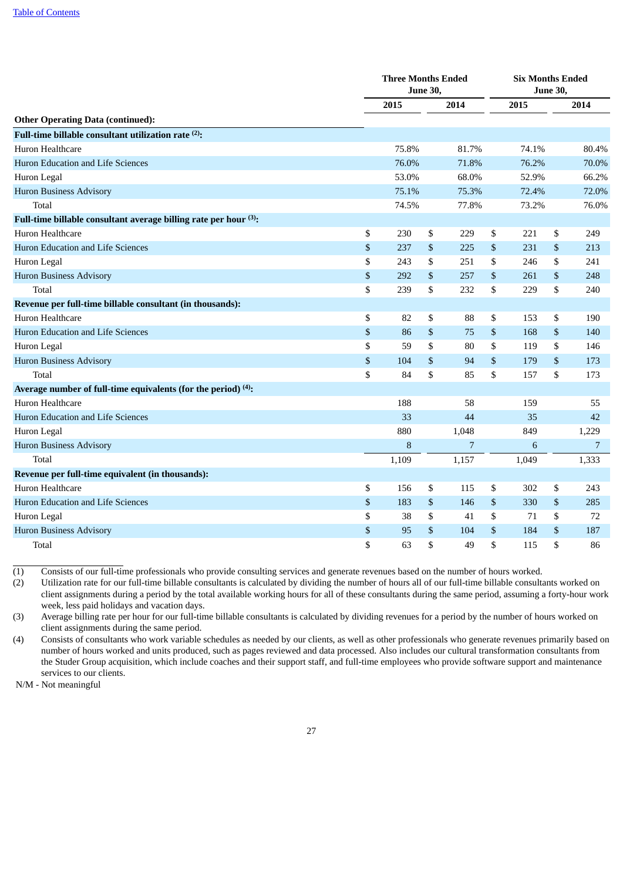| | Three Months Ended June 30, | | Six Months Ended June 30, | |
|---|---|---|---|---|
| | 2015 | 2014 | 2015 | 2014 |
| **Other Operating Data (continued):** | | | | |
| **Full-time billable consultant utilization rate (2):** | | | | |
| Huron Healthcare | 75.8% | 81.7% | 74.1% | 80.4% |
| Huron Education and Life Sciences | 76.0% | 71.8% | 76.2% | 70.0% |
| Huron Legal | 53.0% | 68.0% | 52.9% | 66.2% |
| Huron Business Advisory | 75.1% | 75.3% | 72.4% | 72.0% |
| Total | 74.5% | 77.8% | 73.2% | 76.0% |
| **Full-time billable consultant average billing rate per hour (3):** | | | | |
| Huron Healthcare | $ 230 | $ 229 | $ 221 | $ 249 |
| Huron Education and Life Sciences | $ 237 | $ 225 | $ 231 | $ 213 |
| Huron Legal | $ 243 | $ 251 | $ 246 | $ 241 |
| Huron Business Advisory | $ 292 | $ 257 | $ 261 | $ 248 |
| Total | $ 239 | $ 232 | $ 229 | $ 240 |
| **Revenue per full-time billable consultant (in thousands):** | | | | |
| Huron Healthcare | $ 82 | $ 88 | $ 153 | $ 190 |
| Huron Education and Life Sciences | $ 86 | $ 75 | $ 168 | $ 140 |
| Huron Legal | $ 59 | $ 80 | $ 119 | $ 146 |
| Huron Business Advisory | $ 104 | $ 94 | $ 179 | $ 173 |
| Total | $ 84 | $ 85 | $ 157 | $ 173 |
| **Average number of full-time equivalents (for the period) (4):** | | | | |
| Huron Healthcare | 188 | 58 | 159 | 55 |
| Huron Education and Life Sciences | 33 | 44 | 35 | 42 |
| Huron Legal | 880 | 1,048 | 849 | 1,229 |
| Huron Business Advisory | 8 | 7 | 6 | 7 |
| Total | 1,109 | 1,157 | 1,049 | 1,333 |
| **Revenue per full-time equivalent (in thousands):** | | | | |
| Huron Healthcare | $ 156 | $ 115 | $ 302 | $ 243 |
| Huron Education and Life Sciences | $ 183 | $ 146 | $ 330 | $ 285 |
| Huron Legal | $ 38 | $ 41 | $ 71 | $ 72 |
| Huron Business Advisory | $ 95 | $ 104 | $ 184 | $ 187 |
| Total | $ 63 | $ 49 | $ 115 | $ 86 |

(1) Consists of our full-time professionals who provide consulting services and generate revenues based on the number of hours worked.

(2) Utilization rate for our full-time billable consultants is calculated by dividing the number of hours all of our full-time billable consultants worked on client assignments during a period by the total available working hours for all of these consultants during the same period, assuming a forty-hour work week, less paid holidays and vacation days.

(3) Average billing rate per hour for our full-time billable consultants is calculated by dividing revenues for a period by the number of hours worked on client assignments during the same period.

(4) Consists of consultants who work variable schedules as needed by our clients, as well as other professionals who generate revenues primarily based on number of hours worked and units produced, such as pages reviewed and data processed. Also includes our cultural transformation consultants from the Studer Group acquisition, which include coaches and their support staff, and full-time employees who provide software support and maintenance services to our clients.

N/M - Not meaningful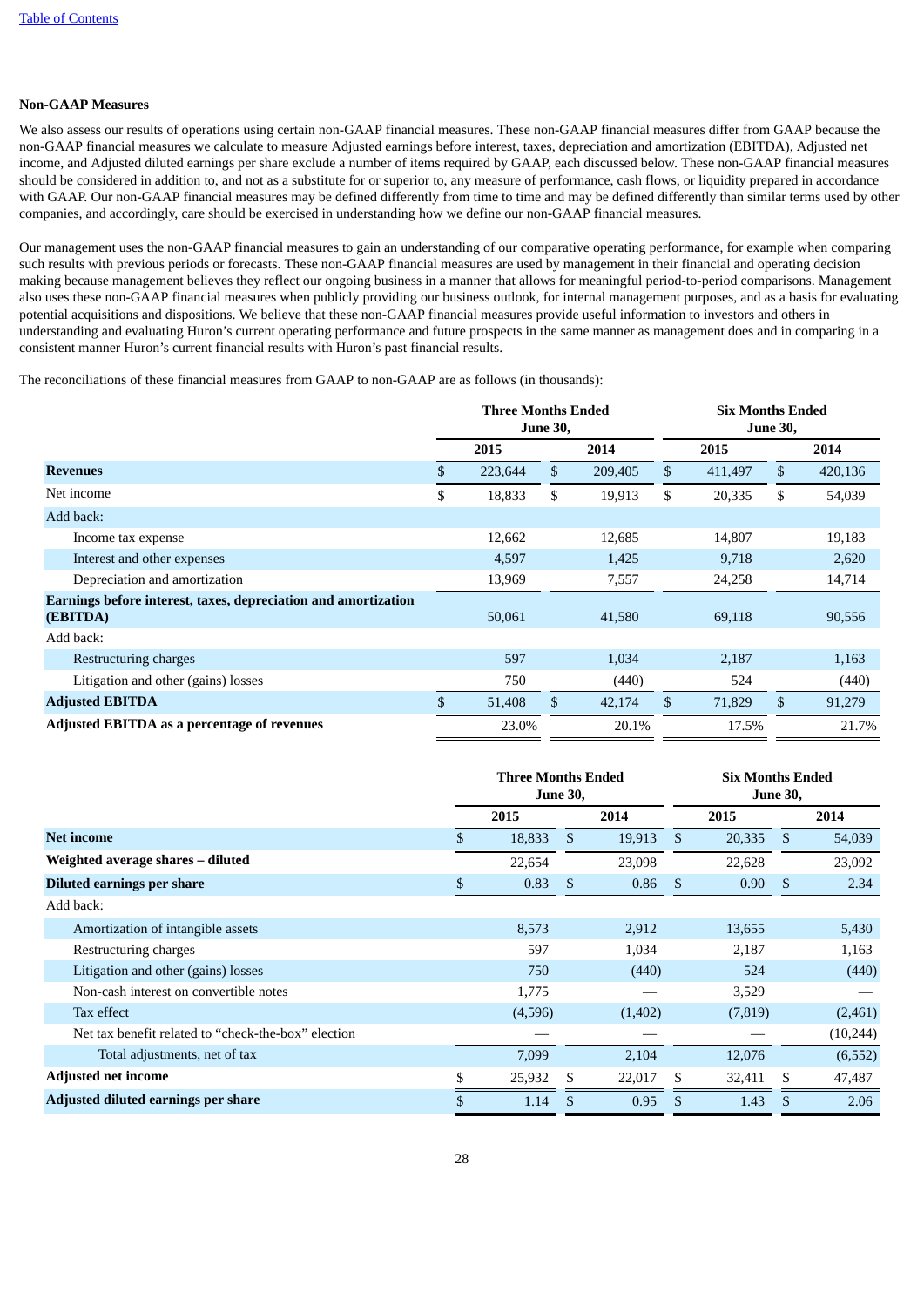**Non-GAAP Measures**

We also assess our results of operations using certain non-GAAP financial measures. These non-GAAP financial measures differ from GAAP because the non-GAAP financial measures we calculate to measure Adjusted earnings before interest, taxes, depreciation and amortization (EBITDA), Adjusted net income, and Adjusted diluted earnings per share exclude a number of items required by GAAP, each discussed below. These non-GAAP financial measures should be considered in addition to, and not as a substitute for or superior to, any measure of performance, cash flows, or liquidity prepared in accordance with GAAP. Our non-GAAP financial measures may be defined differently from time to time and may be defined differently than similar terms used by other companies, and accordingly, care should be exercised in understanding how we define our non-GAAP financial measures.

Our management uses the non-GAAP financial measures to gain an understanding of our comparative operating performance, for example when comparing such results with previous periods or forecasts. These non-GAAP financial measures are used by management in their financial and operating decision making because management believes they reflect our ongoing business in a manner that allows for meaningful period-to-period comparisons. Management also uses these non-GAAP financial measures when publicly providing our business outlook, for internal management purposes, and as a basis for evaluating potential acquisitions and dispositions. We believe that these non-GAAP financial measures provide useful information to investors and others in understanding and evaluating Huron's current operating performance and future prospects in the same manner as management does and in comparing in a consistent manner Huron's current financial results with Huron's past financial results.

The reconciliations of these financial measures from GAAP to non-GAAP are as follows (in thousands):

| | Three Months Ended June 30, | | Six Months Ended June 30, | |
|---|---|---|---|---|
| | 2015 | 2014 | 2015 | 2014 |
| **Revenues** | $ 223,644 | $ 209,405 | $ 411,497 | $ 420,136 |
| Net income | $ 18,833 | $ 19,913 | $ 20,335 | $ 54,039 |
| Add back: | | | | |
| Income tax expense | 12,662 | 12,685 | 14,807 | 19,183 |
| Interest and other expenses | 4,597 | 1,425 | 9,718 | 2,620 |
| Depreciation and amortization | 13,969 | 7,557 | 24,258 | 14,714 |
| **Earnings before interest, taxes, depreciation and amortization (EBITDA)** | 50,061 | 41,580 | 69,118 | 90,556 |
| Add back: | | | | |
| Restructuring charges | 597 | 1,034 | 2,187 | 1,163 |
| Litigation and other (gains) losses | 750 | (440) | 524 | (440) |
| **Adjusted EBITDA** | $ 51,408 | $ 42,174 | $ 71,829 | $ 91,279 |
| **Adjusted EBITDA as a percentage of revenues** | 23.0% | 20.1% | 17.5% | 21.7% |

| | Three Months Ended June 30, | | Six Months Ended June 30, | |
|---|---|---|---|---|
| | 2015 | 2014 | 2015 | 2014 |
| **Net income** | $ 18,833 | $ 19,913 | $ 20,335 | $ 54,039 |
| **Weighted average shares – diluted** | 22,654 | 23,098 | 22,628 | 23,092 |
| **Diluted earnings per share** | $ 0.83 | $ 0.86 | $ 0.90 | $ 2.34 |
| Add back: | | | | |
| Amortization of intangible assets | 8,573 | 2,912 | 13,655 | 5,430 |
| Restructuring charges | 597 | 1,034 | 2,187 | 1,163 |
| Litigation and other (gains) losses | 750 | (440) | 524 | (440) |
| Non-cash interest on convertible notes | 1,775 | — | 3,529 | — |
| Tax effect | (4,596) | (1,402) | (7,819) | (2,461) |
| Net tax benefit related to "check-the-box" election | — | — | — | (10,244) |
| Total adjustments, net of tax | 7,099 | 2,104 | 12,076 | (6,552) |
| **Adjusted net income** | $ 25,932 | $ 22,017 | $ 32,411 | $ 47,487 |
| **Adjusted diluted earnings per share** | $ 1.14 | $ 0.95 | $ 1.43 | $ 2.06 |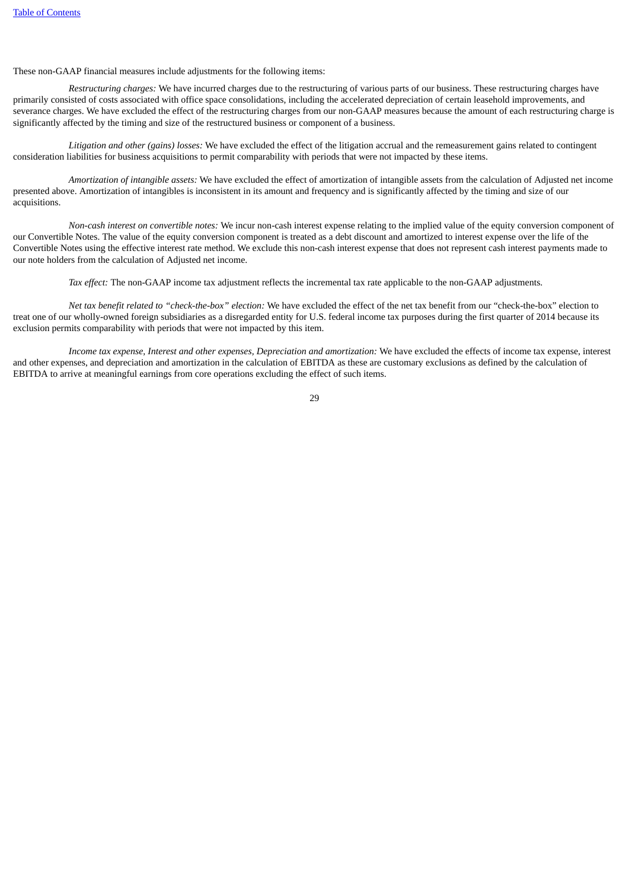These non-GAAP financial measures include adjustments for the following items:

*Restructuring charges:* We have incurred charges due to the restructuring of various parts of our business. These restructuring charges have primarily consisted of costs associated with office space consolidations, including the accelerated depreciation of certain leasehold improvements, and severance charges. We have excluded the effect of the restructuring charges from our non-GAAP measures because the amount of each restructuring charge is significantly affected by the timing and size of the restructured business or component of a business.

*Litigation and other (gains) losses:* We have excluded the effect of the litigation accrual and the remeasurement gains related to contingent consideration liabilities for business acquisitions to permit comparability with periods that were not impacted by these items.

*Amortization of intangible assets:* We have excluded the effect of amortization of intangible assets from the calculation of Adjusted net income presented above. Amortization of intangibles is inconsistent in its amount and frequency and is significantly affected by the timing and size of our acquisitions.

*Non-cash interest on convertible notes:* We incur non-cash interest expense relating to the implied value of the equity conversion component of our Convertible Notes. The value of the equity conversion component is treated as a debt discount and amortized to interest expense over the life of the Convertible Notes using the effective interest rate method. We exclude this non-cash interest expense that does not represent cash interest payments made to our note holders from the calculation of Adjusted net income.

*Tax effect:* The non-GAAP income tax adjustment reflects the incremental tax rate applicable to the non-GAAP adjustments.

*Net tax benefit related to "check-the-box" election:* We have excluded the effect of the net tax benefit from our "check-the-box" election to treat one of our wholly-owned foreign subsidiaries as a disregarded entity for U.S. federal income tax purposes during the first quarter of 2014 because its exclusion permits comparability with periods that were not impacted by this item.

*Income tax expense, Interest and other expenses, Depreciation and amortization:* We have excluded the effects of income tax expense, interest and other expenses, and depreciation and amortization in the calculation of EBITDA as these are customary exclusions as defined by the calculation of EBITDA to arrive at meaningful earnings from core operations excluding the effect of such items.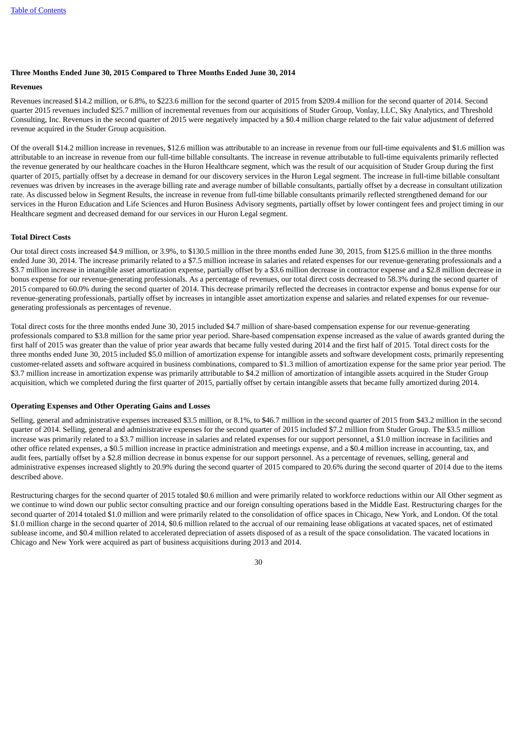### Three Months Ended June 30, 2015 Compared to Three Months Ended June 30, 2014

#### Revenues

Revenues increased $14.2 million, or 6.8%, to $223.6 million for the second quarter of 2015 from $209.4 million for the second quarter of 2014. Second quarter 2015 revenues included $25.7 million of incremental revenues from our acquisitions of Studer Group, Vonlay, LLC, Sky Analytics, and Threshold Consulting, Inc. Revenues in the second quarter of 2015 were negatively impacted by a $0.4 million charge related to the fair value adjustment of deferred revenue acquired in the Studer Group acquisition.

Of the overall $14.2 million increase in revenues, $12.6 million was attributable to an increase in revenue from our full-time equivalents and $1.6 million was attributable to an increase in revenue from our full-time billable consultants. The increase in revenue attributable to full-time equivalents primarily reflected the revenue generated by our healthcare coaches in the Huron Healthcare segment, which was the result of our acquisition of Studer Group during the first quarter of 2015, partially offset by a decrease in demand for our discovery services in the Huron Legal segment. The increase in full-time billable consultant revenues was driven by increases in the average billing rate and average number of billable consultants, partially offset by a decrease in consultant utilization rate. As discussed below in Segment Results, the increase in revenue from full-time billable consultants primarily reflected strengthened demand for our services in the Huron Education and Life Sciences and Huron Business Advisory segments, partially offset by lower contingent fees and project timing in our Healthcare segment and decreased demand for our services in our Huron Legal segment.

#### Total Direct Costs

Our total direct costs increased $4.9 million, or 3.9%, to $130.5 million in the three months ended June 30, 2015, from $125.6 million in the three months ended June 30, 2014. The increase primarily related to a $7.5 million increase in salaries and related expenses for our revenue-generating professionals and a $3.7 million increase in intangible asset amortization expense, partially offset by a $3.6 million decrease in contractor expense and a $2.8 million decrease in bonus expense for our revenue-generating professionals. As a percentage of revenues, our total direct costs decreased to 58.3% during the second quarter of 2015 compared to 60.0% during the second quarter of 2014. This decrease primarily reflected the decreases in contractor expense and bonus expense for our revenue-generating professionals, partially offset by increases in intangible asset amortization expense and salaries and related expenses for our revenue-generating professionals as percentages of revenue.

Total direct costs for the three months ended June 30, 2015 included $4.7 million of share-based compensation expense for our revenue-generating professionals compared to $3.8 million for the same prior year period. Share-based compensation expense increased as the value of awards granted during the first half of 2015 was greater than the value of prior year awards that became fully vested during 2014 and the first half of 2015. Total direct costs for the three months ended June 30, 2015 included $5.0 million of amortization expense for intangible assets and software development costs, primarily representing customer-related assets and software acquired in business combinations, compared to $1.3 million of amortization expense for the same prior year period. The $3.7 million increase in amortization expense was primarily attributable to $4.2 million of amortization of intangible assets acquired in the Studer Group acquisition, which we completed during the first quarter of 2015, partially offset by certain intangible assets that became fully amortized during 2014.

#### Operating Expenses and Other Operating Gains and Losses

Selling, general and administrative expenses increased $3.5 million, or 8.1%, to $46.7 million in the second quarter of 2015 from $43.2 million in the second quarter of 2014. Selling, general and administrative expenses for the second quarter of 2015 included $7.2 million from Studer Group. The $3.5 million increase was primarily related to a $3.7 million increase in salaries and related expenses for our support personnel, a $1.0 million increase in facilities and other office related expenses, a $0.5 million increase in practice administration and meetings expense, and a $0.4 million increase in accounting, tax, and audit fees, partially offset by a $2.8 million decrease in bonus expense for our support personnel. As a percentage of revenues, selling, general and administrative expenses increased slightly to 20.9% during the second quarter of 2015 compared to 20.6% during the second quarter of 2014 due to the items described above.

Restructuring charges for the second quarter of 2015 totaled $0.6 million and were primarily related to workforce reductions within our All Other segment as we continue to wind down our public sector consulting practice and our foreign consulting operations based in the Middle East. Restructuring charges for the second quarter of 2014 totaled $1.0 million and were primarily related to the consolidation of office spaces in Chicago, New York, and London. Of the total $1.0 million charge in the second quarter of 2014, $0.6 million related to the accrual of our remaining lease obligations at vacated spaces, net of estimated sublease income, and $0.4 million related to accelerated depreciation of assets disposed of as a result of the space consolidation. The vacated locations in Chicago and New York were acquired as part of business acquisitions during 2013 and 2014.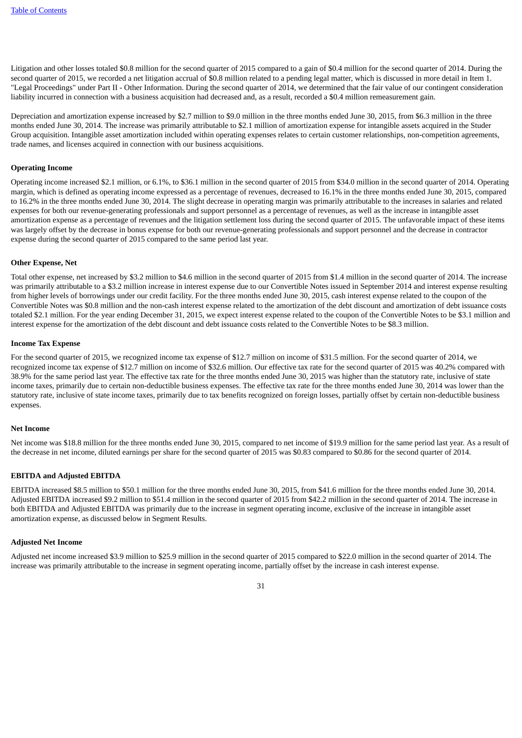Litigation and other losses totaled $0.8 million for the second quarter of 2015 compared to a gain of $0.4 million for the second quarter of 2014. During the second quarter of 2015, we recorded a net litigation accrual of $0.8 million related to a pending legal matter, which is discussed in more detail in Item 1. "Legal Proceedings" under Part II - Other Information. During the second quarter of 2014, we determined that the fair value of our contingent consideration liability incurred in connection with a business acquisition had decreased and, as a result, recorded a $0.4 million remeasurement gain.

Depreciation and amortization expense increased by $2.7 million to $9.0 million in the three months ended June 30, 2015, from $6.3 million in the three months ended June 30, 2014. The increase was primarily attributable to $2.1 million of amortization expense for intangible assets acquired in the Studer Group acquisition. Intangible asset amortization included within operating expenses relates to certain customer relationships, non-competition agreements, trade names, and licenses acquired in connection with our business acquisitions.

**Operating Income**

Operating income increased $2.1 million, or 6.1%, to $36.1 million in the second quarter of 2015 from $34.0 million in the second quarter of 2014. Operating margin, which is defined as operating income expressed as a percentage of revenues, decreased to 16.1% in the three months ended June 30, 2015, compared to 16.2% in the three months ended June 30, 2014. The slight decrease in operating margin was primarily attributable to the increases in salaries and related expenses for both our revenue-generating professionals and support personnel as a percentage of revenues, as well as the increase in intangible asset amortization expense as a percentage of revenues and the litigation settlement loss during the second quarter of 2015. The unfavorable impact of these items was largely offset by the decrease in bonus expense for both our revenue-generating professionals and support personnel and the decrease in contractor expense during the second quarter of 2015 compared to the same period last year.

**Other Expense, Net**

Total other expense, net increased by $3.2 million to $4.6 million in the second quarter of 2015 from $1.4 million in the second quarter of 2014. The increase was primarily attributable to a $3.2 million increase in interest expense due to our Convertible Notes issued in September 2014 and interest expense resulting from higher levels of borrowings under our credit facility. For the three months ended June 30, 2015, cash interest expense related to the coupon of the Convertible Notes was $0.8 million and the non-cash interest expense related to the amortization of the debt discount and amortization of debt issuance costs totaled $2.1 million. For the year ending December 31, 2015, we expect interest expense related to the coupon of the Convertible Notes to be $3.1 million and interest expense for the amortization of the debt discount and debt issuance costs related to the Convertible Notes to be $8.3 million.

**Income Tax Expense**

For the second quarter of 2015, we recognized income tax expense of $12.7 million on income of $31.5 million. For the second quarter of 2014, we recognized income tax expense of $12.7 million on income of $32.6 million. Our effective tax rate for the second quarter of 2015 was 40.2% compared with 38.9% for the same period last year. The effective tax rate for the three months ended June 30, 2015 was higher than the statutory rate, inclusive of state income taxes, primarily due to certain non-deductible business expenses. The effective tax rate for the three months ended June 30, 2014 was lower than the statutory rate, inclusive of state income taxes, primarily due to tax benefits recognized on foreign losses, partially offset by certain non-deductible business expenses.

**Net Income**

Net income was $18.8 million for the three months ended June 30, 2015, compared to net income of $19.9 million for the same period last year. As a result of the decrease in net income, diluted earnings per share for the second quarter of 2015 was $0.83 compared to $0.86 for the second quarter of 2014.

**EBITDA and Adjusted EBITDA**

EBITDA increased $8.5 million to $50.1 million for the three months ended June 30, 2015, from $41.6 million for the three months ended June 30, 2014. Adjusted EBITDA increased $9.2 million to $51.4 million in the second quarter of 2015 from $42.2 million in the second quarter of 2014. The increase in both EBITDA and Adjusted EBITDA was primarily due to the increase in segment operating income, exclusive of the increase in intangible asset amortization expense, as discussed below in Segment Results.

**Adjusted Net Income**

Adjusted net income increased $3.9 million to $25.9 million in the second quarter of 2015 compared to $22.0 million in the second quarter of 2014. The increase was primarily attributable to the increase in segment operating income, partially offset by the increase in cash interest expense.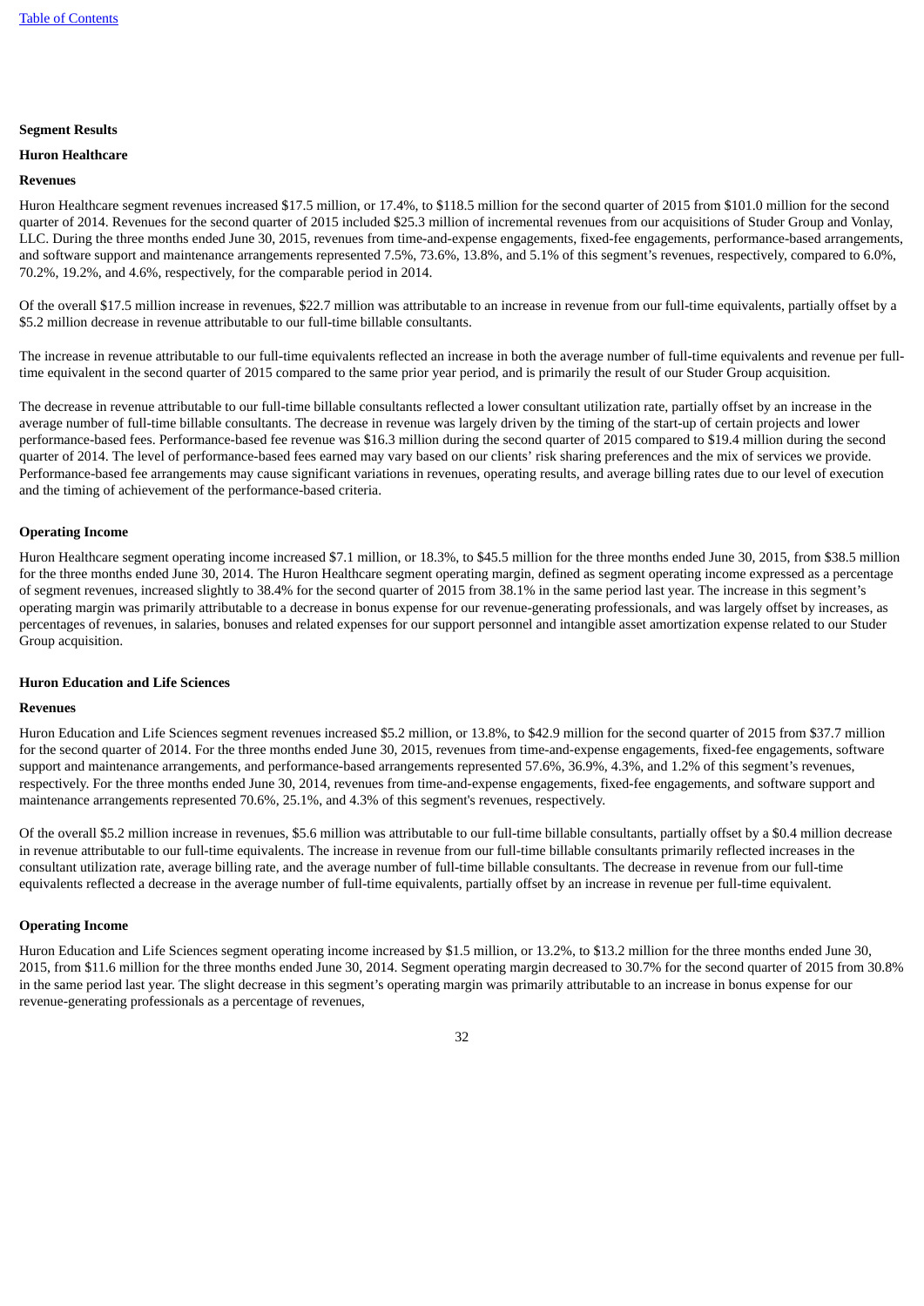**Segment Results**

**Huron Healthcare**

**Revenues**

Huron Healthcare segment revenues increased $17.5 million, or 17.4%, to $118.5 million for the second quarter of 2015 from $101.0 million for the second quarter of 2014. Revenues for the second quarter of 2015 included $25.3 million of incremental revenues from our acquisitions of Studer Group and Vonlay, LLC. During the three months ended June 30, 2015, revenues from time-and-expense engagements, fixed-fee engagements, performance-based arrangements, and software support and maintenance arrangements represented 7.5%, 73.6%, 13.8%, and 5.1% of this segment's revenues, respectively, compared to 6.0%, 70.2%, 19.2%, and 4.6%, respectively, for the comparable period in 2014.

Of the overall $17.5 million increase in revenues, $22.7 million was attributable to an increase in revenue from our full-time equivalents, partially offset by a $5.2 million decrease in revenue attributable to our full-time billable consultants.

The increase in revenue attributable to our full-time equivalents reflected an increase in both the average number of full-time equivalents and revenue per full-time equivalent in the second quarter of 2015 compared to the same prior year period, and is primarily the result of our Studer Group acquisition.

The decrease in revenue attributable to our full-time billable consultants reflected a lower consultant utilization rate, partially offset by an increase in the average number of full-time billable consultants. The decrease in revenue was largely driven by the timing of the start-up of certain projects and lower performance-based fees. Performance-based fee revenue was $16.3 million during the second quarter of 2015 compared to $19.4 million during the second quarter of 2014. The level of performance-based fees earned may vary based on our clients' risk sharing preferences and the mix of services we provide. Performance-based fee arrangements may cause significant variations in revenues, operating results, and average billing rates due to our level of execution and the timing of achievement of the performance-based criteria.

**Operating Income**

Huron Healthcare segment operating income increased $7.1 million, or 18.3%, to $45.5 million for the three months ended June 30, 2015, from $38.5 million for the three months ended June 30, 2014. The Huron Healthcare segment operating margin, defined as segment operating income expressed as a percentage of segment revenues, increased slightly to 38.4% for the second quarter of 2015 from 38.1% in the same period last year. The increase in this segment's operating margin was primarily attributable to a decrease in bonus expense for our revenue-generating professionals, and was largely offset by increases, as percentages of revenues, in salaries, bonuses and related expenses for our support personnel and intangible asset amortization expense related to our Studer Group acquisition.

**Huron Education and Life Sciences**

**Revenues**

Huron Education and Life Sciences segment revenues increased $5.2 million, or 13.8%, to $42.9 million for the second quarter of 2015 from $37.7 million for the second quarter of 2014. For the three months ended June 30, 2015, revenues from time-and-expense engagements, fixed-fee engagements, software support and maintenance arrangements, and performance-based arrangements represented 57.6%, 36.9%, 4.3%, and 1.2% of this segment's revenues, respectively. For the three months ended June 30, 2014, revenues from time-and-expense engagements, fixed-fee engagements, and software support and maintenance arrangements represented 70.6%, 25.1%, and 4.3% of this segment's revenues, respectively.

Of the overall $5.2 million increase in revenues, $5.6 million was attributable to our full-time billable consultants, partially offset by a $0.4 million decrease in revenue attributable to our full-time equivalents. The increase in revenue from our full-time billable consultants primarily reflected increases in the consultant utilization rate, average billing rate, and the average number of full-time billable consultants. The decrease in revenue from our full-time equivalents reflected a decrease in the average number of full-time equivalents, partially offset by an increase in revenue per full-time equivalent.

**Operating Income**

Huron Education and Life Sciences segment operating income increased by $1.5 million, or 13.2%, to $13.2 million for the three months ended June 30, 2015, from $11.6 million for the three months ended June 30, 2014. Segment operating margin decreased to 30.7% for the second quarter of 2015 from 30.8% in the same period last year. The slight decrease in this segment's operating margin was primarily attributable to an increase in bonus expense for our revenue-generating professionals as a percentage of revenues,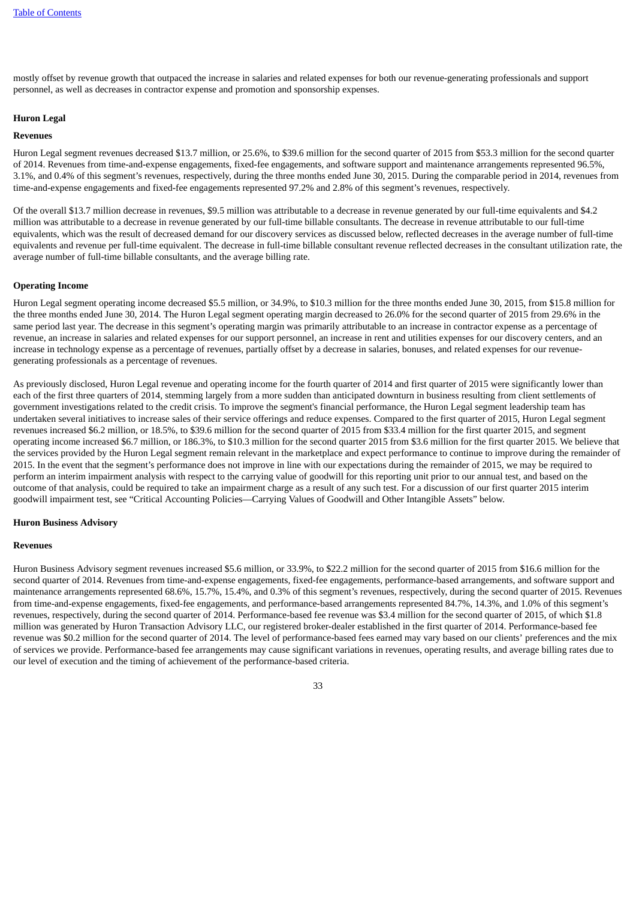mostly offset by revenue growth that outpaced the increase in salaries and related expenses for both our revenue-generating professionals and support personnel, as well as decreases in contractor expense and promotion and sponsorship expenses.

**Huron Legal**

**Revenues**

Huron Legal segment revenues decreased $13.7 million, or 25.6%, to $39.6 million for the second quarter of 2015 from $53.3 million for the second quarter of 2014. Revenues from time-and-expense engagements, fixed-fee engagements, and software support and maintenance arrangements represented 96.5%, 3.1%, and 0.4% of this segment's revenues, respectively, during the three months ended June 30, 2015. During the comparable period in 2014, revenues from time-and-expense engagements and fixed-fee engagements represented 97.2% and 2.8% of this segment's revenues, respectively.

Of the overall $13.7 million decrease in revenues, $9.5 million was attributable to a decrease in revenue generated by our full-time equivalents and $4.2 million was attributable to a decrease in revenue generated by our full-time billable consultants. The decrease in revenue attributable to our full-time equivalents, which was the result of decreased demand for our discovery services as discussed below, reflected decreases in the average number of full-time equivalents and revenue per full-time equivalent. The decrease in full-time billable consultant revenue reflected decreases in the consultant utilization rate, the average number of full-time billable consultants, and the average billing rate.

**Operating Income**

Huron Legal segment operating income decreased $5.5 million, or 34.9%, to $10.3 million for the three months ended June 30, 2015, from $15.8 million for the three months ended June 30, 2014. The Huron Legal segment operating margin decreased to 26.0% for the second quarter of 2015 from 29.6% in the same period last year. The decrease in this segment's operating margin was primarily attributable to an increase in contractor expense as a percentage of revenue, an increase in salaries and related expenses for our support personnel, an increase in rent and utilities expenses for our discovery centers, and an increase in technology expense as a percentage of revenues, partially offset by a decrease in salaries, bonuses, and related expenses for our revenue-generating professionals as a percentage of revenues.

As previously disclosed, Huron Legal revenue and operating income for the fourth quarter of 2014 and first quarter of 2015 were significantly lower than each of the first three quarters of 2014, stemming largely from a more sudden than anticipated downturn in business resulting from client settlements of government investigations related to the credit crisis. To improve the segment's financial performance, the Huron Legal segment leadership team has undertaken several initiatives to increase sales of their service offerings and reduce expenses. Compared to the first quarter of 2015, Huron Legal segment revenues increased $6.2 million, or 18.5%, to $39.6 million for the second quarter of 2015 from $33.4 million for the first quarter 2015, and segment operating income increased $6.7 million, or 186.3%, to $10.3 million for the second quarter 2015 from $3.6 million for the first quarter 2015. We believe that the services provided by the Huron Legal segment remain relevant in the marketplace and expect performance to continue to improve during the remainder of 2015. In the event that the segment's performance does not improve in line with our expectations during the remainder of 2015, we may be required to perform an interim impairment analysis with respect to the carrying value of goodwill for this reporting unit prior to our annual test, and based on the outcome of that analysis, could be required to take an impairment charge as a result of any such test. For a discussion of our first quarter 2015 interim goodwill impairment test, see "Critical Accounting Policies—Carrying Values of Goodwill and Other Intangible Assets" below.

**Huron Business Advisory**

**Revenues**

Huron Business Advisory segment revenues increased $5.6 million, or 33.9%, to $22.2 million for the second quarter of 2015 from $16.6 million for the second quarter of 2014. Revenues from time-and-expense engagements, fixed-fee engagements, performance-based arrangements, and software support and maintenance arrangements represented 68.6%, 15.7%, 15.4%, and 0.3% of this segment's revenues, respectively, during the second quarter of 2015. Revenues from time-and-expense engagements, fixed-fee engagements, and performance-based arrangements represented 84.7%, 14.3%, and 1.0% of this segment's revenues, respectively, during the second quarter of 2014. Performance-based fee revenue was $3.4 million for the second quarter of 2015, of which $1.8 million was generated by Huron Transaction Advisory LLC, our registered broker-dealer established in the first quarter of 2014. Performance-based fee revenue was $0.2 million for the second quarter of 2014. The level of performance-based fees earned may vary based on our clients' preferences and the mix of services we provide. Performance-based fee arrangements may cause significant variations in revenues, operating results, and average billing rates due to our level of execution and the timing of achievement of the performance-based criteria.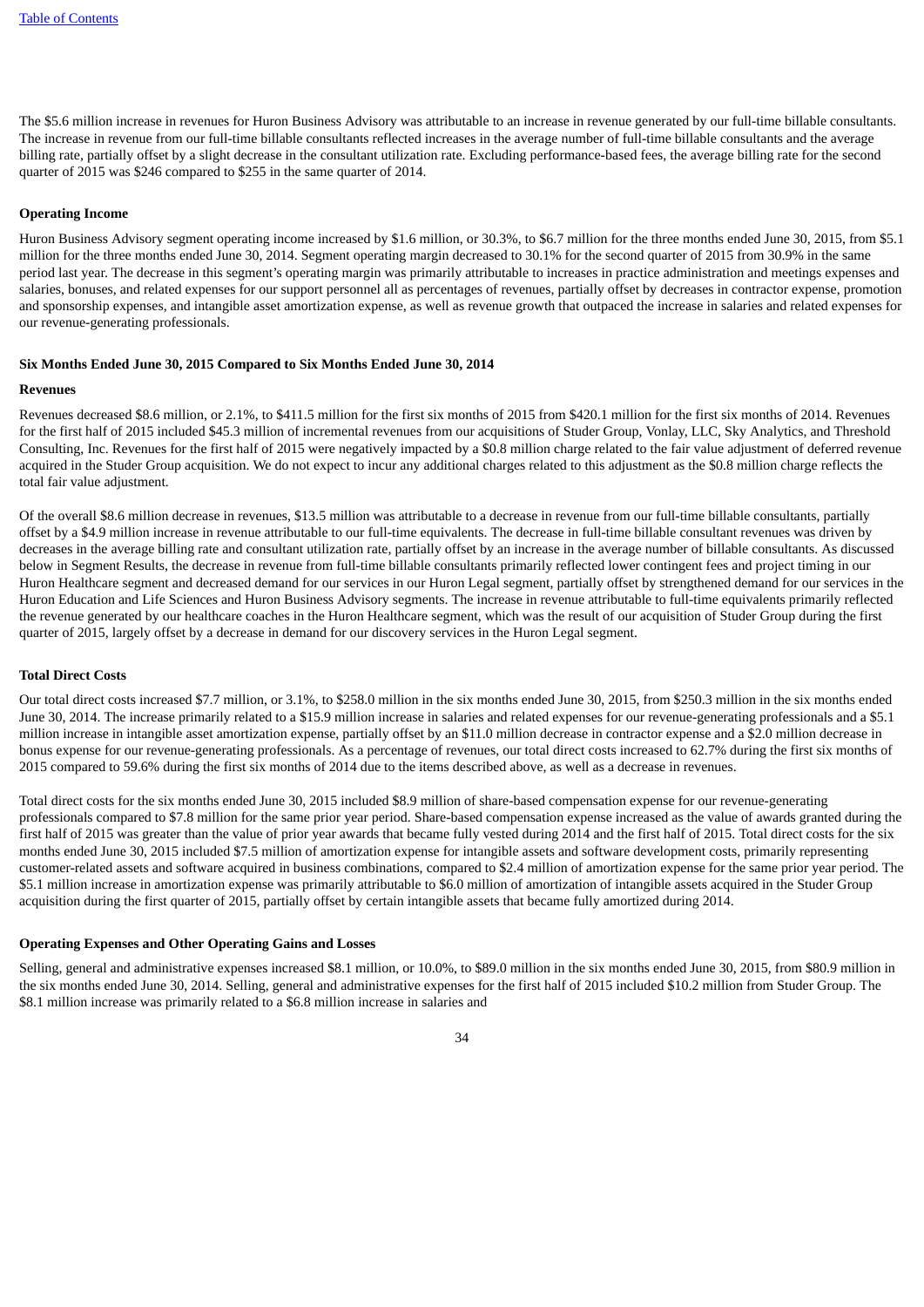The $5.6 million increase in revenues for Huron Business Advisory was attributable to an increase in revenue generated by our full-time billable consultants. The increase in revenue from our full-time billable consultants reflected increases in the average number of full-time billable consultants and the average billing rate, partially offset by a slight decrease in the consultant utilization rate. Excluding performance-based fees, the average billing rate for the second quarter of 2015 was $246 compared to $255 in the same quarter of 2014.

**Operating Income**

Huron Business Advisory segment operating income increased by $1.6 million, or 30.3%, to $6.7 million for the three months ended June 30, 2015, from $5.1 million for the three months ended June 30, 2014. Segment operating margin decreased to 30.1% for the second quarter of 2015 from 30.9% in the same period last year. The decrease in this segment's operating margin was primarily attributable to increases in practice administration and meetings expenses and salaries, bonuses, and related expenses for our support personnel all as percentages of revenues, partially offset by decreases in contractor expense, promotion and sponsorship expenses, and intangible asset amortization expense, as well as revenue growth that outpaced the increase in salaries and related expenses for our revenue-generating professionals.

**Six Months Ended June 30, 2015 Compared to Six Months Ended June 30, 2014**

**Revenues**

Revenues decreased $8.6 million, or 2.1%, to $411.5 million for the first six months of 2015 from $420.1 million for the first six months of 2014. Revenues for the first half of 2015 included $45.3 million of incremental revenues from our acquisitions of Studer Group, Vonlay, LLC, Sky Analytics, and Threshold Consulting, Inc. Revenues for the first half of 2015 were negatively impacted by a $0.8 million charge related to the fair value adjustment of deferred revenue acquired in the Studer Group acquisition. We do not expect to incur any additional charges related to this adjustment as the $0.8 million charge reflects the total fair value adjustment.

Of the overall $8.6 million decrease in revenues, $13.5 million was attributable to a decrease in revenue from our full-time billable consultants, partially offset by a $4.9 million increase in revenue attributable to our full-time equivalents. The decrease in full-time billable consultant revenues was driven by decreases in the average billing rate and consultant utilization rate, partially offset by an increase in the average number of billable consultants. As discussed below in Segment Results, the decrease in revenue from full-time billable consultants primarily reflected lower contingent fees and project timing in our Huron Healthcare segment and decreased demand for our services in our Huron Legal segment, partially offset by strengthened demand for our services in the Huron Education and Life Sciences and Huron Business Advisory segments. The increase in revenue attributable to full-time equivalents primarily reflected the revenue generated by our healthcare coaches in the Huron Healthcare segment, which was the result of our acquisition of Studer Group during the first quarter of 2015, largely offset by a decrease in demand for our discovery services in the Huron Legal segment.

**Total Direct Costs**

Our total direct costs increased $7.7 million, or 3.1%, to $258.0 million in the six months ended June 30, 2015, from $250.3 million in the six months ended June 30, 2014. The increase primarily related to a $15.9 million increase in salaries and related expenses for our revenue-generating professionals and a $5.1 million increase in intangible asset amortization expense, partially offset by an $11.0 million decrease in contractor expense and a $2.0 million decrease in bonus expense for our revenue-generating professionals. As a percentage of revenues, our total direct costs increased to 62.7% during the first six months of 2015 compared to 59.6% during the first six months of 2014 due to the items described above, as well as a decrease in revenues.

Total direct costs for the six months ended June 30, 2015 included $8.9 million of share-based compensation expense for our revenue-generating professionals compared to $7.8 million for the same prior year period. Share-based compensation expense increased as the value of awards granted during the first half of 2015 was greater than the value of prior year awards that became fully vested during 2014 and the first half of 2015. Total direct costs for the six months ended June 30, 2015 included $7.5 million of amortization expense for intangible assets and software development costs, primarily representing customer-related assets and software acquired in business combinations, compared to $2.4 million of amortization expense for the same prior year period. The $5.1 million increase in amortization expense was primarily attributable to $6.0 million of amortization of intangible assets acquired in the Studer Group acquisition during the first quarter of 2015, partially offset by certain intangible assets that became fully amortized during 2014.

**Operating Expenses and Other Operating Gains and Losses**

Selling, general and administrative expenses increased $8.1 million, or 10.0%, to $89.0 million in the six months ended June 30, 2015, from $80.9 million in the six months ended June 30, 2014. Selling, general and administrative expenses for the first half of 2015 included $10.2 million from Studer Group. The $8.1 million increase was primarily related to a $6.8 million increase in salaries and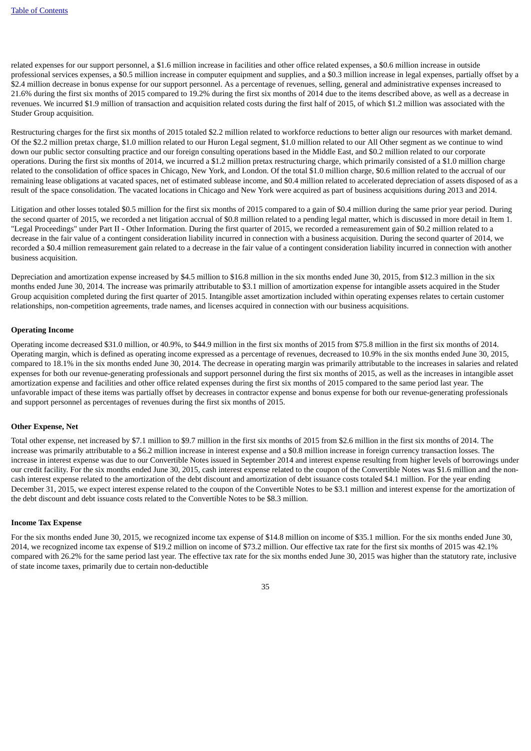related expenses for our support personnel, a $1.6 million increase in facilities and other office related expenses, a $0.6 million increase in outside professional services expenses, a $0.5 million increase in computer equipment and supplies, and a $0.3 million increase in legal expenses, partially offset by a $2.4 million decrease in bonus expense for our support personnel. As a percentage of revenues, selling, general and administrative expenses increased to 21.6% during the first six months of 2015 compared to 19.2% during the first six months of 2014 due to the items described above, as well as a decrease in revenues. We incurred $1.9 million of transaction and acquisition related costs during the first half of 2015, of which $1.2 million was associated with the Studer Group acquisition.

Restructuring charges for the first six months of 2015 totaled $2.2 million related to workforce reductions to better align our resources with market demand. Of the $2.2 million pretax charge, $1.0 million related to our Huron Legal segment, $1.0 million related to our All Other segment as we continue to wind down our public sector consulting practice and our foreign consulting operations based in the Middle East, and $0.2 million related to our corporate operations. During the first six months of 2014, we incurred a $1.2 million pretax restructuring charge, which primarily consisted of a $1.0 million charge related to the consolidation of office spaces in Chicago, New York, and London. Of the total $1.0 million charge, $0.6 million related to the accrual of our remaining lease obligations at vacated spaces, net of estimated sublease income, and $0.4 million related to accelerated depreciation of assets disposed of as a result of the space consolidation. The vacated locations in Chicago and New York were acquired as part of business acquisitions during 2013 and 2014.

Litigation and other losses totaled $0.5 million for the first six months of 2015 compared to a gain of $0.4 million during the same prior year period. During the second quarter of 2015, we recorded a net litigation accrual of $0.8 million related to a pending legal matter, which is discussed in more detail in Item 1. "Legal Proceedings" under Part II - Other Information. During the first quarter of 2015, we recorded a remeasurement gain of $0.2 million related to a decrease in the fair value of a contingent consideration liability incurred in connection with a business acquisition. During the second quarter of 2014, we recorded a $0.4 million remeasurement gain related to a decrease in the fair value of a contingent consideration liability incurred in connection with another business acquisition.

Depreciation and amortization expense increased by $4.5 million to $16.8 million in the six months ended June 30, 2015, from $12.3 million in the six months ended June 30, 2014. The increase was primarily attributable to $3.1 million of amortization expense for intangible assets acquired in the Studer Group acquisition completed during the first quarter of 2015. Intangible asset amortization included within operating expenses relates to certain customer relationships, non-competition agreements, trade names, and licenses acquired in connection with our business acquisitions.

**Operating Income**

Operating income decreased $31.0 million, or 40.9%, to $44.9 million in the first six months of 2015 from $75.8 million in the first six months of 2014. Operating margin, which is defined as operating income expressed as a percentage of revenues, decreased to 10.9% in the six months ended June 30, 2015, compared to 18.1% in the six months ended June 30, 2014. The decrease in operating margin was primarily attributable to the increases in salaries and related expenses for both our revenue-generating professionals and support personnel during the first six months of 2015, as well as the increases in intangible asset amortization expense and facilities and other office related expenses during the first six months of 2015 compared to the same period last year. The unfavorable impact of these items was partially offset by decreases in contractor expense and bonus expense for both our revenue-generating professionals and support personnel as percentages of revenues during the first six months of 2015.

**Other Expense, Net**

Total other expense, net increased by $7.1 million to $9.7 million in the first six months of 2015 from $2.6 million in the first six months of 2014. The increase was primarily attributable to a $6.2 million increase in interest expense and a $0.8 million increase in foreign currency transaction losses. The increase in interest expense was due to our Convertible Notes issued in September 2014 and interest expense resulting from higher levels of borrowings under our credit facility. For the six months ended June 30, 2015, cash interest expense related to the coupon of the Convertible Notes was $1.6 million and the non-cash interest expense related to the amortization of the debt discount and amortization of debt issuance costs totaled $4.1 million. For the year ending December 31, 2015, we expect interest expense related to the coupon of the Convertible Notes to be $3.1 million and interest expense for the amortization of the debt discount and debt issuance costs related to the Convertible Notes to be $8.3 million.

**Income Tax Expense**

For the six months ended June 30, 2015, we recognized income tax expense of $14.8 million on income of $35.1 million. For the six months ended June 30, 2014, we recognized income tax expense of $19.2 million on income of $73.2 million. Our effective tax rate for the first six months of 2015 was 42.1% compared with 26.2% for the same period last year. The effective tax rate for the six months ended June 30, 2015 was higher than the statutory rate, inclusive of state income taxes, primarily due to certain non-deductible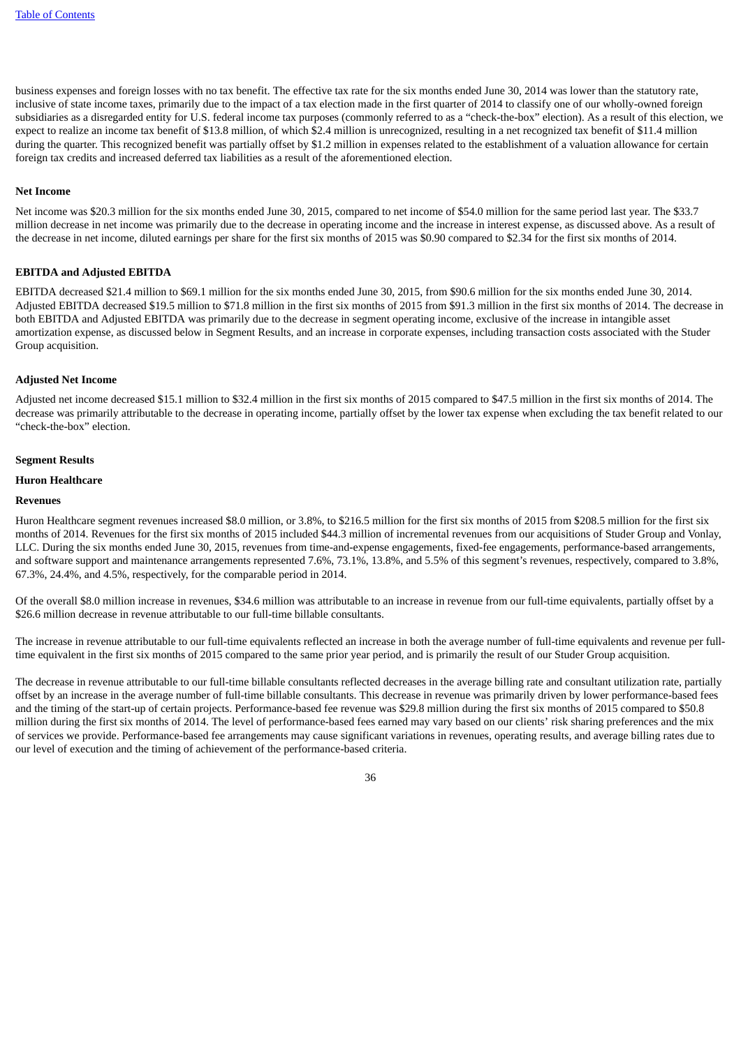business expenses and foreign losses with no tax benefit. The effective tax rate for the six months ended June 30, 2014 was lower than the statutory rate, inclusive of state income taxes, primarily due to the impact of a tax election made in the first quarter of 2014 to classify one of our wholly-owned foreign subsidiaries as a disregarded entity for U.S. federal income tax purposes (commonly referred to as a "check-the-box" election). As a result of this election, we expect to realize an income tax benefit of $13.8 million, of which $2.4 million is unrecognized, resulting in a net recognized tax benefit of $11.4 million during the quarter. This recognized benefit was partially offset by $1.2 million in expenses related to the establishment of a valuation allowance for certain foreign tax credits and increased deferred tax liabilities as a result of the aforementioned election.

**Net Income**

Net income was $20.3 million for the six months ended June 30, 2015, compared to net income of $54.0 million for the same period last year. The $33.7 million decrease in net income was primarily due to the decrease in operating income and the increase in interest expense, as discussed above. As a result of the decrease in net income, diluted earnings per share for the first six months of 2015 was $0.90 compared to $2.34 for the first six months of 2014.

**EBITDA and Adjusted EBITDA**

EBITDA decreased $21.4 million to $69.1 million for the six months ended June 30, 2015, from $90.6 million for the six months ended June 30, 2014. Adjusted EBITDA decreased $19.5 million to $71.8 million in the first six months of 2015 from $91.3 million in the first six months of 2014. The decrease in both EBITDA and Adjusted EBITDA was primarily due to the decrease in segment operating income, exclusive of the increase in intangible asset amortization expense, as discussed below in Segment Results, and an increase in corporate expenses, including transaction costs associated with the Studer Group acquisition.

**Adjusted Net Income**

Adjusted net income decreased $15.1 million to $32.4 million in the first six months of 2015 compared to $47.5 million in the first six months of 2014. The decrease was primarily attributable to the decrease in operating income, partially offset by the lower tax expense when excluding the tax benefit related to our "check-the-box" election.

**Segment Results**

**Huron Healthcare**

**Revenues**

Huron Healthcare segment revenues increased $8.0 million, or 3.8%, to $216.5 million for the first six months of 2015 from $208.5 million for the first six months of 2014. Revenues for the first six months of 2015 included $44.3 million of incremental revenues from our acquisitions of Studer Group and Vonlay, LLC. During the six months ended June 30, 2015, revenues from time-and-expense engagements, fixed-fee engagements, performance-based arrangements, and software support and maintenance arrangements represented 7.6%, 73.1%, 13.8%, and 5.5% of this segment's revenues, respectively, compared to 3.8%, 67.3%, 24.4%, and 4.5%, respectively, for the comparable period in 2014.

Of the overall $8.0 million increase in revenues, $34.6 million was attributable to an increase in revenue from our full-time equivalents, partially offset by a $26.6 million decrease in revenue attributable to our full-time billable consultants.

The increase in revenue attributable to our full-time equivalents reflected an increase in both the average number of full-time equivalents and revenue per full-time equivalent in the first six months of 2015 compared to the same prior year period, and is primarily the result of our Studer Group acquisition.

The decrease in revenue attributable to our full-time billable consultants reflected decreases in the average billing rate and consultant utilization rate, partially offset by an increase in the average number of full-time billable consultants. This decrease in revenue was primarily driven by lower performance-based fees and the timing of the start-up of certain projects. Performance-based fee revenue was $29.8 million during the first six months of 2015 compared to $50.8 million during the first six months of 2014. The level of performance-based fees earned may vary based on our clients' risk sharing preferences and the mix of services we provide. Performance-based fee arrangements may cause significant variations in revenues, operating results, and average billing rates due to our level of execution and the timing of achievement of the performance-based criteria.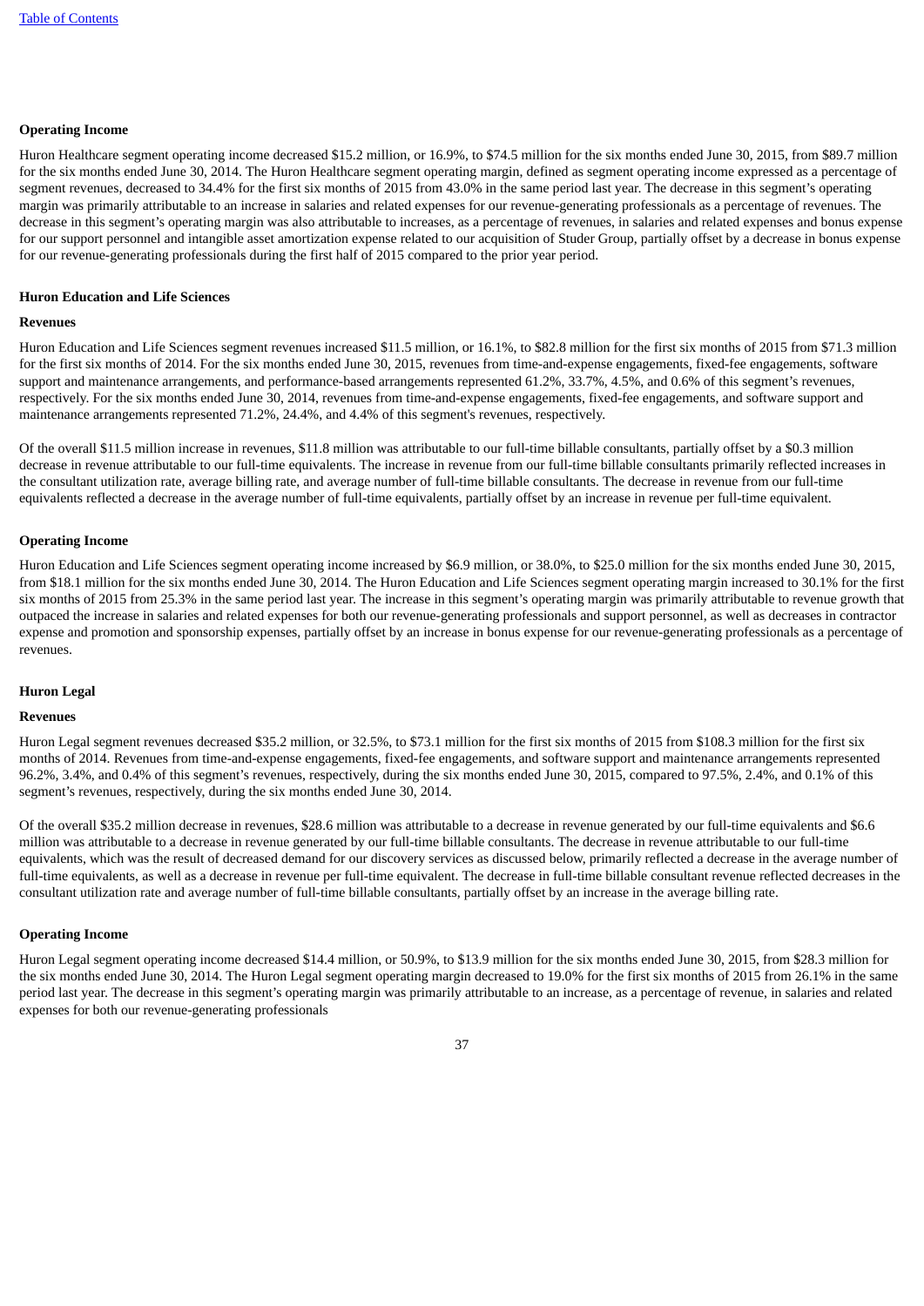**Operating Income**

Huron Healthcare segment operating income decreased $15.2 million, or 16.9%, to $74.5 million for the six months ended June 30, 2015, from $89.7 million for the six months ended June 30, 2014. The Huron Healthcare segment operating margin, defined as segment operating income expressed as a percentage of segment revenues, decreased to 34.4% for the first six months of 2015 from 43.0% in the same period last year. The decrease in this segment's operating margin was primarily attributable to an increase in salaries and related expenses for our revenue-generating professionals as a percentage of revenues. The decrease in this segment's operating margin was also attributable to increases, as a percentage of revenues, in salaries and related expenses and bonus expense for our support personnel and intangible asset amortization expense related to our acquisition of Studer Group, partially offset by a decrease in bonus expense for our revenue-generating professionals during the first half of 2015 compared to the prior year period.

**Huron Education and Life Sciences**

**Revenues**

Huron Education and Life Sciences segment revenues increased $11.5 million, or 16.1%, to $82.8 million for the first six months of 2015 from $71.3 million for the first six months of 2014. For the six months ended June 30, 2015, revenues from time-and-expense engagements, fixed-fee engagements, software support and maintenance arrangements, and performance-based arrangements represented 61.2%, 33.7%, 4.5%, and 0.6% of this segment's revenues, respectively. For the six months ended June 30, 2014, revenues from time-and-expense engagements, fixed-fee engagements, and software support and maintenance arrangements represented 71.2%, 24.4%, and 4.4% of this segment's revenues, respectively.

Of the overall $11.5 million increase in revenues, $11.8 million was attributable to our full-time billable consultants, partially offset by a $0.3 million decrease in revenue attributable to our full-time equivalents. The increase in revenue from our full-time billable consultants primarily reflected increases in the consultant utilization rate, average billing rate, and average number of full-time billable consultants. The decrease in revenue from our full-time equivalents reflected a decrease in the average number of full-time equivalents, partially offset by an increase in revenue per full-time equivalent.

**Operating Income**

Huron Education and Life Sciences segment operating income increased by $6.9 million, or 38.0%, to $25.0 million for the six months ended June 30, 2015, from $18.1 million for the six months ended June 30, 2014. The Huron Education and Life Sciences segment operating margin increased to 30.1% for the first six months of 2015 from 25.3% in the same period last year. The increase in this segment's operating margin was primarily attributable to revenue growth that outpaced the increase in salaries and related expenses for both our revenue-generating professionals and support personnel, as well as decreases in contractor expense and promotion and sponsorship expenses, partially offset by an increase in bonus expense for our revenue-generating professionals as a percentage of revenues.

**Huron Legal**

**Revenues**

Huron Legal segment revenues decreased $35.2 million, or 32.5%, to $73.1 million for the first six months of 2015 from $108.3 million for the first six months of 2014. Revenues from time-and-expense engagements, fixed-fee engagements, and software support and maintenance arrangements represented 96.2%, 3.4%, and 0.4% of this segment's revenues, respectively, during the six months ended June 30, 2015, compared to 97.5%, 2.4%, and 0.1% of this segment's revenues, respectively, during the six months ended June 30, 2014.

Of the overall $35.2 million decrease in revenues, $28.6 million was attributable to a decrease in revenue generated by our full-time equivalents and $6.6 million was attributable to a decrease in revenue generated by our full-time billable consultants. The decrease in revenue attributable to our full-time equivalents, which was the result of decreased demand for our discovery services as discussed below, primarily reflected a decrease in the average number of full-time equivalents, as well as a decrease in revenue per full-time equivalent. The decrease in full-time billable consultant revenue reflected decreases in the consultant utilization rate and average number of full-time billable consultants, partially offset by an increase in the average billing rate.

**Operating Income**

Huron Legal segment operating income decreased $14.4 million, or 50.9%, to $13.9 million for the six months ended June 30, 2015, from $28.3 million for the six months ended June 30, 2014. The Huron Legal segment operating margin decreased to 19.0% for the first six months of 2015 from 26.1% in the same period last year. The decrease in this segment's operating margin was primarily attributable to an increase, as a percentage of revenue, in salaries and related expenses for both our revenue-generating professionals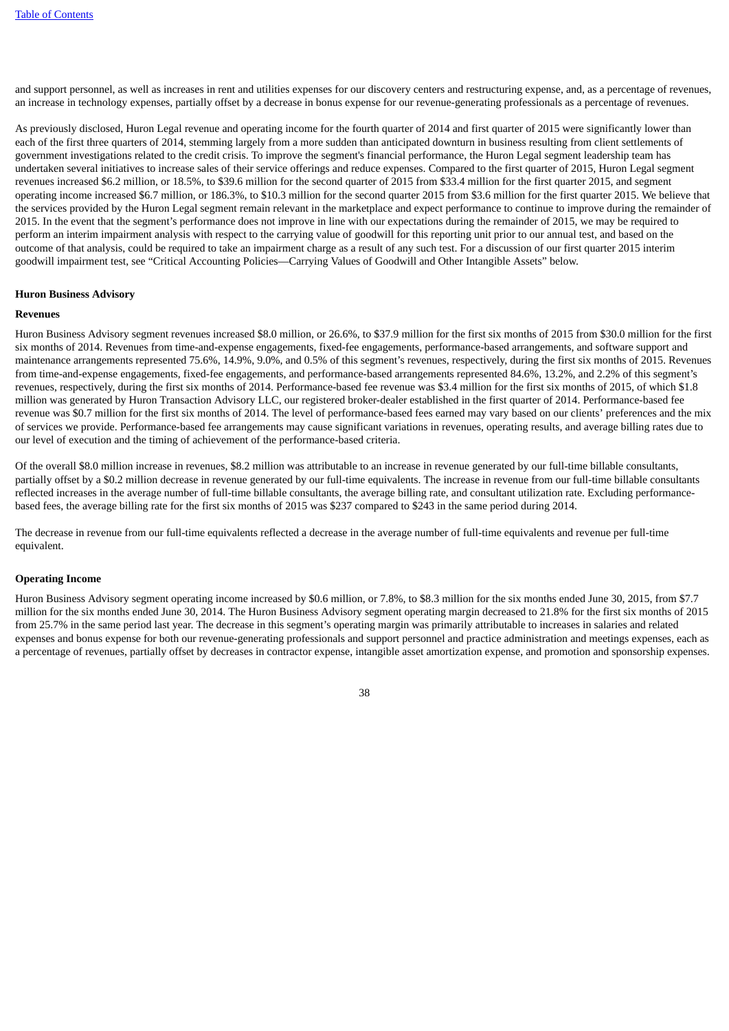and support personnel, as well as increases in rent and utilities expenses for our discovery centers and restructuring expense, and, as a percentage of revenues, an increase in technology expenses, partially offset by a decrease in bonus expense for our revenue-generating professionals as a percentage of revenues.

As previously disclosed, Huron Legal revenue and operating income for the fourth quarter of 2014 and first quarter of 2015 were significantly lower than each of the first three quarters of 2014, stemming largely from a more sudden than anticipated downturn in business resulting from client settlements of government investigations related to the credit crisis. To improve the segment's financial performance, the Huron Legal segment leadership team has undertaken several initiatives to increase sales of their service offerings and reduce expenses. Compared to the first quarter of 2015, Huron Legal segment revenues increased $6.2 million, or 18.5%, to $39.6 million for the second quarter of 2015 from $33.4 million for the first quarter 2015, and segment operating income increased $6.7 million, or 186.3%, to $10.3 million for the second quarter 2015 from $3.6 million for the first quarter 2015. We believe that the services provided by the Huron Legal segment remain relevant in the marketplace and expect performance to continue to improve during the remainder of 2015. In the event that the segment's performance does not improve in line with our expectations during the remainder of 2015, we may be required to perform an interim impairment analysis with respect to the carrying value of goodwill for this reporting unit prior to our annual test, and based on the outcome of that analysis, could be required to take an impairment charge as a result of any such test. For a discussion of our first quarter 2015 interim goodwill impairment test, see "Critical Accounting Policies—Carrying Values of Goodwill and Other Intangible Assets" below.

**Huron Business Advisory**

**Revenues**

Huron Business Advisory segment revenues increased $8.0 million, or 26.6%, to $37.9 million for the first six months of 2015 from $30.0 million for the first six months of 2014. Revenues from time-and-expense engagements, fixed-fee engagements, performance-based arrangements, and software support and maintenance arrangements represented 75.6%, 14.9%, 9.0%, and 0.5% of this segment's revenues, respectively, during the first six months of 2015. Revenues from time-and-expense engagements, fixed-fee engagements, and performance-based arrangements represented 84.6%, 13.2%, and 2.2% of this segment's revenues, respectively, during the first six months of 2014. Performance-based fee revenue was $3.4 million for the first six months of 2015, of which $1.8 million was generated by Huron Transaction Advisory LLC, our registered broker-dealer established in the first quarter of 2014. Performance-based fee revenue was $0.7 million for the first six months of 2014. The level of performance-based fees earned may vary based on our clients' preferences and the mix of services we provide. Performance-based fee arrangements may cause significant variations in revenues, operating results, and average billing rates due to our level of execution and the timing of achievement of the performance-based criteria.

Of the overall $8.0 million increase in revenues, $8.2 million was attributable to an increase in revenue generated by our full-time billable consultants, partially offset by a $0.2 million decrease in revenue generated by our full-time equivalents. The increase in revenue from our full-time billable consultants reflected increases in the average number of full-time billable consultants, the average billing rate, and consultant utilization rate. Excluding performance-based fees, the average billing rate for the first six months of 2015 was $237 compared to $243 in the same period during 2014.

The decrease in revenue from our full-time equivalents reflected a decrease in the average number of full-time equivalents and revenue per full-time equivalent.

**Operating Income**

Huron Business Advisory segment operating income increased by $0.6 million, or 7.8%, to $8.3 million for the six months ended June 30, 2015, from $7.7 million for the six months ended June 30, 2014. The Huron Business Advisory segment operating margin decreased to 21.8% for the first six months of 2015 from 25.7% in the same period last year. The decrease in this segment's operating margin was primarily attributable to increases in salaries and related expenses and bonus expense for both our revenue-generating professionals and support personnel and practice administration and meetings expenses, each as a percentage of revenues, partially offset by decreases in contractor expense, intangible asset amortization expense, and promotion and sponsorship expenses.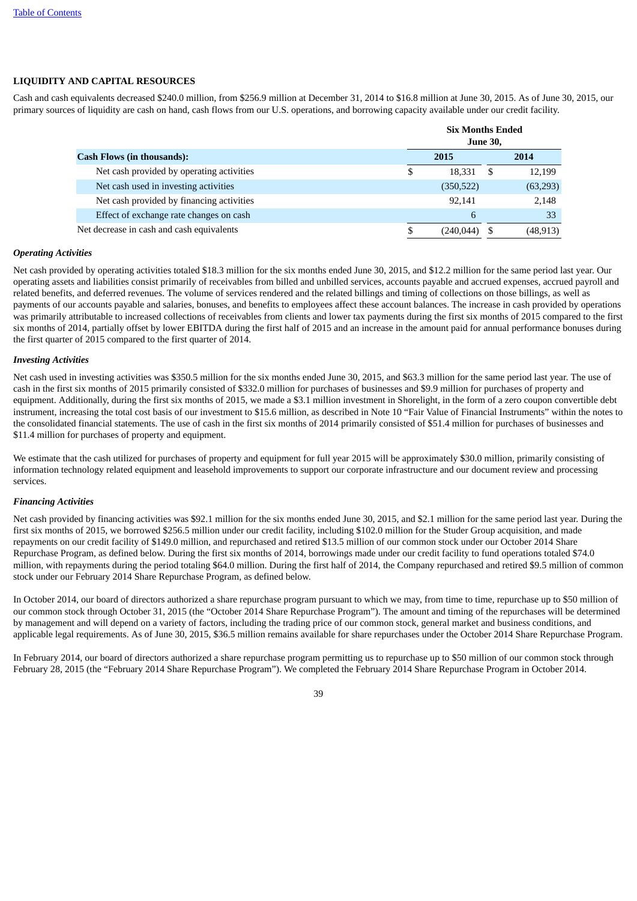## LIQUIDITY AND CAPITAL RESOURCES

Cash and cash equivalents decreased $240.0 million, from $256.9 million at December 31, 2014 to $16.8 million at June 30, 2015. As of June 30, 2015, our primary sources of liquidity are cash on hand, cash flows from our U.S. operations, and borrowing capacity available under our credit facility.

| | Six Months Ended June 30, | |
|---|---|---|
| **Cash Flows (in thousands):** | **2015** | **2014** |
| Net cash provided by operating activities | $ 18,331 | $ 12,199 |
| Net cash used in investing activities | (350,522) | (63,293) |
| Net cash provided by financing activities | 92,141 | 2,148 |
| Effect of exchange rate changes on cash | 6 | 33 |
| Net decrease in cash and cash equivalents | $ (240,044) | $ (48,913) |

***Operating Activities***

Net cash provided by operating activities totaled $18.3 million for the six months ended June 30, 2015, and $12.2 million for the same period last year. Our operating assets and liabilities consist primarily of receivables from billed and unbilled services, accounts payable and accrued expenses, accrued payroll and related benefits, and deferred revenues. The volume of services rendered and the related billings and timing of collections on those billings, as well as payments of our accounts payable and salaries, bonuses, and benefits to employees affect these account balances. The increase in cash provided by operations was primarily attributable to increased collections of receivables from clients and lower tax payments during the first six months of 2015 compared to the first six months of 2014, partially offset by lower EBITDA during the first half of 2015 and an increase in the amount paid for annual performance bonuses during the first quarter of 2015 compared to the first quarter of 2014.

***Investing Activities***

Net cash used in investing activities was $350.5 million for the six months ended June 30, 2015, and $63.3 million for the same period last year. The use of cash in the first six months of 2015 primarily consisted of $332.0 million for purchases of businesses and $9.9 million for purchases of property and equipment. Additionally, during the first six months of 2015, we made a $3.1 million investment in Shorelight, in the form of a zero coupon convertible debt instrument, increasing the total cost basis of our investment to $15.6 million, as described in Note 10 "Fair Value of Financial Instruments" within the notes to the consolidated financial statements. The use of cash in the first six months of 2014 primarily consisted of $51.4 million for purchases of businesses and $11.4 million for purchases of property and equipment.

We estimate that the cash utilized for purchases of property and equipment for full year 2015 will be approximately $30.0 million, primarily consisting of information technology related equipment and leasehold improvements to support our corporate infrastructure and our document review and processing services.

***Financing Activities***

Net cash provided by financing activities was $92.1 million for the six months ended June 30, 2015, and $2.1 million for the same period last year. During the first six months of 2015, we borrowed $256.5 million under our credit facility, including $102.0 million for the Studer Group acquisition, and made repayments on our credit facility of $149.0 million, and repurchased and retired $13.5 million of our common stock under our October 2014 Share Repurchase Program, as defined below. During the first six months of 2014, borrowings made under our credit facility to fund operations totaled $74.0 million, with repayments during the period totaling $64.0 million. During the first half of 2014, the Company repurchased and retired $9.5 million of common stock under our February 2014 Share Repurchase Program, as defined below.

In October 2014, our board of directors authorized a share repurchase program pursuant to which we may, from time to time, repurchase up to $50 million of our common stock through October 31, 2015 (the "October 2014 Share Repurchase Program"). The amount and timing of the repurchases will be determined by management and will depend on a variety of factors, including the trading price of our common stock, general market and business conditions, and applicable legal requirements. As of June 30, 2015, $36.5 million remains available for share repurchases under the October 2014 Share Repurchase Program.

In February 2014, our board of directors authorized a share repurchase program permitting us to repurchase up to $50 million of our common stock through February 28, 2015 (the "February 2014 Share Repurchase Program"). We completed the February 2014 Share Repurchase Program in October 2014.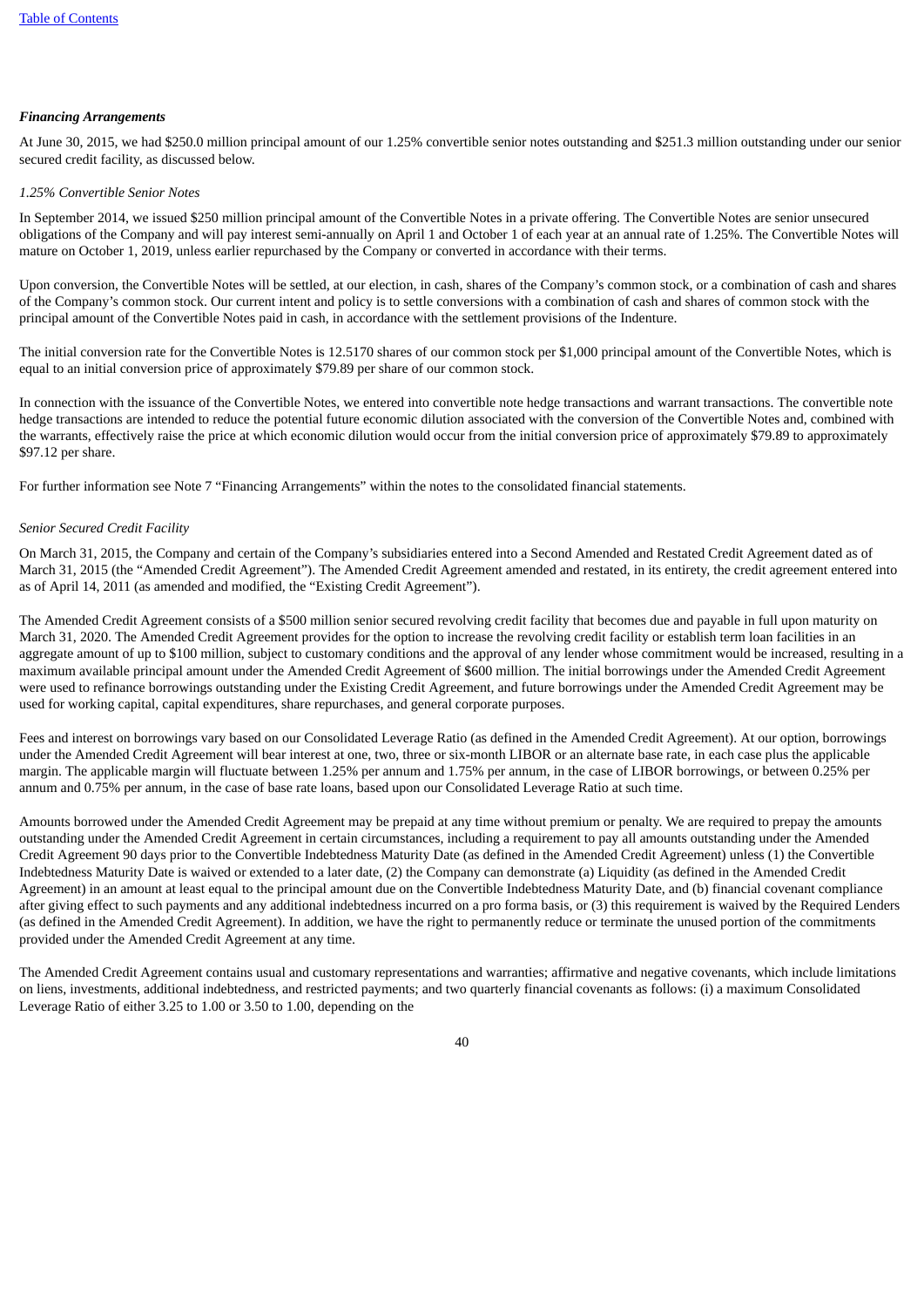***Financing Arrangements***

At June 30, 2015, we had $250.0 million principal amount of our 1.25% convertible senior notes outstanding and $251.3 million outstanding under our senior secured credit facility, as discussed below.

*1.25% Convertible Senior Notes*

In September 2014, we issued $250 million principal amount of the Convertible Notes in a private offering. The Convertible Notes are senior unsecured obligations of the Company and will pay interest semi-annually on April 1 and October 1 of each year at an annual rate of 1.25%. The Convertible Notes will mature on October 1, 2019, unless earlier repurchased by the Company or converted in accordance with their terms.

Upon conversion, the Convertible Notes will be settled, at our election, in cash, shares of the Company's common stock, or a combination of cash and shares of the Company's common stock. Our current intent and policy is to settle conversions with a combination of cash and shares of common stock with the principal amount of the Convertible Notes paid in cash, in accordance with the settlement provisions of the Indenture.

The initial conversion rate for the Convertible Notes is 12.5170 shares of our common stock per $1,000 principal amount of the Convertible Notes, which is equal to an initial conversion price of approximately $79.89 per share of our common stock.

In connection with the issuance of the Convertible Notes, we entered into convertible note hedge transactions and warrant transactions. The convertible note hedge transactions are intended to reduce the potential future economic dilution associated with the conversion of the Convertible Notes and, combined with the warrants, effectively raise the price at which economic dilution would occur from the initial conversion price of approximately $79.89 to approximately $97.12 per share.

For further information see Note 7 "Financing Arrangements" within the notes to the consolidated financial statements.

*Senior Secured Credit Facility*

On March 31, 2015, the Company and certain of the Company's subsidiaries entered into a Second Amended and Restated Credit Agreement dated as of March 31, 2015 (the "Amended Credit Agreement"). The Amended Credit Agreement amended and restated, in its entirety, the credit agreement entered into as of April 14, 2011 (as amended and modified, the "Existing Credit Agreement").

The Amended Credit Agreement consists of a $500 million senior secured revolving credit facility that becomes due and payable in full upon maturity on March 31, 2020. The Amended Credit Agreement provides for the option to increase the revolving credit facility or establish term loan facilities in an aggregate amount of up to $100 million, subject to customary conditions and the approval of any lender whose commitment would be increased, resulting in a maximum available principal amount under the Amended Credit Agreement of $600 million. The initial borrowings under the Amended Credit Agreement were used to refinance borrowings outstanding under the Existing Credit Agreement, and future borrowings under the Amended Credit Agreement may be used for working capital, capital expenditures, share repurchases, and general corporate purposes.

Fees and interest on borrowings vary based on our Consolidated Leverage Ratio (as defined in the Amended Credit Agreement). At our option, borrowings under the Amended Credit Agreement will bear interest at one, two, three or six-month LIBOR or an alternate base rate, in each case plus the applicable margin. The applicable margin will fluctuate between 1.25% per annum and 1.75% per annum, in the case of LIBOR borrowings, or between 0.25% per annum and 0.75% per annum, in the case of base rate loans, based upon our Consolidated Leverage Ratio at such time.

Amounts borrowed under the Amended Credit Agreement may be prepaid at any time without premium or penalty. We are required to prepay the amounts outstanding under the Amended Credit Agreement in certain circumstances, including a requirement to pay all amounts outstanding under the Amended Credit Agreement 90 days prior to the Convertible Indebtedness Maturity Date (as defined in the Amended Credit Agreement) unless (1) the Convertible Indebtedness Maturity Date is waived or extended to a later date, (2) the Company can demonstrate (a) Liquidity (as defined in the Amended Credit Agreement) in an amount at least equal to the principal amount due on the Convertible Indebtedness Maturity Date, and (b) financial covenant compliance after giving effect to such payments and any additional indebtedness incurred on a pro forma basis, or (3) this requirement is waived by the Required Lenders (as defined in the Amended Credit Agreement). In addition, we have the right to permanently reduce or terminate the unused portion of the commitments provided under the Amended Credit Agreement at any time.

The Amended Credit Agreement contains usual and customary representations and warranties; affirmative and negative covenants, which include limitations on liens, investments, additional indebtedness, and restricted payments; and two quarterly financial covenants as follows: (i) a maximum Consolidated Leverage Ratio of either 3.25 to 1.00 or 3.50 to 1.00, depending on the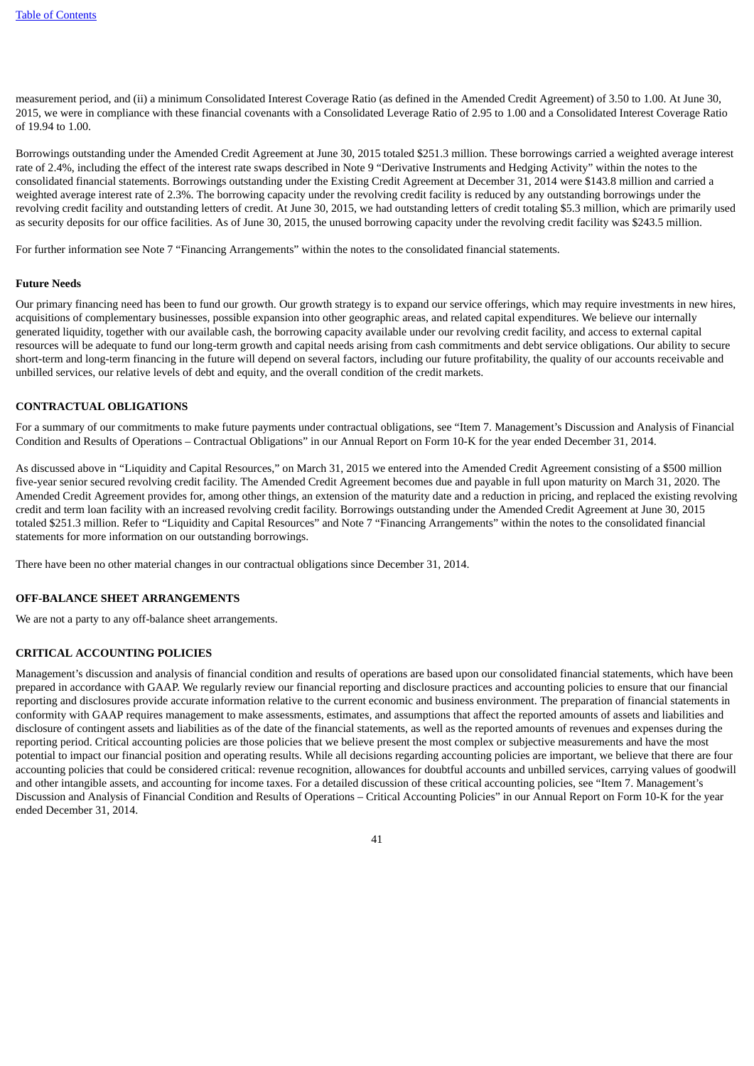measurement period, and (ii) a minimum Consolidated Interest Coverage Ratio (as defined in the Amended Credit Agreement) of 3.50 to 1.00. At June 30, 2015, we were in compliance with these financial covenants with a Consolidated Leverage Ratio of 2.95 to 1.00 and a Consolidated Interest Coverage Ratio of 19.94 to 1.00.

Borrowings outstanding under the Amended Credit Agreement at June 30, 2015 totaled $251.3 million. These borrowings carried a weighted average interest rate of 2.4%, including the effect of the interest rate swaps described in Note 9 "Derivative Instruments and Hedging Activity" within the notes to the consolidated financial statements. Borrowings outstanding under the Existing Credit Agreement at December 31, 2014 were $143.8 million and carried a weighted average interest rate of 2.3%. The borrowing capacity under the revolving credit facility is reduced by any outstanding borrowings under the revolving credit facility and outstanding letters of credit. At June 30, 2015, we had outstanding letters of credit totaling $5.3 million, which are primarily used as security deposits for our office facilities. As of June 30, 2015, the unused borrowing capacity under the revolving credit facility was $243.5 million.

For further information see Note 7 "Financing Arrangements" within the notes to the consolidated financial statements.

**Future Needs**

Our primary financing need has been to fund our growth. Our growth strategy is to expand our service offerings, which may require investments in new hires, acquisitions of complementary businesses, possible expansion into other geographic areas, and related capital expenditures. We believe our internally generated liquidity, together with our available cash, the borrowing capacity available under our revolving credit facility, and access to external capital resources will be adequate to fund our long-term growth and capital needs arising from cash commitments and debt service obligations. Our ability to secure short-term and long-term financing in the future will depend on several factors, including our future profitability, the quality of our accounts receivable and unbilled services, our relative levels of debt and equity, and the overall condition of the credit markets.

## CONTRACTUAL OBLIGATIONS

For a summary of our commitments to make future payments under contractual obligations, see "Item 7. Management's Discussion and Analysis of Financial Condition and Results of Operations – Contractual Obligations" in our Annual Report on Form 10-K for the year ended December 31, 2014.

As discussed above in "Liquidity and Capital Resources," on March 31, 2015 we entered into the Amended Credit Agreement consisting of a $500 million five-year senior secured revolving credit facility. The Amended Credit Agreement becomes due and payable in full upon maturity on March 31, 2020. The Amended Credit Agreement provides for, among other things, an extension of the maturity date and a reduction in pricing, and replaced the existing revolving credit and term loan facility with an increased revolving credit facility. Borrowings outstanding under the Amended Credit Agreement at June 30, 2015 totaled $251.3 million. Refer to "Liquidity and Capital Resources" and Note 7 "Financing Arrangements" within the notes to the consolidated financial statements for more information on our outstanding borrowings.

There have been no other material changes in our contractual obligations since December 31, 2014.

## OFF-BALANCE SHEET ARRANGEMENTS

We are not a party to any off-balance sheet arrangements.

## CRITICAL ACCOUNTING POLICIES

Management's discussion and analysis of financial condition and results of operations are based upon our consolidated financial statements, which have been prepared in accordance with GAAP. We regularly review our financial reporting and disclosure practices and accounting policies to ensure that our financial reporting and disclosures provide accurate information relative to the current economic and business environment. The preparation of financial statements in conformity with GAAP requires management to make assessments, estimates, and assumptions that affect the reported amounts of assets and liabilities and disclosure of contingent assets and liabilities as of the date of the financial statements, as well as the reported amounts of revenues and expenses during the reporting period. Critical accounting policies are those policies that we believe present the most complex or subjective measurements and have the most potential to impact our financial position and operating results. While all decisions regarding accounting policies are important, we believe that there are four accounting policies that could be considered critical: revenue recognition, allowances for doubtful accounts and unbilled services, carrying values of goodwill and other intangible assets, and accounting for income taxes. For a detailed discussion of these critical accounting policies, see "Item 7. Management's Discussion and Analysis of Financial Condition and Results of Operations – Critical Accounting Policies" in our Annual Report on Form 10-K for the year ended December 31, 2014.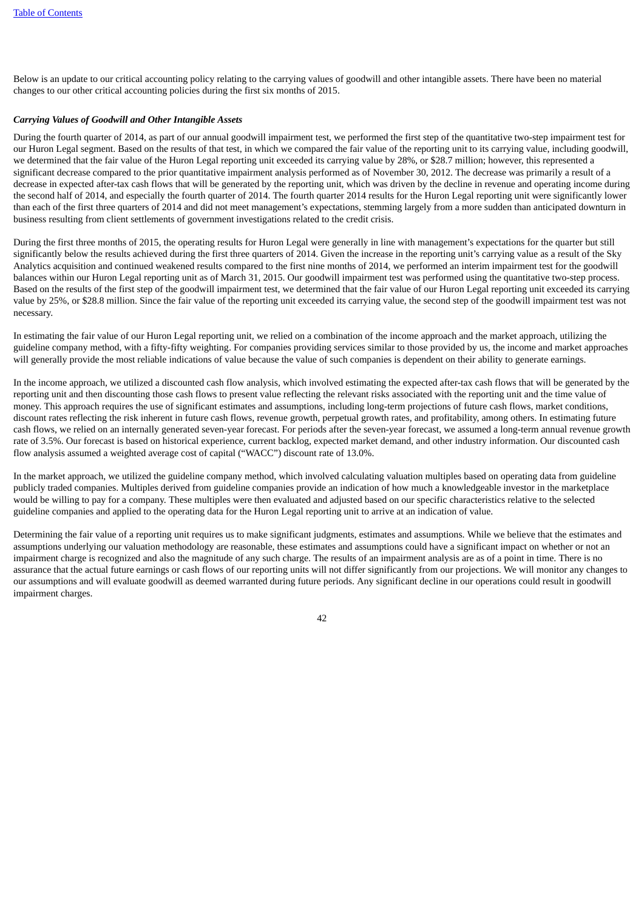Below is an update to our critical accounting policy relating to the carrying values of goodwill and other intangible assets. There have been no material changes to our other critical accounting policies during the first six months of 2015.

***Carrying Values of Goodwill and Other Intangible Assets***

During the fourth quarter of 2014, as part of our annual goodwill impairment test, we performed the first step of the quantitative two-step impairment test for our Huron Legal segment. Based on the results of that test, in which we compared the fair value of the reporting unit to its carrying value, including goodwill, we determined that the fair value of the Huron Legal reporting unit exceeded its carrying value by 28%, or $28.7 million; however, this represented a significant decrease compared to the prior quantitative impairment analysis performed as of November 30, 2012. The decrease was primarily a result of a decrease in expected after-tax cash flows that will be generated by the reporting unit, which was driven by the decline in revenue and operating income during the second half of 2014, and especially the fourth quarter of 2014. The fourth quarter 2014 results for the Huron Legal reporting unit were significantly lower than each of the first three quarters of 2014 and did not meet management's expectations, stemming largely from a more sudden than anticipated downturn in business resulting from client settlements of government investigations related to the credit crisis.

During the first three months of 2015, the operating results for Huron Legal were generally in line with management's expectations for the quarter but still significantly below the results achieved during the first three quarters of 2014. Given the increase in the reporting unit's carrying value as a result of the Sky Analytics acquisition and continued weakened results compared to the first nine months of 2014, we performed an interim impairment test for the goodwill balances within our Huron Legal reporting unit as of March 31, 2015. Our goodwill impairment test was performed using the quantitative two-step process. Based on the results of the first step of the goodwill impairment test, we determined that the fair value of our Huron Legal reporting unit exceeded its carrying value by 25%, or $28.8 million. Since the fair value of the reporting unit exceeded its carrying value, the second step of the goodwill impairment test was not necessary.

In estimating the fair value of our Huron Legal reporting unit, we relied on a combination of the income approach and the market approach, utilizing the guideline company method, with a fifty-fifty weighting. For companies providing services similar to those provided by us, the income and market approaches will generally provide the most reliable indications of value because the value of such companies is dependent on their ability to generate earnings.

In the income approach, we utilized a discounted cash flow analysis, which involved estimating the expected after-tax cash flows that will be generated by the reporting unit and then discounting those cash flows to present value reflecting the relevant risks associated with the reporting unit and the time value of money. This approach requires the use of significant estimates and assumptions, including long-term projections of future cash flows, market conditions, discount rates reflecting the risk inherent in future cash flows, revenue growth, perpetual growth rates, and profitability, among others. In estimating future cash flows, we relied on an internally generated seven-year forecast. For periods after the seven-year forecast, we assumed a long-term annual revenue growth rate of 3.5%. Our forecast is based on historical experience, current backlog, expected market demand, and other industry information. Our discounted cash flow analysis assumed a weighted average cost of capital ("WACC") discount rate of 13.0%.

In the market approach, we utilized the guideline company method, which involved calculating valuation multiples based on operating data from guideline publicly traded companies. Multiples derived from guideline companies provide an indication of how much a knowledgeable investor in the marketplace would be willing to pay for a company. These multiples were then evaluated and adjusted based on our specific characteristics relative to the selected guideline companies and applied to the operating data for the Huron Legal reporting unit to arrive at an indication of value.

Determining the fair value of a reporting unit requires us to make significant judgments, estimates and assumptions. While we believe that the estimates and assumptions underlying our valuation methodology are reasonable, these estimates and assumptions could have a significant impact on whether or not an impairment charge is recognized and also the magnitude of any such charge. The results of an impairment analysis are as of a point in time. There is no assurance that the actual future earnings or cash flows of our reporting units will not differ significantly from our projections. We will monitor any changes to our assumptions and will evaluate goodwill as deemed warranted during future periods. Any significant decline in our operations could result in goodwill impairment charges.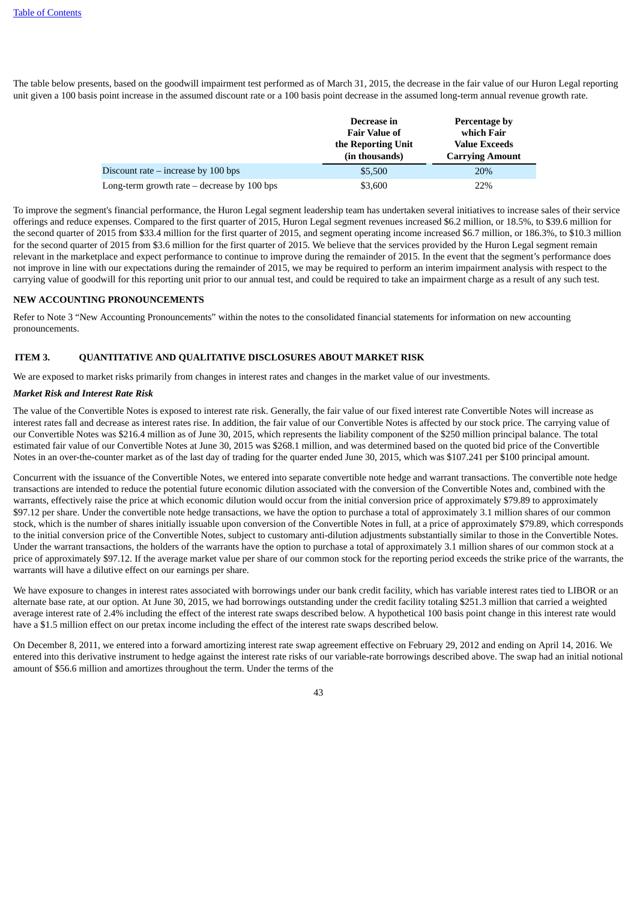The table below presents, based on the goodwill impairment test performed as of March 31, 2015, the decrease in the fair value of our Huron Legal reporting unit given a 100 basis point increase in the assumed discount rate or a 100 basis point decrease in the assumed long-term annual revenue growth rate.

| | Decrease in Fair Value of the Reporting Unit (in thousands) | Percentage by which Fair Value Exceeds Carrying Amount |
|---|---|---|
| Discount rate – increase by 100 bps | $5,500 | 20% |
| Long-term growth rate – decrease by 100 bps | $3,600 | 22% |

To improve the segment's financial performance, the Huron Legal segment leadership team has undertaken several initiatives to increase sales of their service offerings and reduce expenses. Compared to the first quarter of 2015, Huron Legal segment revenues increased $6.2 million, or 18.5%, to $39.6 million for the second quarter of 2015 from $33.4 million for the first quarter of 2015, and segment operating income increased $6.7 million, or 186.3%, to $10.3 million for the second quarter of 2015 from $3.6 million for the first quarter of 2015. We believe that the services provided by the Huron Legal segment remain relevant in the marketplace and expect performance to continue to improve during the remainder of 2015. In the event that the segment's performance does not improve in line with our expectations during the remainder of 2015, we may be required to perform an interim impairment analysis with respect to the carrying value of goodwill for this reporting unit prior to our annual test, and could be required to take an impairment charge as a result of any such test.

**NEW ACCOUNTING PRONOUNCEMENTS**

Refer to Note 3 "New Accounting Pronouncements" within the notes to the consolidated financial statements for information on new accounting pronouncements.

## ITEM 3. QUANTITATIVE AND QUALITATIVE DISCLOSURES ABOUT MARKET RISK

We are exposed to market risks primarily from changes in interest rates and changes in the market value of our investments.

***Market Risk and Interest Rate Risk***

The value of the Convertible Notes is exposed to interest rate risk. Generally, the fair value of our fixed interest rate Convertible Notes will increase as interest rates fall and decrease as interest rates rise. In addition, the fair value of our Convertible Notes is affected by our stock price. The carrying value of our Convertible Notes was $216.4 million as of June 30, 2015, which represents the liability component of the $250 million principal balance. The total estimated fair value of our Convertible Notes at June 30, 2015 was $268.1 million, and was determined based on the quoted bid price of the Convertible Notes in an over-the-counter market as of the last day of trading for the quarter ended June 30, 2015, which was $107.241 per $100 principal amount.

Concurrent with the issuance of the Convertible Notes, we entered into separate convertible note hedge and warrant transactions. The convertible note hedge transactions are intended to reduce the potential future economic dilution associated with the conversion of the Convertible Notes and, combined with the warrants, effectively raise the price at which economic dilution would occur from the initial conversion price of approximately $79.89 to approximately $97.12 per share. Under the convertible note hedge transactions, we have the option to purchase a total of approximately 3.1 million shares of our common stock, which is the number of shares initially issuable upon conversion of the Convertible Notes in full, at a price of approximately $79.89, which corresponds to the initial conversion price of the Convertible Notes, subject to customary anti-dilution adjustments substantially similar to those in the Convertible Notes. Under the warrant transactions, the holders of the warrants have the option to purchase a total of approximately 3.1 million shares of our common stock at a price of approximately $97.12. If the average market value per share of our common stock for the reporting period exceeds the strike price of the warrants, the warrants will have a dilutive effect on our earnings per share.

We have exposure to changes in interest rates associated with borrowings under our bank credit facility, which has variable interest rates tied to LIBOR or an alternate base rate, at our option. At June 30, 2015, we had borrowings outstanding under the credit facility totaling $251.3 million that carried a weighted average interest rate of 2.4% including the effect of the interest rate swaps described below. A hypothetical 100 basis point change in this interest rate would have a $1.5 million effect on our pretax income including the effect of the interest rate swaps described below.

On December 8, 2011, we entered into a forward amortizing interest rate swap agreement effective on February 29, 2012 and ending on April 14, 2016. We entered into this derivative instrument to hedge against the interest rate risks of our variable-rate borrowings described above. The swap had an initial notional amount of $56.6 million and amortizes throughout the term. Under the terms of the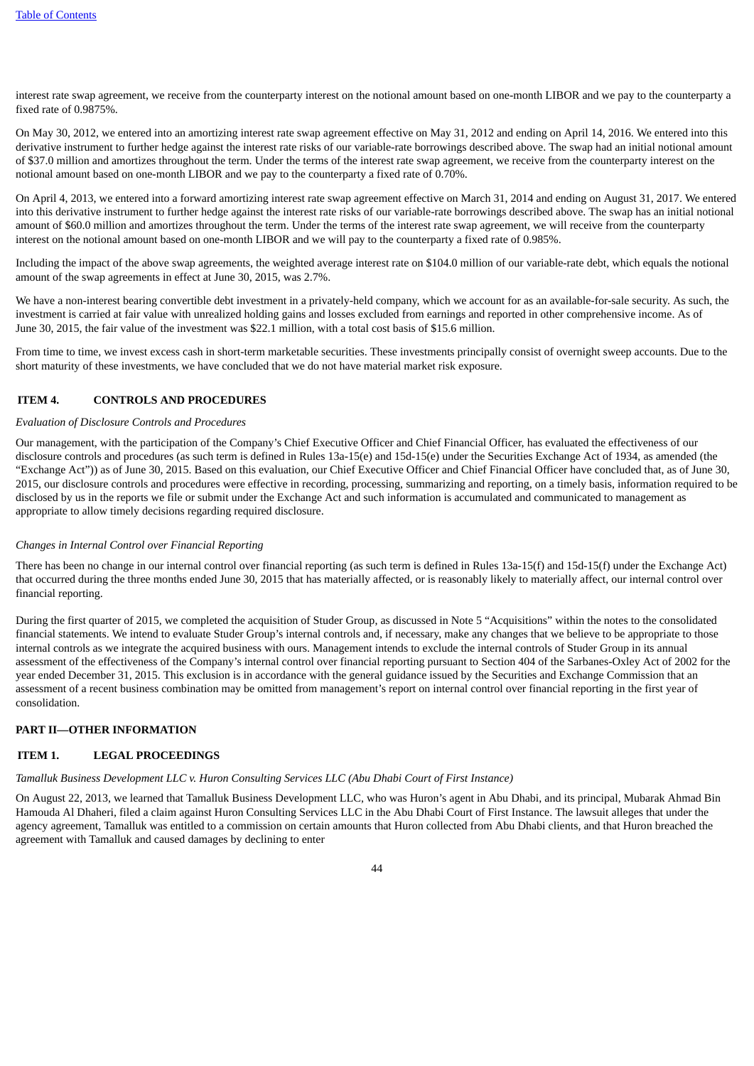interest rate swap agreement, we receive from the counterparty interest on the notional amount based on one-month LIBOR and we pay to the counterparty a fixed rate of 0.9875%.

On May 30, 2012, we entered into an amortizing interest rate swap agreement effective on May 31, 2012 and ending on April 14, 2016. We entered into this derivative instrument to further hedge against the interest rate risks of our variable-rate borrowings described above. The swap had an initial notional amount of $37.0 million and amortizes throughout the term. Under the terms of the interest rate swap agreement, we receive from the counterparty interest on the notional amount based on one-month LIBOR and we pay to the counterparty a fixed rate of 0.70%.

On April 4, 2013, we entered into a forward amortizing interest rate swap agreement effective on March 31, 2014 and ending on August 31, 2017. We entered into this derivative instrument to further hedge against the interest rate risks of our variable-rate borrowings described above. The swap has an initial notional amount of $60.0 million and amortizes throughout the term. Under the terms of the interest rate swap agreement, we will receive from the counterparty interest on the notional amount based on one-month LIBOR and we will pay to the counterparty a fixed rate of 0.985%.

Including the impact of the above swap agreements, the weighted average interest rate on $104.0 million of our variable-rate debt, which equals the notional amount of the swap agreements in effect at June 30, 2015, was 2.7%.

We have a non-interest bearing convertible debt investment in a privately-held company, which we account for as an available-for-sale security. As such, the investment is carried at fair value with unrealized holding gains and losses excluded from earnings and reported in other comprehensive income. As of June 30, 2015, the fair value of the investment was $22.1 million, with a total cost basis of $15.6 million.

From time to time, we invest excess cash in short-term marketable securities. These investments principally consist of overnight sweep accounts. Due to the short maturity of these investments, we have concluded that we do not have material market risk exposure.

## ITEM 4. CONTROLS AND PROCEDURES

*Evaluation of Disclosure Controls and Procedures*

Our management, with the participation of the Company's Chief Executive Officer and Chief Financial Officer, has evaluated the effectiveness of our disclosure controls and procedures (as such term is defined in Rules 13a-15(e) and 15d-15(e) under the Securities Exchange Act of 1934, as amended (the "Exchange Act")) as of June 30, 2015. Based on this evaluation, our Chief Executive Officer and Chief Financial Officer have concluded that, as of June 30, 2015, our disclosure controls and procedures were effective in recording, processing, summarizing and reporting, on a timely basis, information required to be disclosed by us in the reports we file or submit under the Exchange Act and such information is accumulated and communicated to management as appropriate to allow timely decisions regarding required disclosure.

*Changes in Internal Control over Financial Reporting*

There has been no change in our internal control over financial reporting (as such term is defined in Rules 13a-15(f) and 15d-15(f) under the Exchange Act) that occurred during the three months ended June 30, 2015 that has materially affected, or is reasonably likely to materially affect, our internal control over financial reporting.

During the first quarter of 2015, we completed the acquisition of Studer Group, as discussed in Note 5 "Acquisitions" within the notes to the consolidated financial statements. We intend to evaluate Studer Group's internal controls and, if necessary, make any changes that we believe to be appropriate to those internal controls as we integrate the acquired business with ours. Management intends to exclude the internal controls of Studer Group in its annual assessment of the effectiveness of the Company's internal control over financial reporting pursuant to Section 404 of the Sarbanes-Oxley Act of 2002 for the year ended December 31, 2015. This exclusion is in accordance with the general guidance issued by the Securities and Exchange Commission that an assessment of a recent business combination may be omitted from management's report on internal control over financial reporting in the first year of consolidation.

# PART II—OTHER INFORMATION

## ITEM 1. LEGAL PROCEEDINGS

*Tamalluk Business Development LLC v. Huron Consulting Services LLC (Abu Dhabi Court of First Instance)*

On August 22, 2013, we learned that Tamalluk Business Development LLC, who was Huron's agent in Abu Dhabi, and its principal, Mubarak Ahmad Bin Hamouda Al Dhaheri, filed a claim against Huron Consulting Services LLC in the Abu Dhabi Court of First Instance. The lawsuit alleges that under the agency agreement, Tamalluk was entitled to a commission on certain amounts that Huron collected from Abu Dhabi clients, and that Huron breached the agreement with Tamalluk and caused damages by declining to enter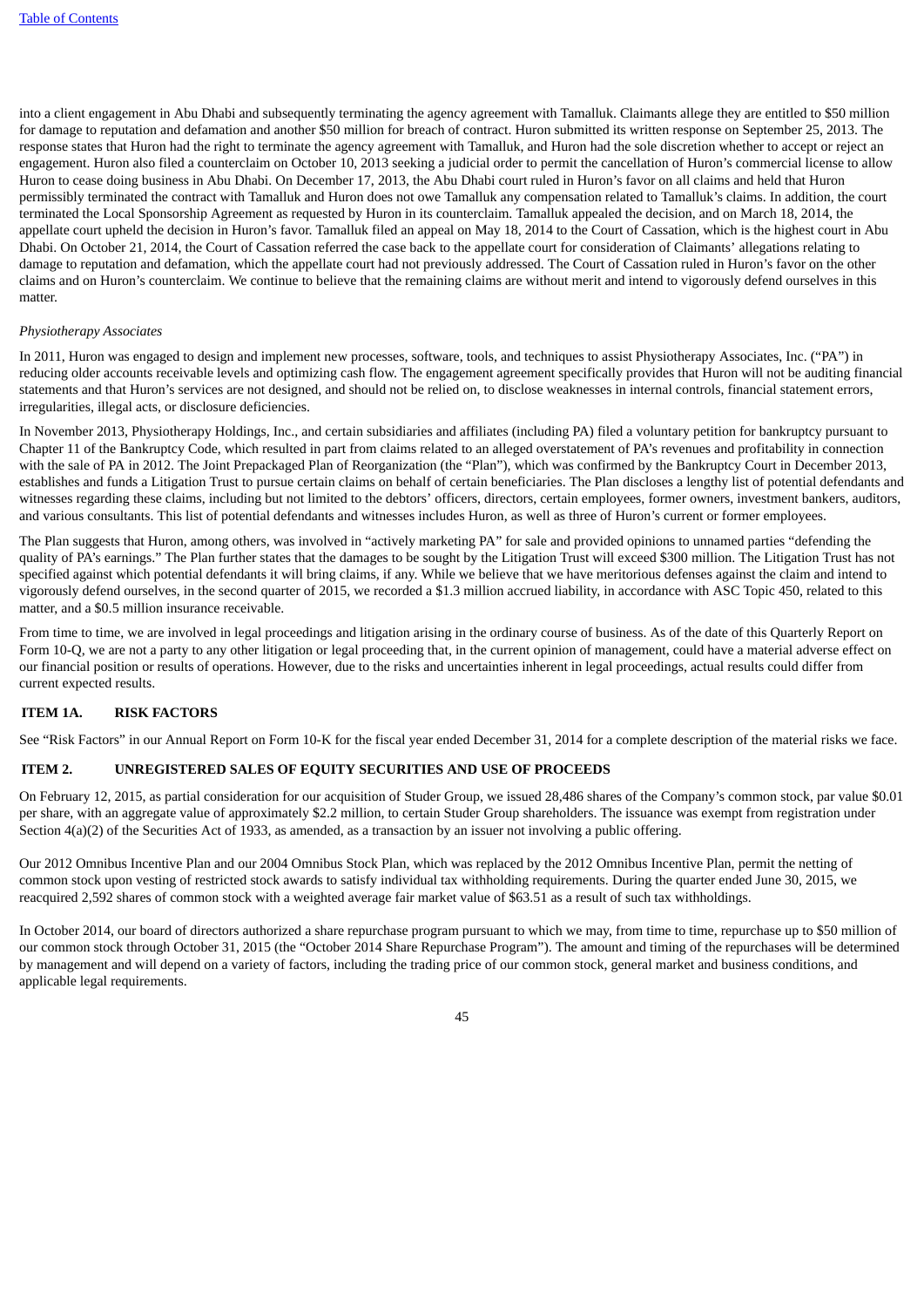into a client engagement in Abu Dhabi and subsequently terminating the agency agreement with Tamalluk. Claimants allege they are entitled to $50 million for damage to reputation and defamation and another $50 million for breach of contract. Huron submitted its written response on September 25, 2013. The response states that Huron had the right to terminate the agency agreement with Tamalluk, and Huron had the sole discretion whether to accept or reject an engagement. Huron also filed a counterclaim on October 10, 2013 seeking a judicial order to permit the cancellation of Huron's commercial license to allow Huron to cease doing business in Abu Dhabi. On December 17, 2013, the Abu Dhabi court ruled in Huron's favor on all claims and held that Huron permissibly terminated the contract with Tamalluk and Huron does not owe Tamalluk any compensation related to Tamalluk's claims. In addition, the court terminated the Local Sponsorship Agreement as requested by Huron in its counterclaim. Tamalluk appealed the decision, and on March 18, 2014, the appellate court upheld the decision in Huron's favor. Tamalluk filed an appeal on May 18, 2014 to the Court of Cassation, which is the highest court in Abu Dhabi. On October 21, 2014, the Court of Cassation referred the case back to the appellate court for consideration of Claimants' allegations relating to damage to reputation and defamation, which the appellate court had not previously addressed. The Court of Cassation ruled in Huron's favor on the other claims and on Huron's counterclaim. We continue to believe that the remaining claims are without merit and intend to vigorously defend ourselves in this matter.

*Physiotherapy Associates*

In 2011, Huron was engaged to design and implement new processes, software, tools, and techniques to assist Physiotherapy Associates, Inc. ("PA") in reducing older accounts receivable levels and optimizing cash flow. The engagement agreement specifically provides that Huron will not be auditing financial statements and that Huron's services are not designed, and should not be relied on, to disclose weaknesses in internal controls, financial statement errors, irregularities, illegal acts, or disclosure deficiencies.

In November 2013, Physiotherapy Holdings, Inc., and certain subsidiaries and affiliates (including PA) filed a voluntary petition for bankruptcy pursuant to Chapter 11 of the Bankruptcy Code, which resulted in part from claims related to an alleged overstatement of PA's revenues and profitability in connection with the sale of PA in 2012. The Joint Prepackaged Plan of Reorganization (the "Plan"), which was confirmed by the Bankruptcy Court in December 2013, establishes and funds a Litigation Trust to pursue certain claims on behalf of certain beneficiaries. The Plan discloses a lengthy list of potential defendants and witnesses regarding these claims, including but not limited to the debtors' officers, directors, certain employees, former owners, investment bankers, auditors, and various consultants. This list of potential defendants and witnesses includes Huron, as well as three of Huron's current or former employees.

The Plan suggests that Huron, among others, was involved in "actively marketing PA" for sale and provided opinions to unnamed parties "defending the quality of PA's earnings." The Plan further states that the damages to be sought by the Litigation Trust will exceed $300 million. The Litigation Trust has not specified against which potential defendants it will bring claims, if any. While we believe that we have meritorious defenses against the claim and intend to vigorously defend ourselves, in the second quarter of 2015, we recorded a $1.3 million accrued liability, in accordance with ASC Topic 450, related to this matter, and a $0.5 million insurance receivable.

From time to time, we are involved in legal proceedings and litigation arising in the ordinary course of business. As of the date of this Quarterly Report on Form 10-Q, we are not a party to any other litigation or legal proceeding that, in the current opinion of management, could have a material adverse effect on our financial position or results of operations. However, due to the risks and uncertainties inherent in legal proceedings, actual results could differ from current expected results.

## ITEM 1A. RISK FACTORS

See "Risk Factors" in our Annual Report on Form 10-K for the fiscal year ended December 31, 2014 for a complete description of the material risks we face.

## ITEM 2. UNREGISTERED SALES OF EQUITY SECURITIES AND USE OF PROCEEDS

On February 12, 2015, as partial consideration for our acquisition of Studer Group, we issued 28,486 shares of the Company's common stock, par value $0.01 per share, with an aggregate value of approximately $2.2 million, to certain Studer Group shareholders. The issuance was exempt from registration under Section 4(a)(2) of the Securities Act of 1933, as amended, as a transaction by an issuer not involving a public offering.

Our 2012 Omnibus Incentive Plan and our 2004 Omnibus Stock Plan, which was replaced by the 2012 Omnibus Incentive Plan, permit the netting of common stock upon vesting of restricted stock awards to satisfy individual tax withholding requirements. During the quarter ended June 30, 2015, we reacquired 2,592 shares of common stock with a weighted average fair market value of $63.51 as a result of such tax withholdings.

In October 2014, our board of directors authorized a share repurchase program pursuant to which we may, from time to time, repurchase up to $50 million of our common stock through October 31, 2015 (the "October 2014 Share Repurchase Program"). The amount and timing of the repurchases will be determined by management and will depend on a variety of factors, including the trading price of our common stock, general market and business conditions, and applicable legal requirements.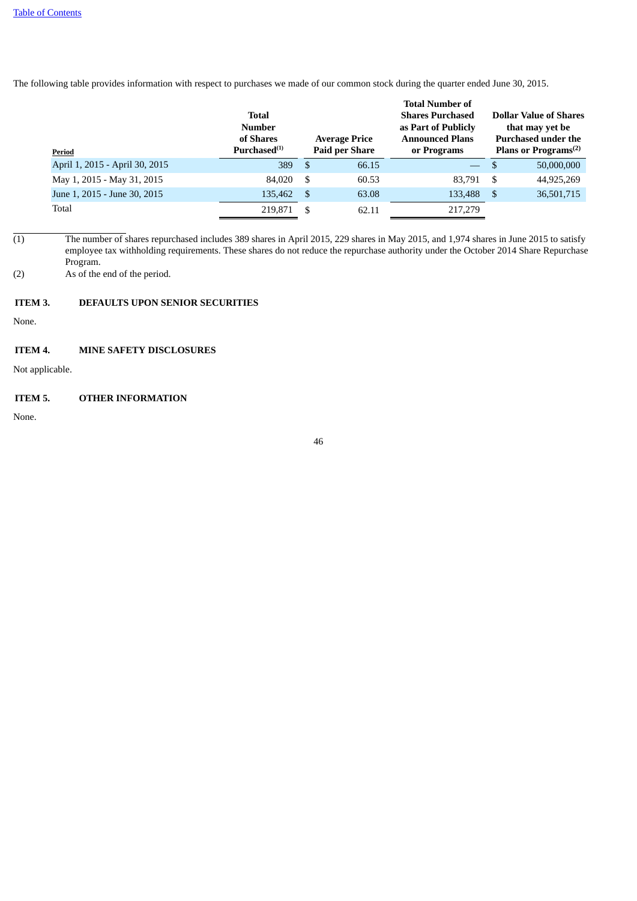The following table provides information with respect to purchases we made of our common stock during the quarter ended June 30, 2015.

| Period | Total Number of Shares Purchased[(1)] | Average Price Paid per Share | Total Number of Shares Purchased as Part of Publicly Announced Plans or Programs | Dollar Value of Shares that may yet be Purchased under the Plans or Programs[(2)] |
|---|---|---|---|---|
| April 1, 2015 - April 30, 2015 | 389 | $ 66.15 | — | $ 50,000,000 |
| May 1, 2015 - May 31, 2015 | 84,020 | $ 60.53 | 83,791 | $ 44,925,269 |
| June 1, 2015 - June 30, 2015 | 135,462 | $ 63.08 | 133,488 | $ 36,501,715 |
| Total | 219,871 | $ 62.11 | 217,279 | |

(1) The number of shares repurchased includes 389 shares in April 2015, 229 shares in May 2015, and 1,974 shares in June 2015 to satisfy employee tax withholding requirements. These shares do not reduce the repurchase authority under the October 2014 Share Repurchase Program.

(2) As of the end of the period.

## ITEM 3. DEFAULTS UPON SENIOR SECURITIES

None.

## ITEM 4. MINE SAFETY DISCLOSURES

Not applicable.

## ITEM 5. OTHER INFORMATION

None.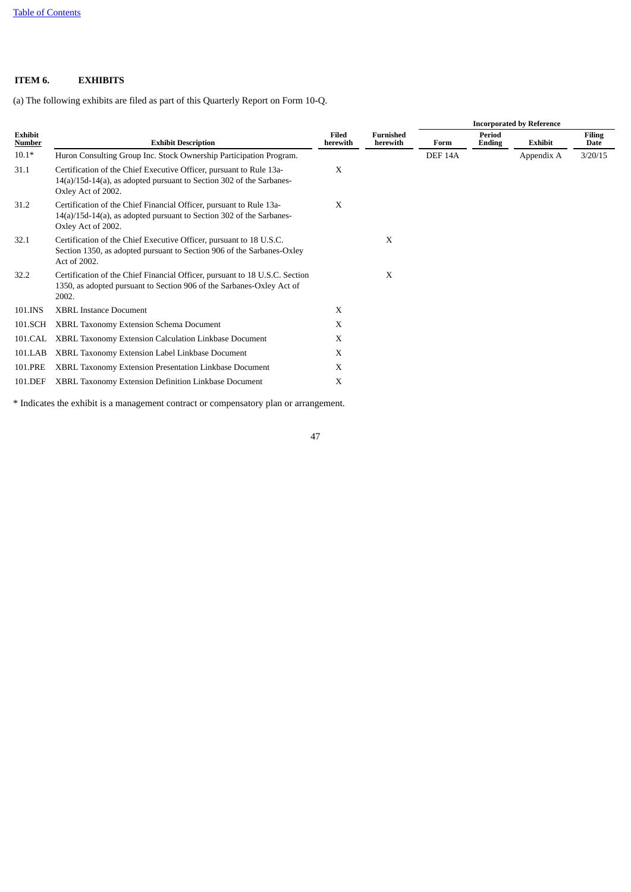## ITEM 6. EXHIBITS

(a) The following exhibits are filed as part of this Quarterly Report on Form 10-Q.

| | | | | Incorporated by Reference | | | |
|---|---|---|---|---|---|---|---|
| **Exhibit Number** | **Exhibit Description** | **Filed herewith** | **Furnished herewith** | **Form** | **Period Ending** | **Exhibit** | **Filing Date** |
| 10.1* | Huron Consulting Group Inc. Stock Ownership Participation Program. | | | DEF 14A | | Appendix A | 3/20/15 |
| 31.1 | Certification of the Chief Executive Officer, pursuant to Rule 13a-14(a)/15d-14(a), as adopted pursuant to Section 302 of the Sarbanes-Oxley Act of 2002. | X | | | | | |
| 31.2 | Certification of the Chief Financial Officer, pursuant to Rule 13a-14(a)/15d-14(a), as adopted pursuant to Section 302 of the Sarbanes-Oxley Act of 2002. | X | | | | | |
| 32.1 | Certification of the Chief Executive Officer, pursuant to 18 U.S.C. Section 1350, as adopted pursuant to Section 906 of the Sarbanes-Oxley Act of 2002. | | X | | | | |
| 32.2 | Certification of the Chief Financial Officer, pursuant to 18 U.S.C. Section 1350, as adopted pursuant to Section 906 of the Sarbanes-Oxley Act of 2002. | | X | | | | |
| 101.INS | XBRL Instance Document | X | | | | | |
| 101.SCH | XBRL Taxonomy Extension Schema Document | X | | | | | |
| 101.CAL | XBRL Taxonomy Extension Calculation Linkbase Document | X | | | | | |
| 101.LAB | XBRL Taxonomy Extension Label Linkbase Document | X | | | | | |
| 101.PRE | XBRL Taxonomy Extension Presentation Linkbase Document | X | | | | | |
| 101.DEF | XBRL Taxonomy Extension Definition Linkbase Document | X | | | | | |

* Indicates the exhibit is a management contract or compensatory plan or arrangement.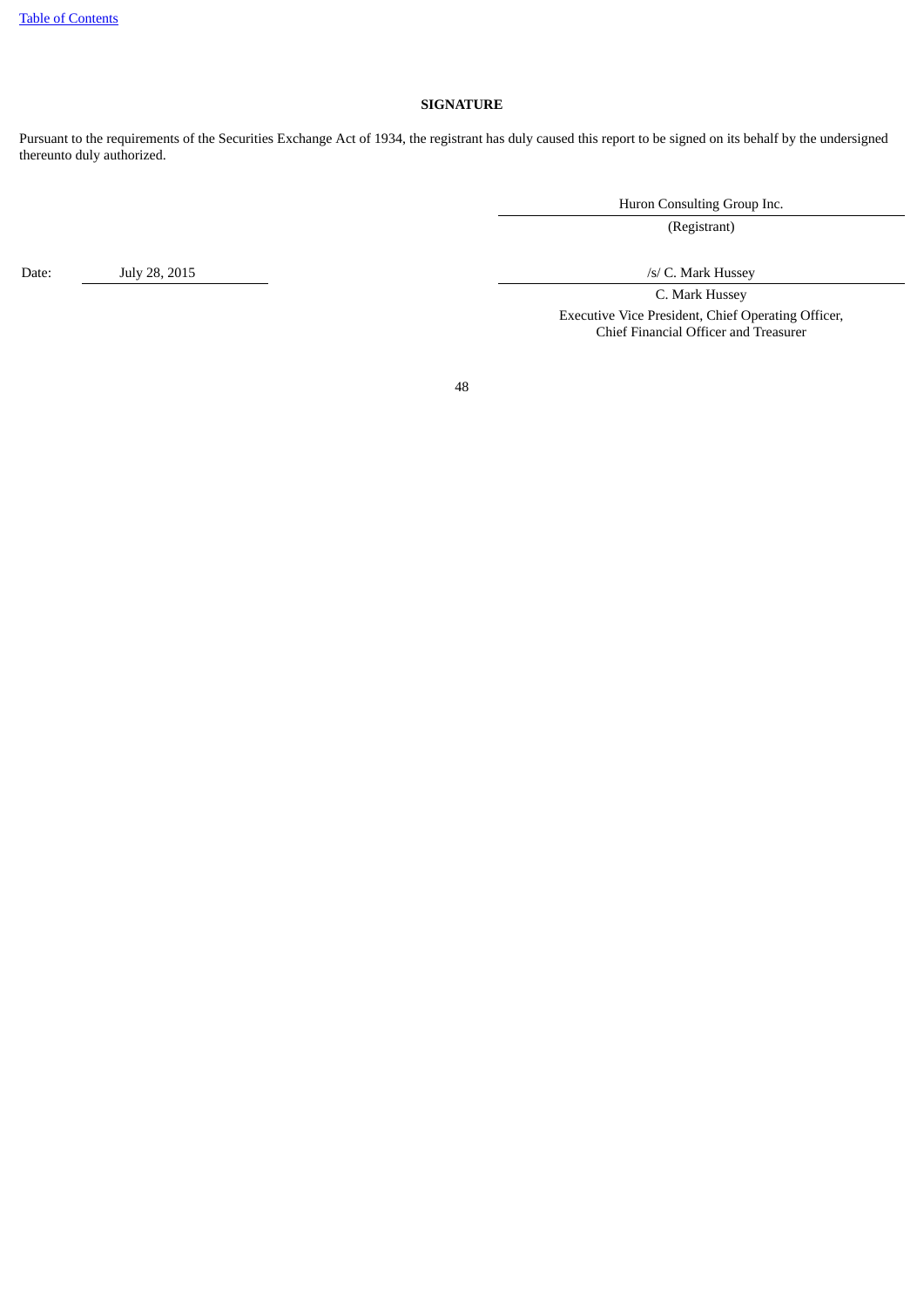## SIGNATURE

Pursuant to the requirements of the Securities Exchange Act of 1934, the registrant has duly caused this report to be signed on its behalf by the undersigned thereunto duly authorized.

Huron Consulting Group Inc.

(Registrant)

Date: July 28, 2015

/s/ C. Mark Hussey

C. Mark Hussey

Executive Vice President, Chief Operating Officer,
Chief Financial Officer and Treasurer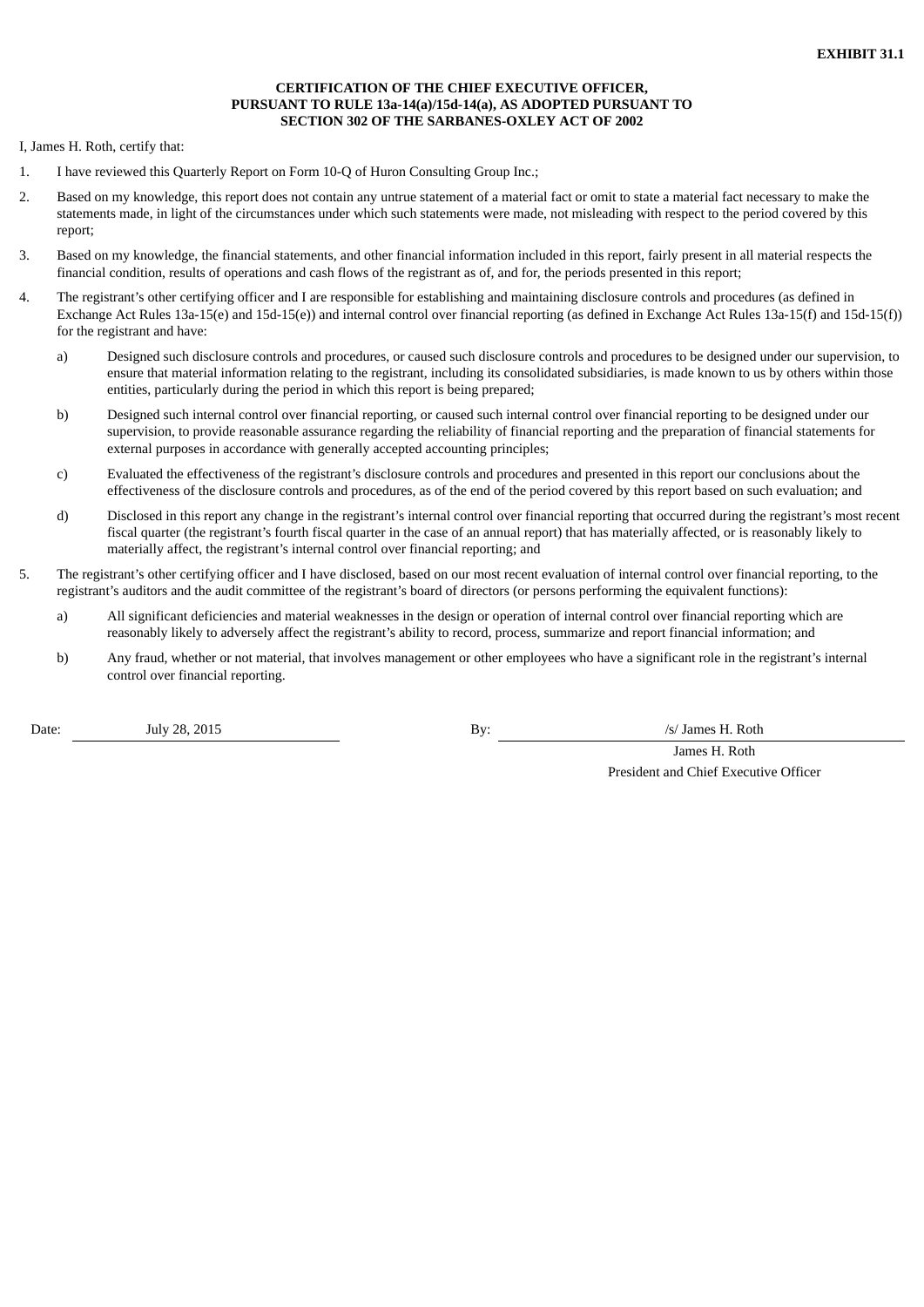**EXHIBIT 31.1**

**CERTIFICATION OF THE CHIEF EXECUTIVE OFFICER,
PURSUANT TO RULE 13a-14(a)/15d-14(a), AS ADOPTED PURSUANT TO
SECTION 302 OF THE SARBANES-OXLEY ACT OF 2002**

I, James H. Roth, certify that:

1. I have reviewed this Quarterly Report on Form 10-Q of Huron Consulting Group Inc.;

2. Based on my knowledge, this report does not contain any untrue statement of a material fact or omit to state a material fact necessary to make the statements made, in light of the circumstances under which such statements were made, not misleading with respect to the period covered by this report;

3. Based on my knowledge, the financial statements, and other financial information included in this report, fairly present in all material respects the financial condition, results of operations and cash flows of the registrant as of, and for, the periods presented in this report;

4. The registrant's other certifying officer and I are responsible for establishing and maintaining disclosure controls and procedures (as defined in Exchange Act Rules 13a-15(e) and 15d-15(e)) and internal control over financial reporting (as defined in Exchange Act Rules 13a-15(f) and 15d-15(f)) for the registrant and have:

   a) Designed such disclosure controls and procedures, or caused such disclosure controls and procedures to be designed under our supervision, to ensure that material information relating to the registrant, including its consolidated subsidiaries, is made known to us by others within those entities, particularly during the period in which this report is being prepared;

   b) Designed such internal control over financial reporting, or caused such internal control over financial reporting to be designed under our supervision, to provide reasonable assurance regarding the reliability of financial reporting and the preparation of financial statements for external purposes in accordance with generally accepted accounting principles;

   c) Evaluated the effectiveness of the registrant's disclosure controls and procedures and presented in this report our conclusions about the effectiveness of the disclosure controls and procedures, as of the end of the period covered by this report based on such evaluation; and

   d) Disclosed in this report any change in the registrant's internal control over financial reporting that occurred during the registrant's most recent fiscal quarter (the registrant's fourth fiscal quarter in the case of an annual report) that has materially affected, or is reasonably likely to materially affect, the registrant's internal control over financial reporting; and

5. The registrant's other certifying officer and I have disclosed, based on our most recent evaluation of internal control over financial reporting, to the registrant's auditors and the audit committee of the registrant's board of directors (or persons performing the equivalent functions):

   a) All significant deficiencies and material weaknesses in the design or operation of internal control over financial reporting which are reasonably likely to adversely affect the registrant's ability to record, process, summarize and report financial information; and

   b) Any fraud, whether or not material, that involves management or other employees who have a significant role in the registrant's internal control over financial reporting.

Date: July 28, 2015

By: /s/ James H. Roth

James H. Roth
President and Chief Executive Officer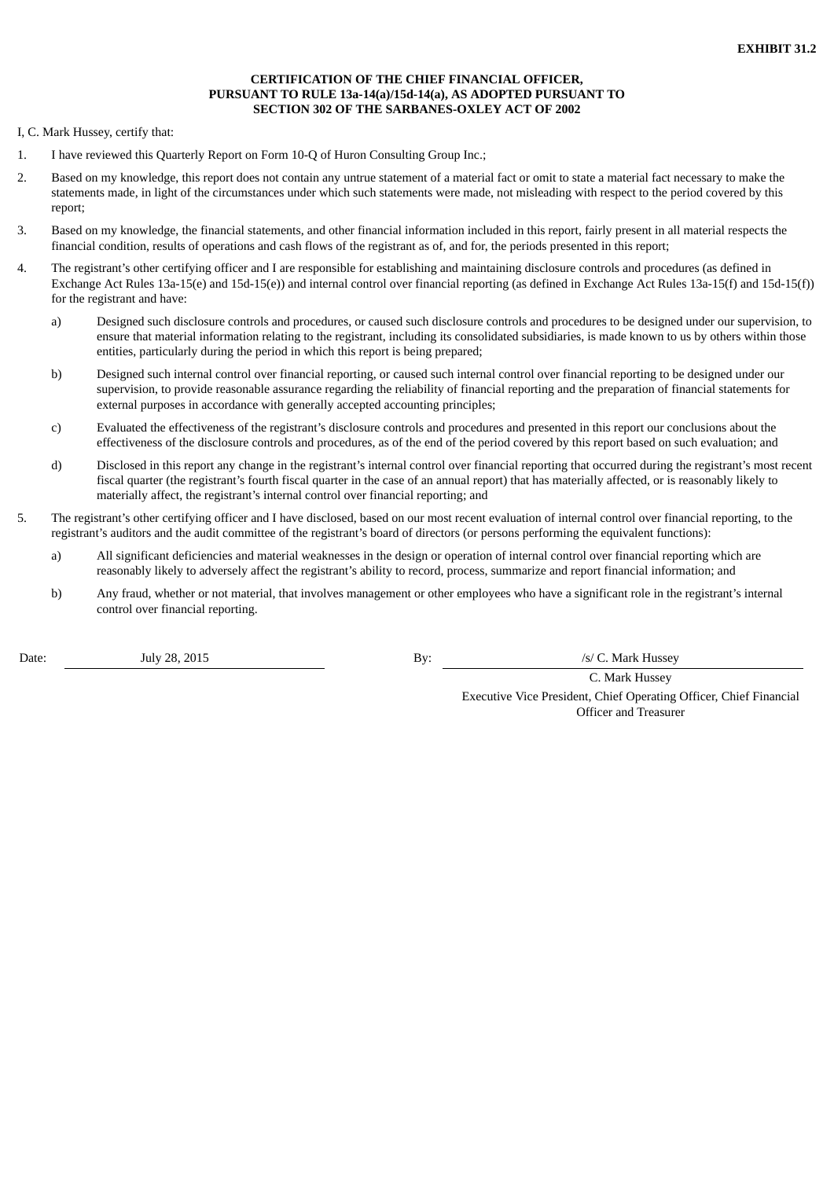**EXHIBIT 31.2**

**CERTIFICATION OF THE CHIEF FINANCIAL OFFICER, PURSUANT TO RULE 13a-14(a)/15d-14(a), AS ADOPTED PURSUANT TO SECTION 302 OF THE SARBANES-OXLEY ACT OF 2002**

I, C. Mark Hussey, certify that:

1. I have reviewed this Quarterly Report on Form 10-Q of Huron Consulting Group Inc.;

2. Based on my knowledge, this report does not contain any untrue statement of a material fact or omit to state a material fact necessary to make the statements made, in light of the circumstances under which such statements were made, not misleading with respect to the period covered by this report;

3. Based on my knowledge, the financial statements, and other financial information included in this report, fairly present in all material respects the financial condition, results of operations and cash flows of the registrant as of, and for, the periods presented in this report;

4. The registrant's other certifying officer and I are responsible for establishing and maintaining disclosure controls and procedures (as defined in Exchange Act Rules 13a-15(e) and 15d-15(e)) and internal control over financial reporting (as defined in Exchange Act Rules 13a-15(f) and 15d-15(f)) for the registrant and have:

   a) Designed such disclosure controls and procedures, or caused such disclosure controls and procedures to be designed under our supervision, to ensure that material information relating to the registrant, including its consolidated subsidiaries, is made known to us by others within those entities, particularly during the period in which this report is being prepared;

   b) Designed such internal control over financial reporting, or caused such internal control over financial reporting to be designed under our supervision, to provide reasonable assurance regarding the reliability of financial reporting and the preparation of financial statements for external purposes in accordance with generally accepted accounting principles;

   c) Evaluated the effectiveness of the registrant's disclosure controls and procedures and presented in this report our conclusions about the effectiveness of the disclosure controls and procedures, as of the end of the period covered by this report based on such evaluation; and

   d) Disclosed in this report any change in the registrant's internal control over financial reporting that occurred during the registrant's most recent fiscal quarter (the registrant's fourth fiscal quarter in the case of an annual report) that has materially affected, or is reasonably likely to materially affect, the registrant's internal control over financial reporting; and

5. The registrant's other certifying officer and I have disclosed, based on our most recent evaluation of internal control over financial reporting, to the registrant's auditors and the audit committee of the registrant's board of directors (or persons performing the equivalent functions):

   a) All significant deficiencies and material weaknesses in the design or operation of internal control over financial reporting which are reasonably likely to adversely affect the registrant's ability to record, process, summarize and report financial information; and

   b) Any fraud, whether or not material, that involves management or other employees who have a significant role in the registrant's internal control over financial reporting.

| | | | |
|---|---|---|---|
| Date: | July 28, 2015 | By: | /s/ C. Mark Hussey |
| | | | C. Mark Hussey |
| | | | Executive Vice President, Chief Operating Officer, Chief Financial Officer and Treasurer |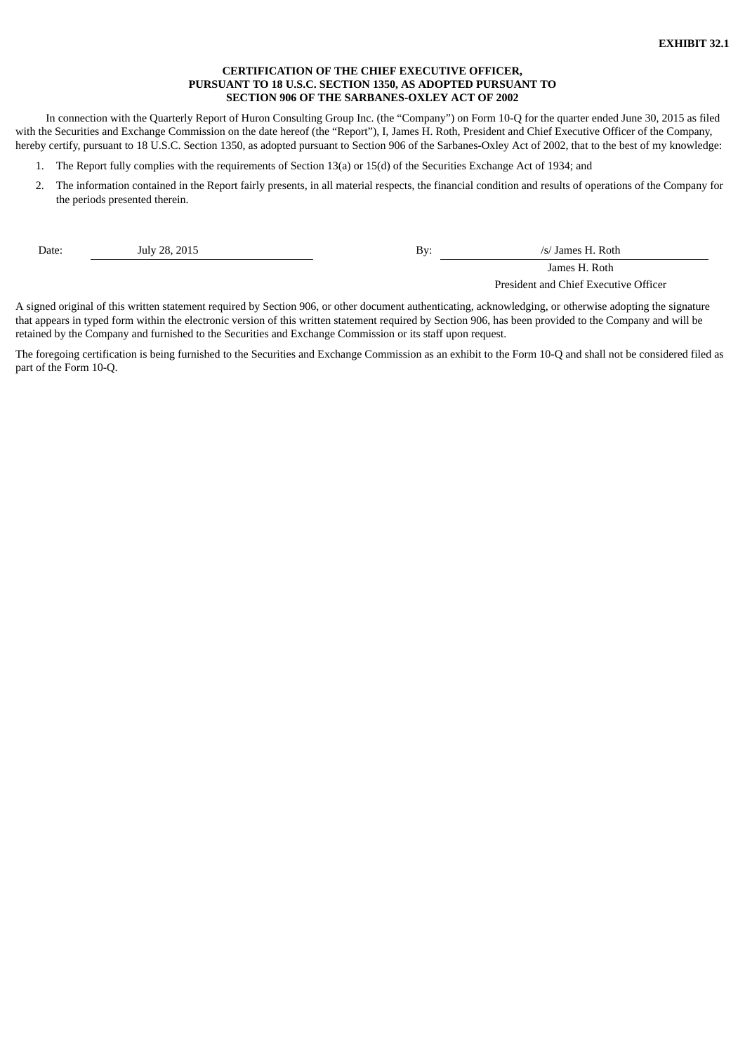**EXHIBIT 32.1**

**CERTIFICATION OF THE CHIEF EXECUTIVE OFFICER,
PURSUANT TO 18 U.S.C. SECTION 1350, AS ADOPTED PURSUANT TO
SECTION 906 OF THE SARBANES-OXLEY ACT OF 2002**

In connection with the Quarterly Report of Huron Consulting Group Inc. (the "Company") on Form 10-Q for the quarter ended June 30, 2015 as filed with the Securities and Exchange Commission on the date hereof (the "Report"), I, James H. Roth, President and Chief Executive Officer of the Company, hereby certify, pursuant to 18 U.S.C. Section 1350, as adopted pursuant to Section 906 of the Sarbanes-Oxley Act of 2002, that to the best of my knowledge:

1. The Report fully complies with the requirements of Section 13(a) or 15(d) of the Securities Exchange Act of 1934; and
2. The information contained in the Report fairly presents, in all material respects, the financial condition and results of operations of the Company for the periods presented therein.

| Date: | July 28, 2015 | By: | /s/ James H. Roth |
|---|---|---|---|
| | | | James H. Roth |
| | | | President and Chief Executive Officer |

A signed original of this written statement required by Section 906, or other document authenticating, acknowledging, or otherwise adopting the signature that appears in typed form within the electronic version of this written statement required by Section 906, has been provided to the Company and will be retained by the Company and furnished to the Securities and Exchange Commission or its staff upon request.

The foregoing certification is being furnished to the Securities and Exchange Commission as an exhibit to the Form 10-Q and shall not be considered filed as part of the Form 10-Q.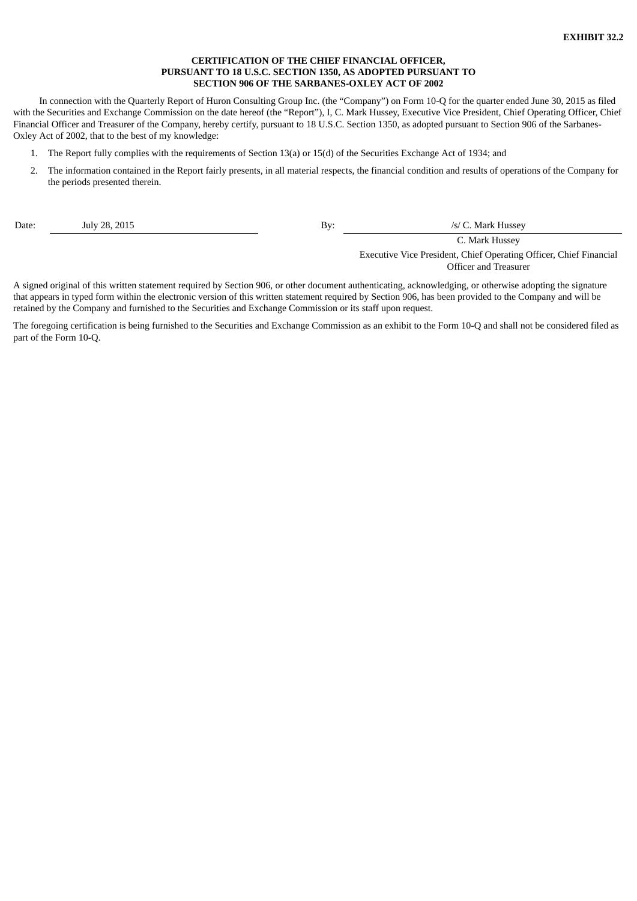**EXHIBIT 32.2**

**CERTIFICATION OF THE CHIEF FINANCIAL OFFICER, PURSUANT TO 18 U.S.C. SECTION 1350, AS ADOPTED PURSUANT TO SECTION 906 OF THE SARBANES-OXLEY ACT OF 2002**

In connection with the Quarterly Report of Huron Consulting Group Inc. (the "Company") on Form 10-Q for the quarter ended June 30, 2015 as filed with the Securities and Exchange Commission on the date hereof (the "Report"), I, C. Mark Hussey, Executive Vice President, Chief Operating Officer, Chief Financial Officer and Treasurer of the Company, hereby certify, pursuant to 18 U.S.C. Section 1350, as adopted pursuant to Section 906 of the Sarbanes-Oxley Act of 2002, that to the best of my knowledge:

1. The Report fully complies with the requirements of Section 13(a) or 15(d) of the Securities Exchange Act of 1934; and
2. The information contained in the Report fairly presents, in all material respects, the financial condition and results of operations of the Company for the periods presented therein.

Date: July 28, 2015

By: /s/ C. Mark Hussey

C. Mark Hussey

Executive Vice President, Chief Operating Officer, Chief Financial Officer and Treasurer

A signed original of this written statement required by Section 906, or other document authenticating, acknowledging, or otherwise adopting the signature that appears in typed form within the electronic version of this written statement required by Section 906, has been provided to the Company and will be retained by the Company and furnished to the Securities and Exchange Commission or its staff upon request.

The foregoing certification is being furnished to the Securities and Exchange Commission as an exhibit to the Form 10-Q and shall not be considered filed as part of the Form 10-Q.